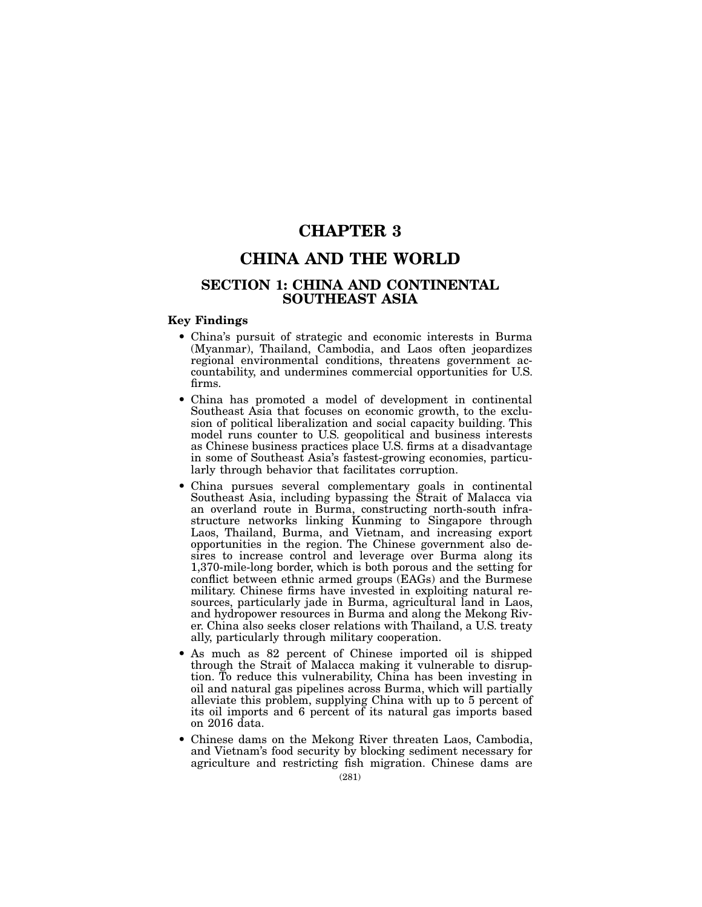# CHAPTER 3

# CHINA AND THE WORLD

## SECTION 1: CHINA AND CONTINENTAL SOUTHEAST ASIA

### Key Findings

- China's pursuit of strategic and economic interests in Burma (Myanmar), Thailand, Cambodia, and Laos often jeopardizes regional environmental conditions, threatens government accountability, and undermines commercial opportunities for U.S. firms.
- China has promoted a model of development in continental Southeast Asia that focuses on economic growth, to the exclusion of political liberalization and social capacity building. This model runs counter to U.S. geopolitical and business interests as Chinese business practices place U.S. firms at a disadvantage in some of Southeast Asia's fastest-growing economies, particularly through behavior that facilitates corruption.
- China pursues several complementary goals in continental Southeast Asia, including bypassing the Strait of Malacca via an overland route in Burma, constructing north-south infrastructure networks linking Kunming to Singapore through Laos, Thailand, Burma, and Vietnam, and increasing export opportunities in the region. The Chinese government also desires to increase control and leverage over Burma along its 1,370-mile-long border, which is both porous and the setting for conflict between ethnic armed groups (EAGs) and the Burmese military. Chinese firms have invested in exploiting natural resources, particularly jade in Burma, agricultural land in Laos, and hydropower resources in Burma and along the Mekong River. China also seeks closer relations with Thailand, a U.S. treaty ally, particularly through military cooperation.
- As much as 82 percent of Chinese imported oil is shipped through the Strait of Malacca making it vulnerable to disruption. To reduce this vulnerability, China has been investing in oil and natural gas pipelines across Burma, which will partially alleviate this problem, supplying China with up to 5 percent of its oil imports and 6 percent of its natural gas imports based on 2016 data.
- Chinese dams on the Mekong River threaten Laos, Cambodia, and Vietnam's food security by blocking sediment necessary for agriculture and restricting fish migration. Chinese dams are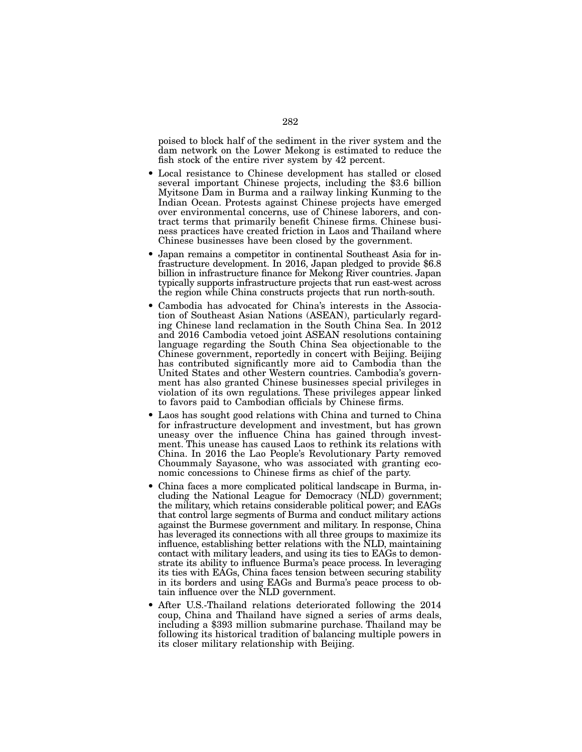poised to block half of the sediment in the river system and the dam network on the Lower Mekong is estimated to reduce the fish stock of the entire river system by 42 percent.

- Local resistance to Chinese development has stalled or closed several important Chinese projects, including the $3.6 billion Myitsone Dam in Burma and a railway linking Kunming to the Indian Ocean. Protests against Chinese projects have emerged over environmental concerns, use of Chinese laborers, and contract terms that primarily benefit Chinese firms. Chinese business practices have created friction in Laos and Thailand where Chinese businesses have been closed by the government.
- Japan remains a competitor in continental Southeast Asia for infrastructure development. In 2016, Japan pledged to provide $6.8 billion in infrastructure finance for Mekong River countries. Japan typically supports infrastructure projects that run east-west across the region while China constructs projects that run north-south.
- Cambodia has advocated for China's interests in the Association of Southeast Asian Nations (ASEAN), particularly regarding Chinese land reclamation in the South China Sea. In 2012 and 2016 Cambodia vetoed joint ASEAN resolutions containing language regarding the South China Sea objectionable to the Chinese government, reportedly in concert with Beijing. Beijing has contributed significantly more aid to Cambodia than the United States and other Western countries. Cambodia's government has also granted Chinese businesses special privileges in violation of its own regulations. These privileges appear linked to favors paid to Cambodian officials by Chinese firms.
- Laos has sought good relations with China and turned to China for infrastructure development and investment, but has grown uneasy over the influence China has gained through investment. This unease has caused Laos to rethink its relations with China. In 2016 the Lao People's Revolutionary Party removed Choummaly Sayasone, who was associated with granting economic concessions to Chinese firms as chief of the party.
- China faces a more complicated political landscape in Burma, including the National League for Democracy (NLD) government; the military, which retains considerable political power; and EAGs that control large segments of Burma and conduct military actions against the Burmese government and military. In response, China has leveraged its connections with all three groups to maximize its influence, establishing better relations with the NLD, maintaining contact with military leaders, and using its ties to EAGs to demonstrate its ability to influence Burma's peace process. In leveraging its ties with EAGs, China faces tension between securing stability in its borders and using EAGs and Burma's peace process to obtain influence over the NLD government.
- After U.S.-Thailand relations deteriorated following the 2014 coup, China and Thailand have signed a series of arms deals, including a $393 million submarine purchase. Thailand may be following its historical tradition of balancing multiple powers in its closer military relationship with Beijing.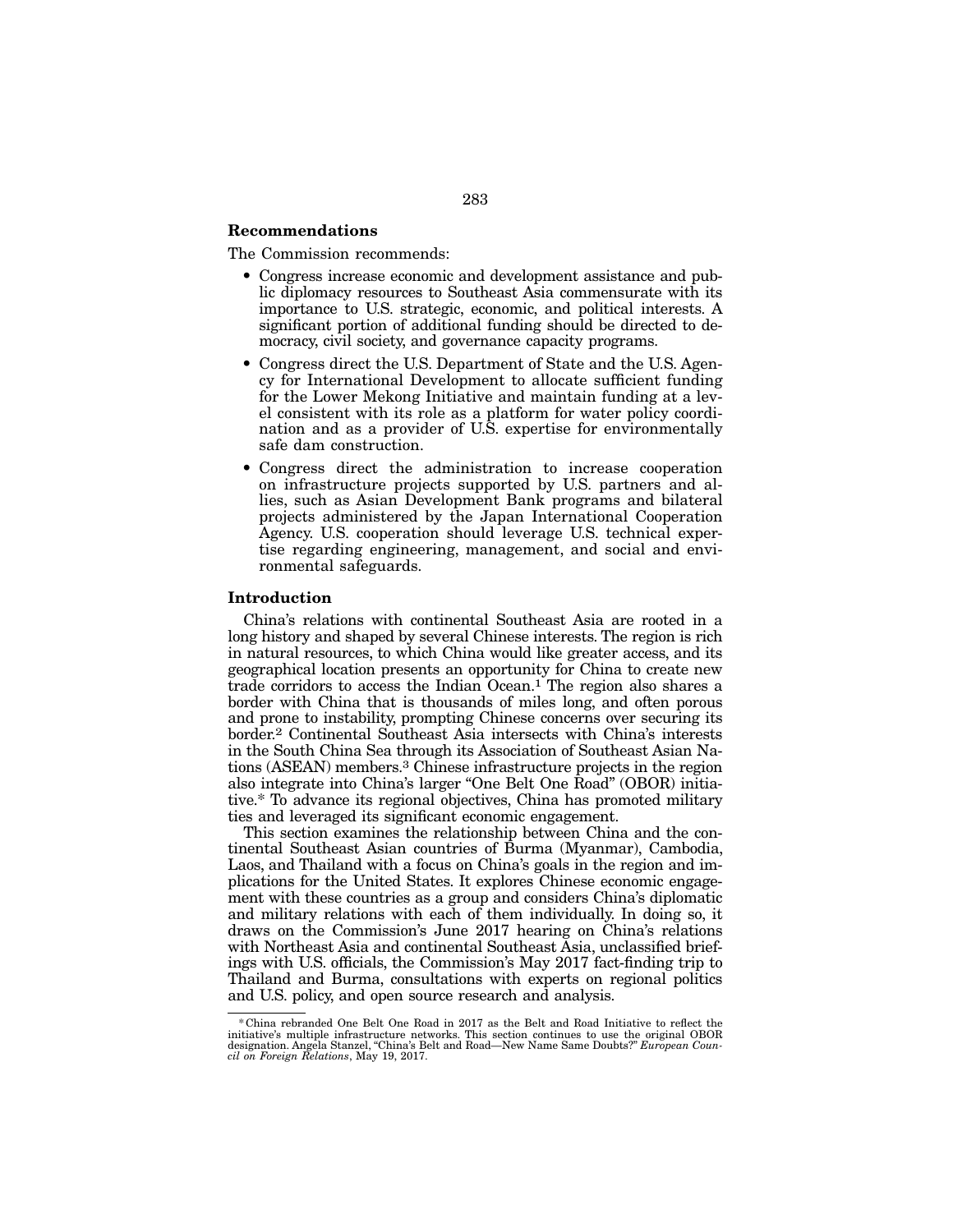### Recommendations

The Commission recommends:

- Congress increase economic and development assistance and public diplomacy resources to Southeast Asia commensurate with its importance to U.S. strategic, economic, and political interests. A significant portion of additional funding should be directed to democracy, civil society, and governance capacity programs.
- Congress direct the U.S. Department of State and the U.S. Agency for International Development to allocate sufficient funding for the Lower Mekong Initiative and maintain funding at a level consistent with its role as a platform for water policy coordination and as a provider of U.S. expertise for environmentally safe dam construction.
- Congress direct the administration to increase cooperation on infrastructure projects supported by U.S. partners and allies, such as Asian Development Bank programs and bilateral projects administered by the Japan International Cooperation Agency. U.S. cooperation should leverage U.S. technical expertise regarding engineering, management, and social and environmental safeguards.

### Introduction

China's relations with continental Southeast Asia are rooted in a long history and shaped by several Chinese interests. The region is rich in natural resources, to which China would like greater access, and its geographical location presents an opportunity for China to create new trade corridors to access the Indian Ocean.[1] The region also shares a border with China that is thousands of miles long, and often porous and prone to instability, prompting Chinese concerns over securing its border.[2] Continental Southeast Asia intersects with China's interests in the South China Sea through its Association of Southeast Asian Nations (ASEAN) members.[3] Chinese infrastructure projects in the region also integrate into China's larger "One Belt One Road" (OBOR) initiative.* To advance its regional objectives, China has promoted military ties and leveraged its significant economic engagement.

This section examines the relationship between China and the continental Southeast Asian countries of Burma (Myanmar), Cambodia, Laos, and Thailand with a focus on China's goals in the region and implications for the United States. It explores Chinese economic engagement with these countries as a group and considers China's diplomatic and military relations with each of them individually. In doing so, it draws on the Commission's June 2017 hearing on China's relations with Northeast Asia and continental Southeast Asia, unclassified briefings with U.S. officials, the Commission's May 2017 fact-finding trip to Thailand and Burma, consultations with experts on regional politics and U.S. policy, and open source research and analysis.

---

*China rebranded One Belt One Road in 2017 as the Belt and Road Initiative to reflect the initiative's multiple infrastructure networks. This section continues to use the original OBOR designation. Angela Stanzel, "China's Belt and Road—New Name Same Doubts?" *European Council on Foreign Relations*, May 19, 2017.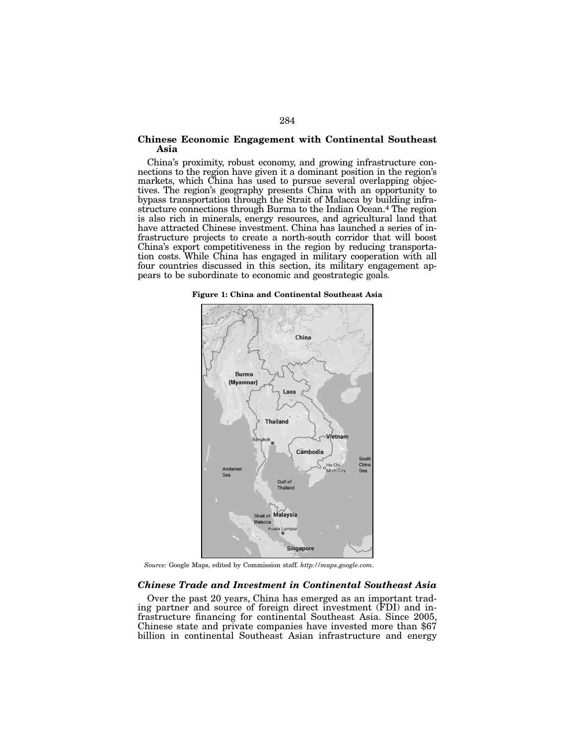## Chinese Economic Engagement with Continental Southeast Asia

China's proximity, robust economy, and growing infrastructure connections to the region have given it a dominant position in the region's markets, which China has used to pursue several overlapping objectives. The region's geography presents China with an opportunity to bypass transportation through the Strait of Malacca by building infrastructure connections through Burma to the Indian Ocean.[4] The region is also rich in minerals, energy resources, and agricultural land that have attracted Chinese investment. China has launched a series of infrastructure projects to create a north-south corridor that will boost China's export competitiveness in the region by reducing transportation costs. While China has engaged in military cooperation with all four countries discussed in this section, its military engagement appears to be subordinate to economic and geostrategic goals.

**Figure 1: China and Continental Southeast Asia**

*Source:* Google Maps, edited by Commission staff. *http://maps.google.com*.

### *Chinese Trade and Investment in Continental Southeast Asia*

Over the past 20 years, China has emerged as an important trading partner and source of foreign direct investment (FDI) and infrastructure financing for continental Southeast Asia. Since 2005, Chinese state and private companies have invested more than $67 billion in continental Southeast Asian infrastructure and energy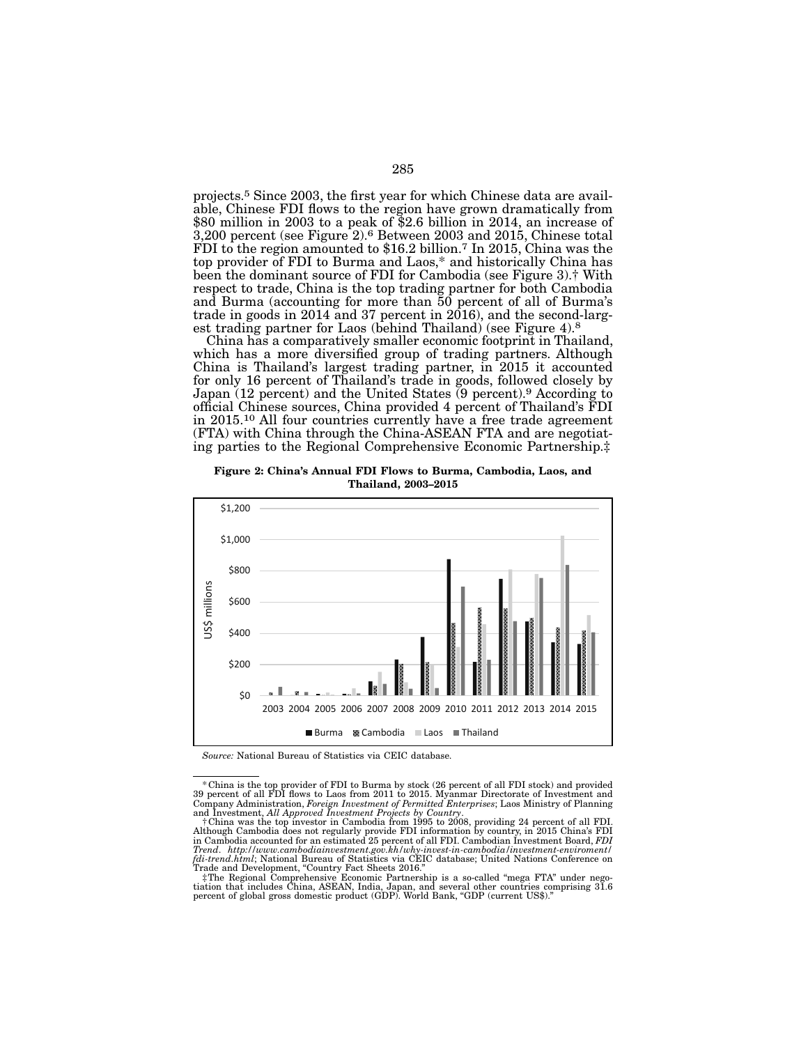projects.[5] Since 2003, the first year for which Chinese data are available, Chinese FDI flows to the region have grown dramatically from $80 million in 2003 to a peak of $2.6 billion in 2014, an increase of 3,200 percent (see Figure 2).[6] Between 2003 and 2015, Chinese total FDI to the region amounted to $16.2 billion.[7] In 2015, China was the top provider of FDI to Burma and Laos,* and historically China has been the dominant source of FDI for Cambodia (see Figure 3).† With respect to trade, China is the top trading partner for both Cambodia and Burma (accounting for more than 50 percent of all of Burma's trade in goods in 2014 and 37 percent in 2016), and the second-largest trading partner for Laos (behind Thailand) (see Figure 4).[8]

China has a comparatively smaller economic footprint in Thailand, which has a more diversified group of trading partners. Although China is Thailand's largest trading partner, in 2015 it accounted for only 16 percent of Thailand's trade in goods, followed closely by Japan (12 percent) and the United States (9 percent).[9] According to official Chinese sources, China provided 4 percent of Thailand's FDI in 2015.[10] All four countries currently have a free trade agreement (FTA) with China through the China-ASEAN FTA and are negotiating parties to the Regional Comprehensive Economic Partnership.‡

**Figure 2: China's Annual FDI Flows to Burma, Cambodia, Laos, and Thailand, 2003–2015**

*Source:* National Bureau of Statistics via CEIC database.

---

* China is the top provider of FDI to Burma by stock (26 percent of all FDI stock) and provided 39 percent of all FDI flows to Laos from 2011 to 2015. Myanmar Directorate of Investment and Company Administration, *Foreign Investment of Permitted Enterprises*; Laos Ministry of Planning and Investment, *All Approved Investment Projects by Country*.

† China was the top investor in Cambodia from 1995 to 2008, providing 24 percent of all FDI. Although Cambodia does not regularly provide FDI information by country, in 2015 China's FDI in Cambodia accounted for an estimated 25 percent of all FDI. Cambodian Investment Board, *FDI Trend*. *http://www.cambodiainvestment.gov.kh/why-invest-in-cambodia/investment-enviroment/fdi-trend.html*; National Bureau of Statistics via CEIC database; United Nations Conference on Trade and Development, "Country Fact Sheets 2016."

‡ The Regional Comprehensive Economic Partnership is a so-called "mega FTA" under negotiation that includes China, ASEAN, India, Japan, and several other countries comprising 31.6 percent of global gross domestic product (GDP). World Bank, "GDP (current US$)."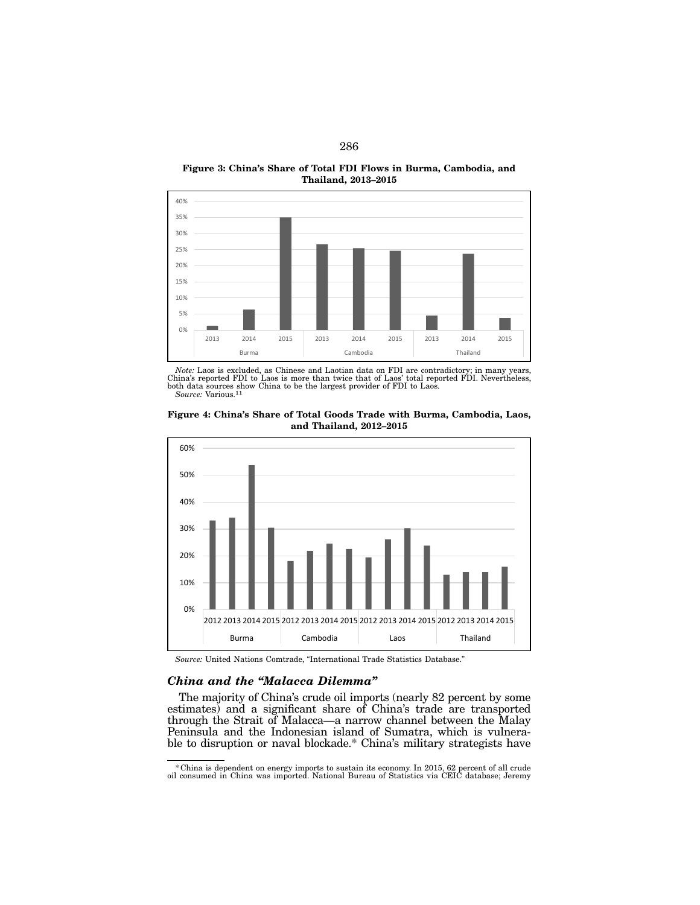**Figure 3: China's Share of Total FDI Flows in Burma, Cambodia, and Thailand, 2013–2015**

*Note:* Laos is excluded, as Chinese and Laotian data on FDI are contradictory; in many years, China's reported FDI to Laos is more than twice that of Laos' total reported FDI. Nevertheless, both data sources show China to be the largest provider of FDI to Laos.
*Source:* Various.[11]

**Figure 4: China's Share of Total Goods Trade with Burma, Cambodia, Laos, and Thailand, 2012–2015**

*Source:* United Nations Comtrade, "International Trade Statistics Database."

### *China and the "Malacca Dilemma"*

The majority of China's crude oil imports (nearly 82 percent by some estimates) and a significant share of China's trade are transported through the Strait of Malacca—a narrow channel between the Malay Peninsula and the Indonesian island of Sumatra, which is vulnerable to disruption or naval blockade.* China's military strategists have

---

* China is dependent on energy imports to sustain its economy. In 2015, 62 percent of all crude oil consumed in China was imported. National Bureau of Statistics via CEIC database; Jeremy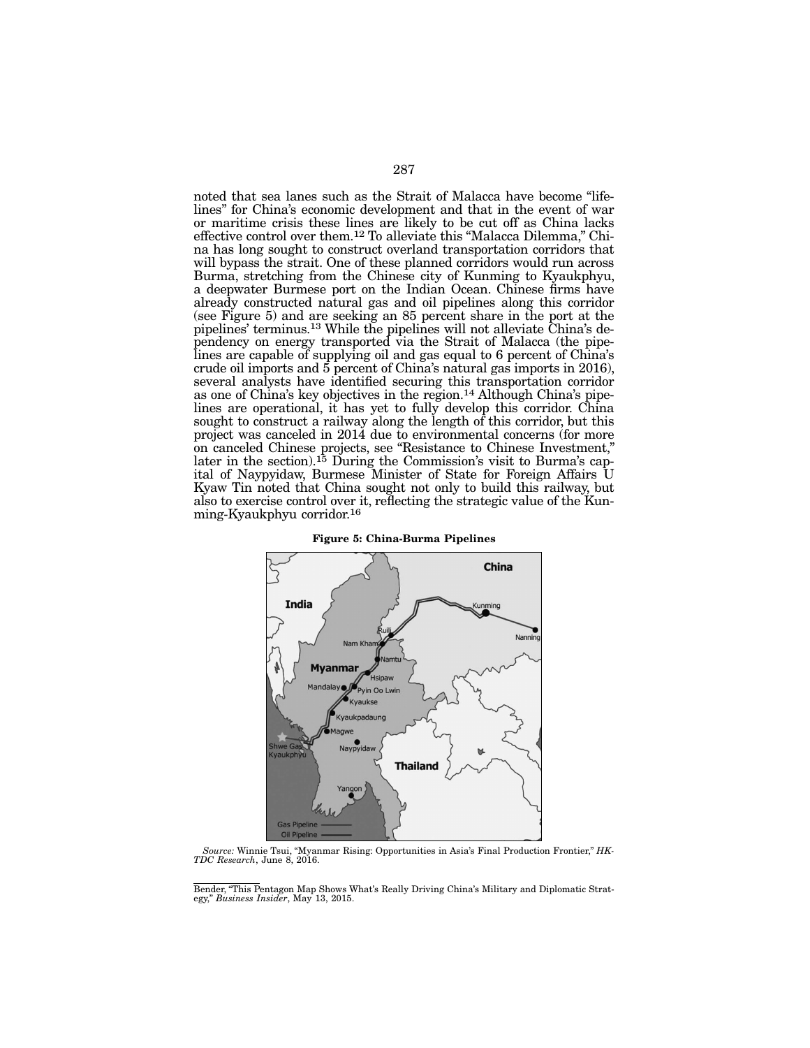noted that sea lanes such as the Strait of Malacca have become "lifelines" for China's economic development and that in the event of war or maritime crisis these lines are likely to be cut off as China lacks effective control over them.[12] To alleviate this "Malacca Dilemma," China has long sought to construct overland transportation corridors that will bypass the strait. One of these planned corridors would run across Burma, stretching from the Chinese city of Kunming to Kyaukphyu, a deepwater Burmese port on the Indian Ocean. Chinese firms have already constructed natural gas and oil pipelines along this corridor (see Figure 5) and are seeking an 85 percent share in the port at the pipelines' terminus.[13] While the pipelines will not alleviate China's dependency on energy transported via the Strait of Malacca (the pipelines are capable of supplying oil and gas equal to 6 percent of China's crude oil imports and 5 percent of China's natural gas imports in 2016), several analysts have identified securing this transportation corridor as one of China's key objectives in the region.[14] Although China's pipelines are operational, it has yet to fully develop this corridor. China sought to construct a railway along the length of this corridor, but this project was canceled in 2014 due to environmental concerns (for more on canceled Chinese projects, see "Resistance to Chinese Investment," later in the section).[15] During the Commission's visit to Burma's capital of Naypyidaw, Burmese Minister of State for Foreign Affairs U Kyaw Tin noted that China sought not only to build this railway, but also to exercise control over it, reflecting the strategic value of the Kunming-Kyaukphyu corridor.[16]

**Figure 5: China-Burma Pipelines**

*Source:* Winnie Tsui, "Myanmar Rising: Opportunities in Asia's Final Production Frontier," *HKTDC Research*, June 8, 2016.

---

Bender, "This Pentagon Map Shows What's Really Driving China's Military and Diplomatic Strategy," *Business Insider*, May 13, 2015.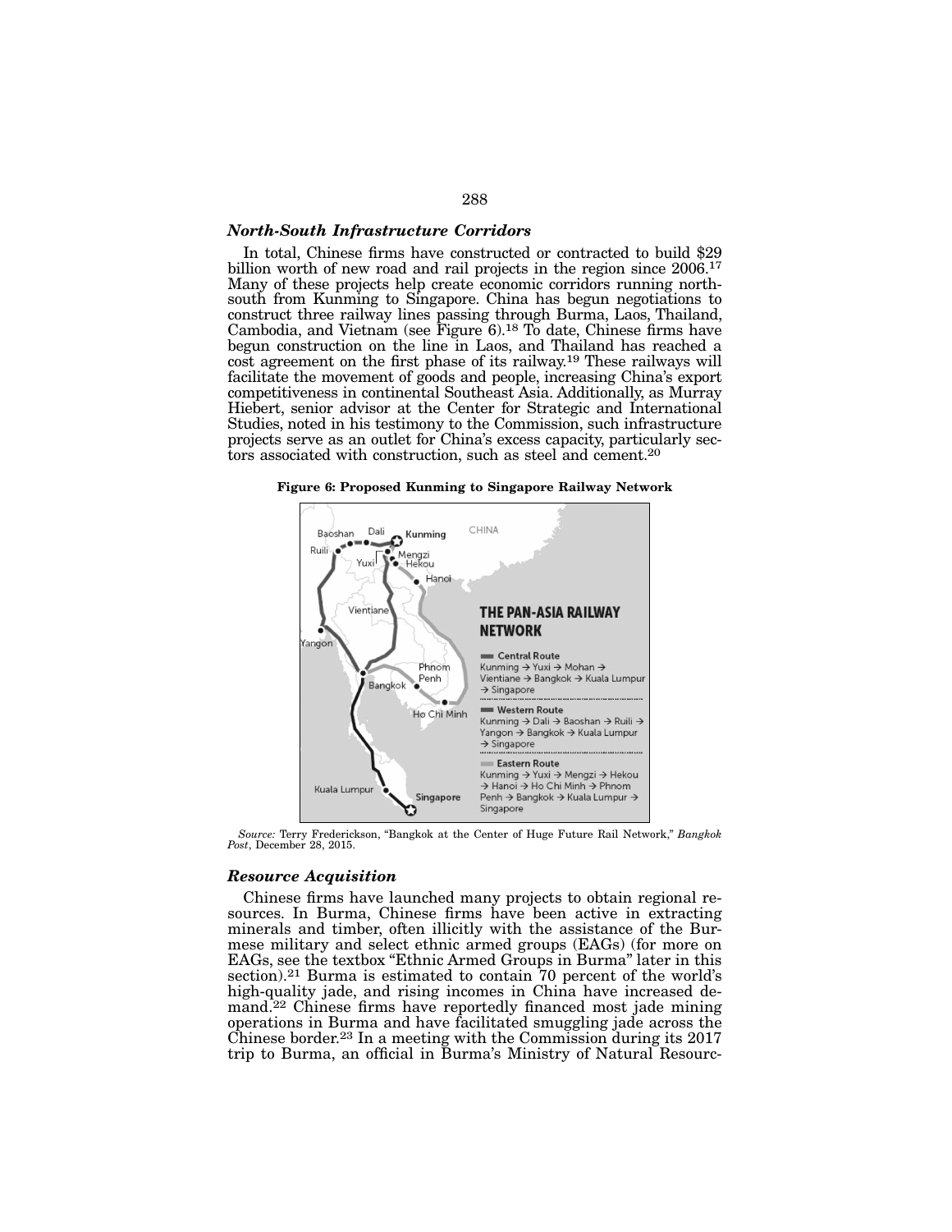### *North-South Infrastructure Corridors*

In total, Chinese firms have constructed or contracted to build $29 billion worth of new road and rail projects in the region since 2006.[17] Many of these projects help create economic corridors running north-south from Kunming to Singapore. China has begun negotiations to construct three railway lines passing through Burma, Laos, Thailand, Cambodia, and Vietnam (see Figure 6).[18] To date, Chinese firms have begun construction on the line in Laos, and Thailand has reached a cost agreement on the first phase of its railway.[19] These railways will facilitate the movement of goods and people, increasing China's export competitiveness in continental Southeast Asia. Additionally, as Murray Hiebert, senior advisor at the Center for Strategic and International Studies, noted in his testimony to the Commission, such infrastructure projects serve as an outlet for China's excess capacity, particularly sectors associated with construction, such as steel and cement.[20]

**Figure 6: Proposed Kunming to Singapore Railway Network**

THE PAN-ASIA RAILWAY NETWORK

- **Central Route**: Kunming → Yuxi → Mohan → Vientiane → Bangkok → Kuala Lumpur → Singapore
- **Western Route**: Kunming → Dali → Baoshan → Ruili → Yangon → Bangkok → Kuala Lumpur → Singapore
- **Eastern Route**: Kunming → Yuxi → Mengzi → Hekou → Hanoi → Ho Chi Minh → Phnom Penh → Bangkok → Kuala Lumpur → Singapore

*Source:* Terry Frederickson, "Bangkok at the Center of Huge Future Rail Network," *Bangkok Post*, December 28, 2015.

### *Resource Acquisition*

Chinese firms have launched many projects to obtain regional resources. In Burma, Chinese firms have been active in extracting minerals and timber, often illicitly with the assistance of the Burmese military and select ethnic armed groups (EAGs) (for more on EAGs, see the textbox "Ethnic Armed Groups in Burma" later in this section).[21] Burma is estimated to contain 70 percent of the world's high-quality jade, and rising incomes in China have increased demand.[22] Chinese firms have reportedly financed most jade mining operations in Burma and have facilitated smuggling jade across the Chinese border.[23] In a meeting with the Commission during its 2017 trip to Burma, an official in Burma's Ministry of Natural Resourc-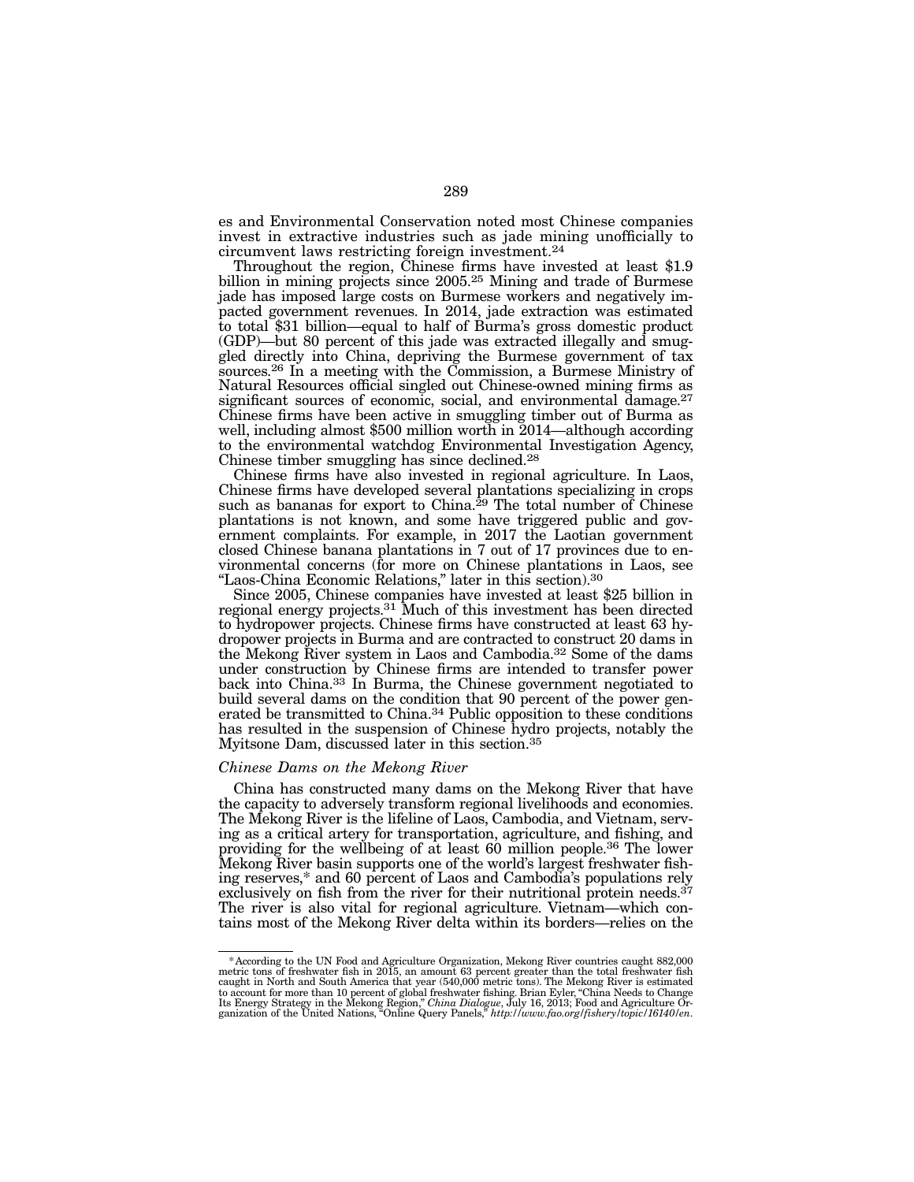es and Environmental Conservation noted most Chinese companies invest in extractive industries such as jade mining unofficially to circumvent laws restricting foreign investment.[24]

Throughout the region, Chinese firms have invested at least $1.9 billion in mining projects since 2005.[25] Mining and trade of Burmese jade has imposed large costs on Burmese workers and negatively impacted government revenues. In 2014, jade extraction was estimated to total $31 billion—equal to half of Burma's gross domestic product (GDP)—but 80 percent of this jade was extracted illegally and smuggled directly into China, depriving the Burmese government of tax sources.[26] In a meeting with the Commission, a Burmese Ministry of Natural Resources official singled out Chinese-owned mining firms as significant sources of economic, social, and environmental damage.[27] Chinese firms have been active in smuggling timber out of Burma as well, including almost $500 million worth in 2014—although according to the environmental watchdog Environmental Investigation Agency, Chinese timber smuggling has since declined.[28]

Chinese firms have also invested in regional agriculture. In Laos, Chinese firms have developed several plantations specializing in crops such as bananas for export to China.[29] The total number of Chinese plantations is not known, and some have triggered public and government complaints. For example, in 2017 the Laotian government closed Chinese banana plantations in 7 out of 17 provinces due to environmental concerns (for more on Chinese plantations in Laos, see "Laos-China Economic Relations," later in this section).[30]

Since 2005, Chinese companies have invested at least $25 billion in regional energy projects.[31] Much of this investment has been directed to hydropower projects. Chinese firms have constructed at least 63 hydropower projects in Burma and are contracted to construct 20 dams in the Mekong River system in Laos and Cambodia.[32] Some of the dams under construction by Chinese firms are intended to transfer power back into China.[33] In Burma, the Chinese government negotiated to build several dams on the condition that 90 percent of the power generated be transmitted to China.[34] Public opposition to these conditions has resulted in the suspension of Chinese hydro projects, notably the Myitsone Dam, discussed later in this section.[35]

### *Chinese Dams on the Mekong River*

China has constructed many dams on the Mekong River that have the capacity to adversely transform regional livelihoods and economies. The Mekong River is the lifeline of Laos, Cambodia, and Vietnam, serving as a critical artery for transportation, agriculture, and fishing, and providing for the wellbeing of at least 60 million people.[36] The lower Mekong River basin supports one of the world's largest freshwater fishing reserves,* and 60 percent of Laos and Cambodia's populations rely exclusively on fish from the river for their nutritional protein needs.[37] The river is also vital for regional agriculture. Vietnam—which contains most of the Mekong River delta within its borders—relies on the

---

*According to the UN Food and Agriculture Organization, Mekong River countries caught 882,000 metric tons of freshwater fish in 2015, an amount 63 percent greater than the total freshwater fish caught in North and South America that year (540,000 metric tons). The Mekong River is estimated to account for more than 10 percent of global freshwater fishing. Brian Eyler, "China Needs to Change Its Energy Strategy in the Mekong Region," *China Dialogue*, July 16, 2013; Food and Agriculture Organization of the United Nations, "Online Query Panels," *http://www.fao.org/fishery/topic/16140/en*.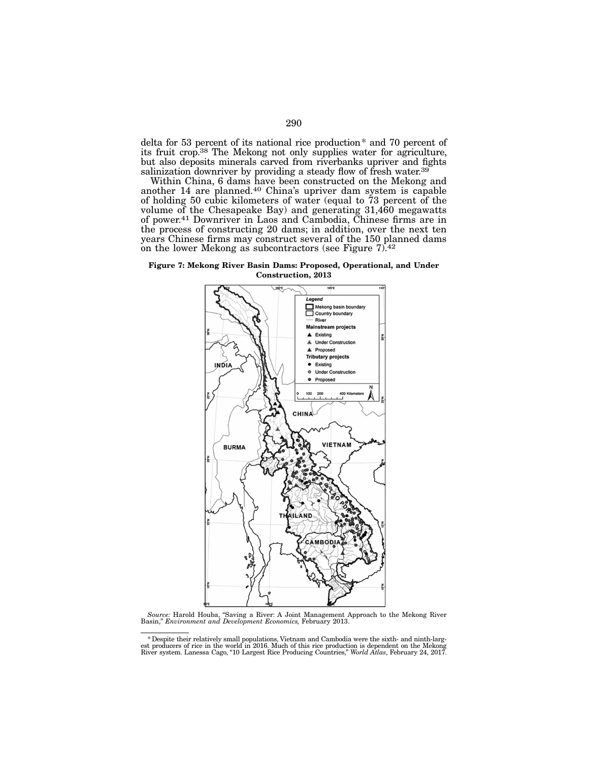delta for 53 percent of its national rice production* and 70 percent of its fruit crop.[38] The Mekong not only supplies water for agriculture, but also deposits minerals carved from riverbanks upriver and fights salinization downriver by providing a steady flow of fresh water.[39]

Within China, 6 dams have been constructed on the Mekong and another 14 are planned.[40] China's upriver dam system is capable of holding 50 cubic kilometers of water (equal to 73 percent of the volume of the Chesapeake Bay) and generating 31,460 megawatts of power.[41] Downriver in Laos and Cambodia, Chinese firms are in the process of constructing 20 dams; in addition, over the next ten years Chinese firms may construct several of the 150 planned dams on the lower Mekong as subcontractors (see Figure 7).[42]

**Figure 7: Mekong River Basin Dams: Proposed, Operational, and Under Construction, 2013**

*Source:* Harold Houba, "Saving a River: A Joint Management Approach to the Mekong River Basin," *Environment and Development Economics,* February 2013.

---

*Despite their relatively small populations, Vietnam and Cambodia were the sixth- and ninth-largest producers of rice in the world in 2016. Much of this rice production is dependent on the Mekong River system. Lanessa Cago, "10 Largest Rice Producing Countries," *World Atlas*, February 24, 2017.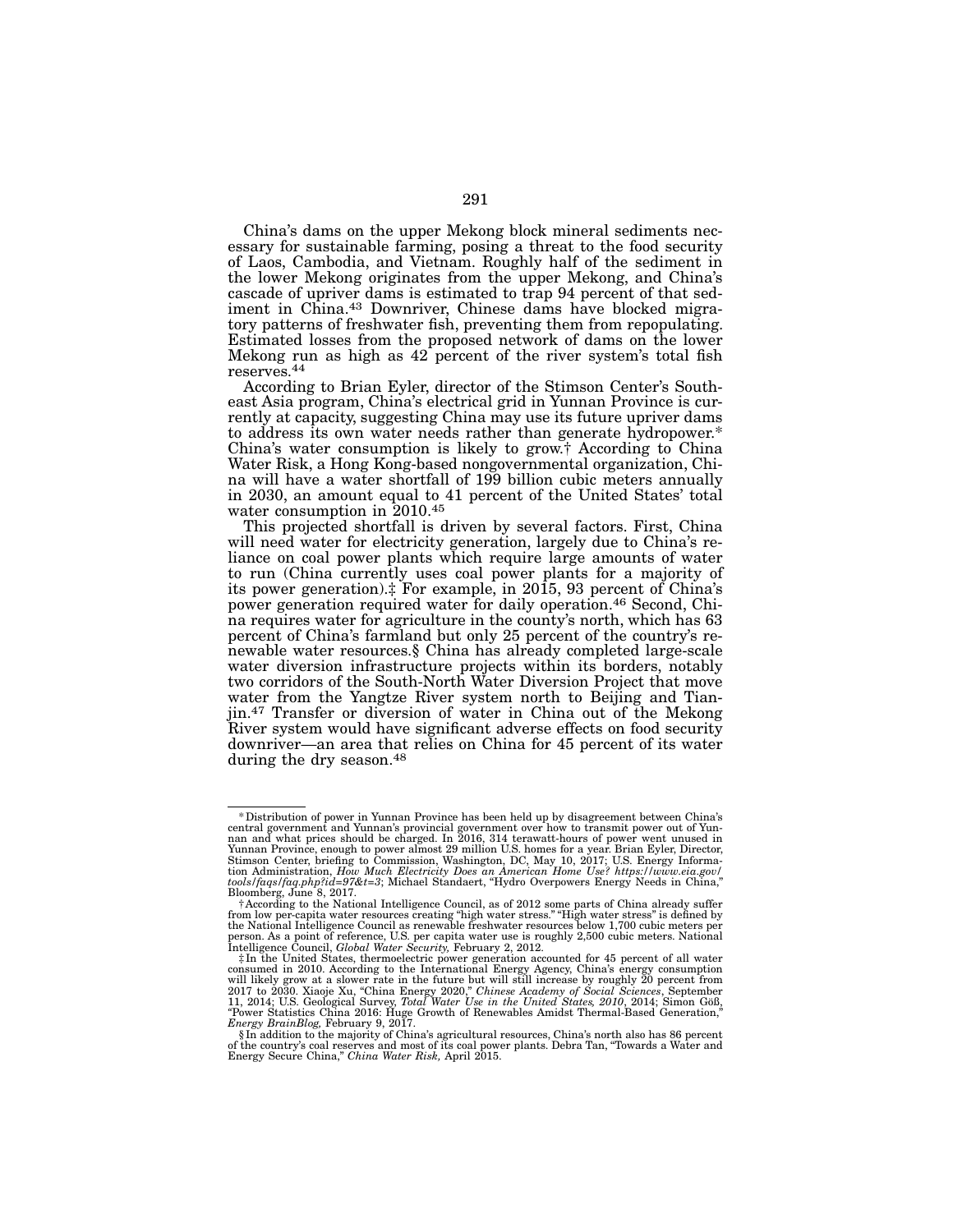China's dams on the upper Mekong block mineral sediments necessary for sustainable farming, posing a threat to the food security of Laos, Cambodia, and Vietnam. Roughly half of the sediment in the lower Mekong originates from the upper Mekong, and China's cascade of upriver dams is estimated to trap 94 percent of that sediment in China.[43] Downriver, Chinese dams have blocked migratory patterns of freshwater fish, preventing them from repopulating. Estimated losses from the proposed network of dams on the lower Mekong run as high as 42 percent of the river system's total fish reserves.[44]

According to Brian Eyler, director of the Stimson Center's Southeast Asia program, China's electrical grid in Yunnan Province is currently at capacity, suggesting China may use its future upriver dams to address its own water needs rather than generate hydropower.* China's water consumption is likely to grow.† According to China Water Risk, a Hong Kong-based nongovernmental organization, China will have a water shortfall of 199 billion cubic meters annually in 2030, an amount equal to 41 percent of the United States' total water consumption in 2010.[45]

This projected shortfall is driven by several factors. First, China will need water for electricity generation, largely due to China's reliance on coal power plants which require large amounts of water to run (China currently uses coal power plants for a majority of its power generation).‡ For example, in 2015, 93 percent of China's power generation required water for daily operation.[46] Second, China requires water for agriculture in the county's north, which has 63 percent of China's farmland but only 25 percent of the country's renewable water resources.§ China has already completed large-scale water diversion infrastructure projects within its borders, notably two corridors of the South-North Water Diversion Project that move water from the Yangtze River system north to Beijing and Tianjin.[47] Transfer or diversion of water in China out of the Mekong River system would have significant adverse effects on food security downriver—an area that relies on China for 45 percent of its water during the dry season.[48]

---

\* Distribution of power in Yunnan Province has been held up by disagreement between China's central government and Yunnan's provincial government over how to transmit power out of Yunnan and what prices should be charged. In 2016, 314 terawatt-hours of power went unused in Yunnan Province, enough to power almost 29 million U.S. homes for a year. Brian Eyler, Director, Stimson Center, briefing to Commission, Washington, DC, May 10, 2017; U.S. Energy Information Administration, *How Much Electricity Does an American Home Use? https://www.eia.gov/tools/faqs/faq.php?id=97&t=3*; Michael Standaert, "Hydro Overpowers Energy Needs in China," Bloomberg, June 8, 2017.

† According to the National Intelligence Council, as of 2012 some parts of China already suffer from low per-capita water resources creating "high water stress." "High water stress" is defined by the National Intelligence Council as renewable freshwater resources below 1,700 cubic meters per person. As a point of reference, U.S. per capita water use is roughly 2,500 cubic meters. National Intelligence Council, *Global Water Security,* February 2, 2012.

‡ In the United States, thermoelectric power generation accounted for 45 percent of all water consumed in 2010. According to the International Energy Agency, China's energy consumption will likely grow at a slower rate in the future but will still increase by roughly 20 percent from 2017 to 2030. Xiaoje Xu, "China Energy 2020," *Chinese Academy of Social Sciences*, September 11, 2014; U.S. Geological Survey, *Total Water Use in the United States, 2010*, 2014; Simon Göß, "Power Statistics China 2016: Huge Growth of Renewables Amidst Thermal-Based Generation," *Energy BrainBlog,* February 9, 2017.

§ In addition to the majority of China's agricultural resources, China's north also has 86 percent of the country's coal reserves and most of its coal power plants. Debra Tan, "Towards a Water and Energy Secure China," *China Water Risk,* April 2015.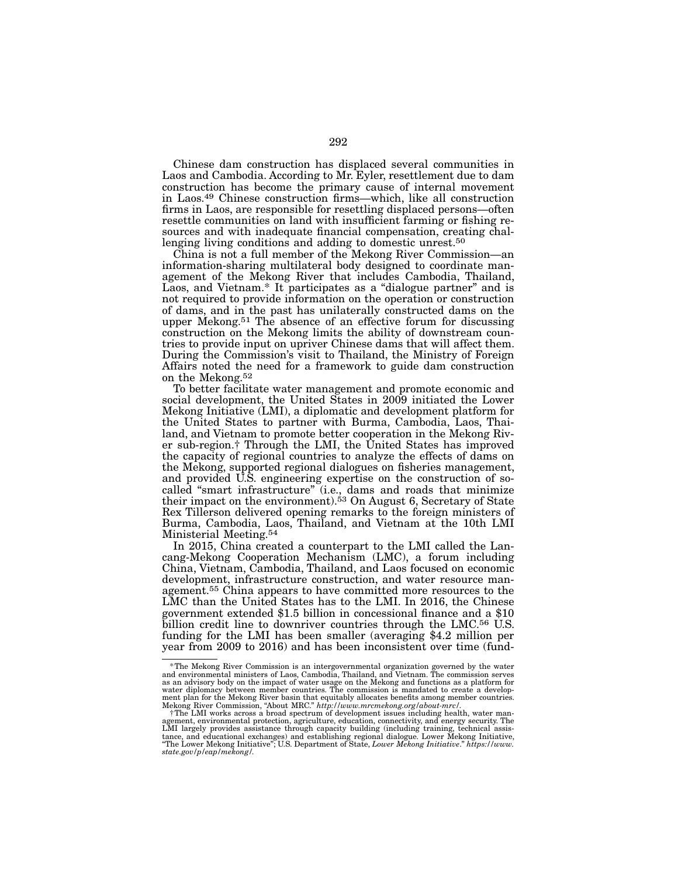Chinese dam construction has displaced several communities in Laos and Cambodia. According to Mr. Eyler, resettlement due to dam construction has become the primary cause of internal movement in Laos.[49] Chinese construction firms—which, like all construction firms in Laos, are responsible for resettling displaced persons—often resettle communities on land with insufficient farming or fishing resources and with inadequate financial compensation, creating challenging living conditions and adding to domestic unrest.[50]

China is not a full member of the Mekong River Commission—an information-sharing multilateral body designed to coordinate management of the Mekong River that includes Cambodia, Thailand, Laos, and Vietnam.* It participates as a "dialogue partner" and is not required to provide information on the operation or construction of dams, and in the past has unilaterally constructed dams on the upper Mekong.[51] The absence of an effective forum for discussing construction on the Mekong limits the ability of downstream countries to provide input on upriver Chinese dams that will affect them. During the Commission's visit to Thailand, the Ministry of Foreign Affairs noted the need for a framework to guide dam construction on the Mekong.[52]

To better facilitate water management and promote economic and social development, the United States in 2009 initiated the Lower Mekong Initiative (LMI), a diplomatic and development platform for the United States to partner with Burma, Cambodia, Laos, Thailand, and Vietnam to promote better cooperation in the Mekong River sub-region.† Through the LMI, the United States has improved the capacity of regional countries to analyze the effects of dams on the Mekong, supported regional dialogues on fisheries management, and provided U.S. engineering expertise on the construction of so-called "smart infrastructure" (i.e., dams and roads that minimize their impact on the environment).[53] On August 6, Secretary of State Rex Tillerson delivered opening remarks to the foreign ministers of Burma, Cambodia, Laos, Thailand, and Vietnam at the 10th LMI Ministerial Meeting.[54]

In 2015, China created a counterpart to the LMI called the Lancang-Mekong Cooperation Mechanism (LMC), a forum including China, Vietnam, Cambodia, Thailand, and Laos focused on economic development, infrastructure construction, and water resource management.[55] China appears to have committed more resources to the LMC than the United States has to the LMI. In 2016, the Chinese government extended $1.5 billion in concessional finance and a $10 billion credit line to downriver countries through the LMC.[56] U.S. funding for the LMI has been smaller (averaging $4.2 million per year from 2009 to 2016) and has been inconsistent over time (fund-

---

*The Mekong River Commission is an intergovernmental organization governed by the water and environmental ministers of Laos, Cambodia, Thailand, and Vietnam. The commission serves as an advisory body on the impact of water usage on the Mekong and functions as a platform for water diplomacy between member countries. The commission is mandated to create a development plan for the Mekong River basin that equitably allocates benefits among member countries. Mekong River Commission, "About MRC." *http://www.mrcmekong.org/about-mrc/*.

†The LMI works across a broad spectrum of development issues including health, water management, environmental protection, agriculture, education, connectivity, and energy security. The LMI largely provides assistance through capacity building (including training, technical assistance, and educational exchanges) and establishing regional dialogue. Lower Mekong Initiative, "The Lower Mekong Initiative"; U.S. Department of State, *Lower Mekong Initiative*." *https://www.state.gov/p/eap/mekong/*.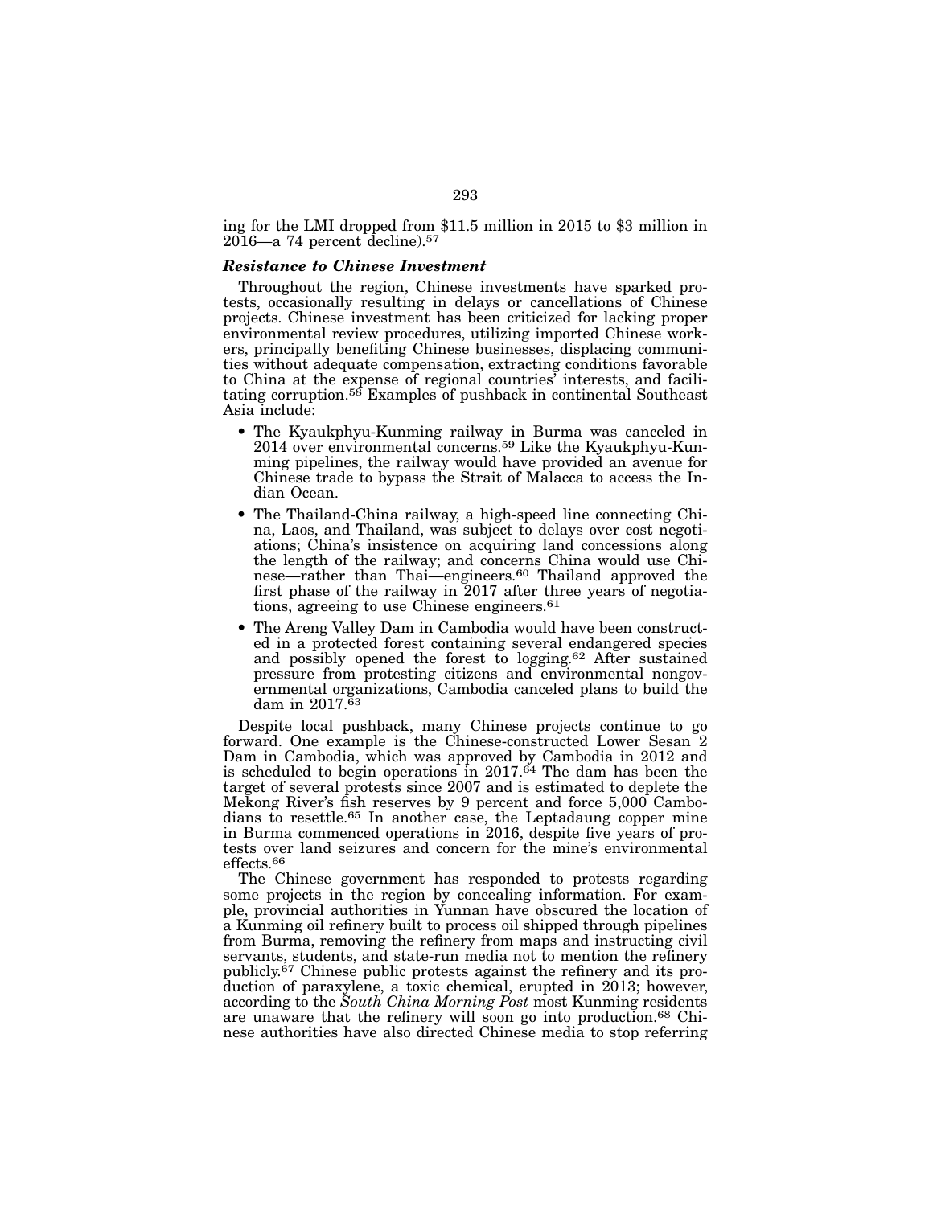ing for the LMI dropped from $11.5 million in 2015 to $3 million in 2016—a 74 percent decline).[57]

### *Resistance to Chinese Investment*

Throughout the region, Chinese investments have sparked protests, occasionally resulting in delays or cancellations of Chinese projects. Chinese investment has been criticized for lacking proper environmental review procedures, utilizing imported Chinese workers, principally benefiting Chinese businesses, displacing communities without adequate compensation, extracting conditions favorable to China at the expense of regional countries' interests, and facilitating corruption.[58] Examples of pushback in continental Southeast Asia include:

- The Kyaukphyu-Kunming railway in Burma was canceled in 2014 over environmental concerns.[59] Like the Kyaukphyu-Kunming pipelines, the railway would have provided an avenue for Chinese trade to bypass the Strait of Malacca to access the Indian Ocean.
- The Thailand-China railway, a high-speed line connecting China, Laos, and Thailand, was subject to delays over cost negotiations; China's insistence on acquiring land concessions along the length of the railway; and concerns China would use Chinese—rather than Thai—engineers.[60] Thailand approved the first phase of the railway in 2017 after three years of negotiations, agreeing to use Chinese engineers.[61]
- The Areng Valley Dam in Cambodia would have been constructed in a protected forest containing several endangered species and possibly opened the forest to logging.[62] After sustained pressure from protesting citizens and environmental nongovernmental organizations, Cambodia canceled plans to build the dam in 2017.[63]

Despite local pushback, many Chinese projects continue to go forward. One example is the Chinese-constructed Lower Sesan 2 Dam in Cambodia, which was approved by Cambodia in 2012 and is scheduled to begin operations in 2017.[64] The dam has been the target of several protests since 2007 and is estimated to deplete the Mekong River's fish reserves by 9 percent and force 5,000 Cambodians to resettle.[65] In another case, the Leptadaung copper mine in Burma commenced operations in 2016, despite five years of protests over land seizures and concern for the mine's environmental effects.[66]

The Chinese government has responded to protests regarding some projects in the region by concealing information. For example, provincial authorities in Yunnan have obscured the location of a Kunming oil refinery built to process oil shipped through pipelines from Burma, removing the refinery from maps and instructing civil servants, students, and state-run media not to mention the refinery publicly.[67] Chinese public protests against the refinery and its production of paraxylene, a toxic chemical, erupted in 2013; however, according to the *South China Morning Post* most Kunming residents are unaware that the refinery will soon go into production.[68] Chinese authorities have also directed Chinese media to stop referring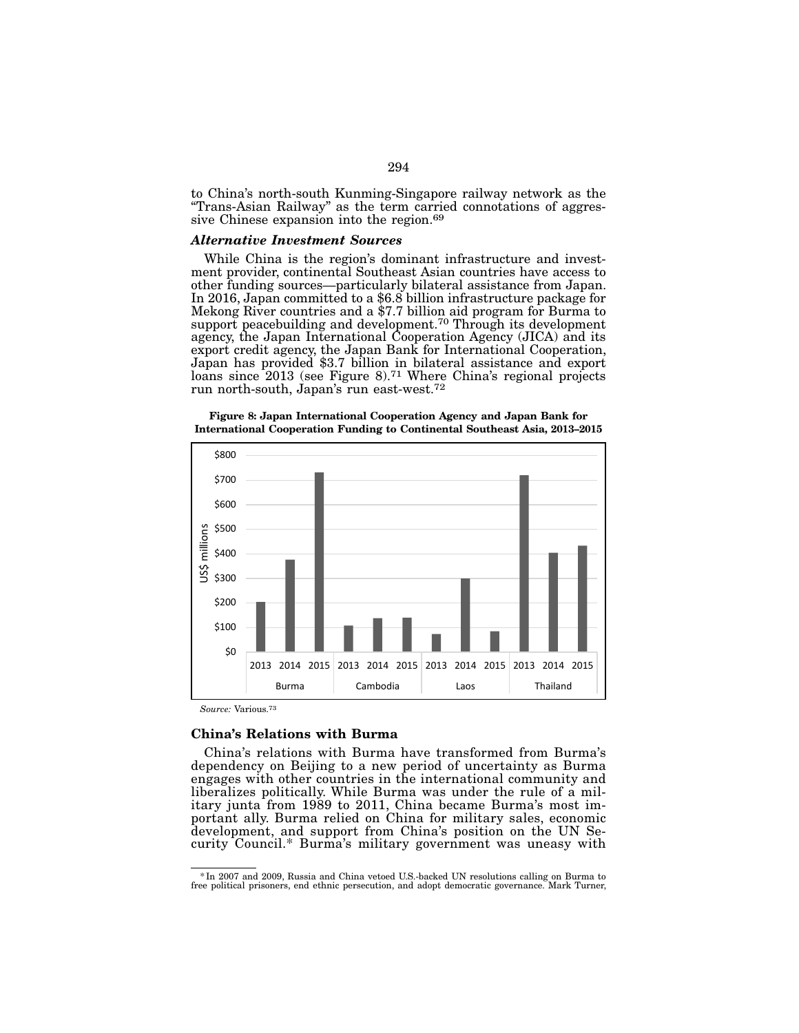to China's north-south Kunming-Singapore railway network as the "Trans-Asian Railway" as the term carried connotations of aggressive Chinese expansion into the region.[69]

### *Alternative Investment Sources*

While China is the region's dominant infrastructure and investment provider, continental Southeast Asian countries have access to other funding sources—particularly bilateral assistance from Japan. In 2016, Japan committed to a $6.8 billion infrastructure package for Mekong River countries and a $7.7 billion aid program for Burma to support peacebuilding and development.[70] Through its development agency, the Japan International Cooperation Agency (JICA) and its export credit agency, the Japan Bank for International Cooperation, Japan has provided $3.7 billion in bilateral assistance and export loans since 2013 (see Figure 8).[71] Where China's regional projects run north-south, Japan's run east-west.[72]

**Figure 8: Japan International Cooperation Agency and Japan Bank for International Cooperation Funding to Continental Southeast Asia, 2013–2015**

*Source:* Various.[73]

## China's Relations with Burma

China's relations with Burma have transformed from Burma's dependency on Beijing to a new period of uncertainty as Burma engages with other countries in the international community and liberalizes politically. While Burma was under the rule of a military junta from 1989 to 2011, China became Burma's most important ally. Burma relied on China for military sales, economic development, and support from China's position on the UN Security Council.* Burma's military government was uneasy with

---

*In 2007 and 2009, Russia and China vetoed U.S.-backed UN resolutions calling on Burma to free political prisoners, end ethnic persecution, and adopt democratic governance. Mark Turner,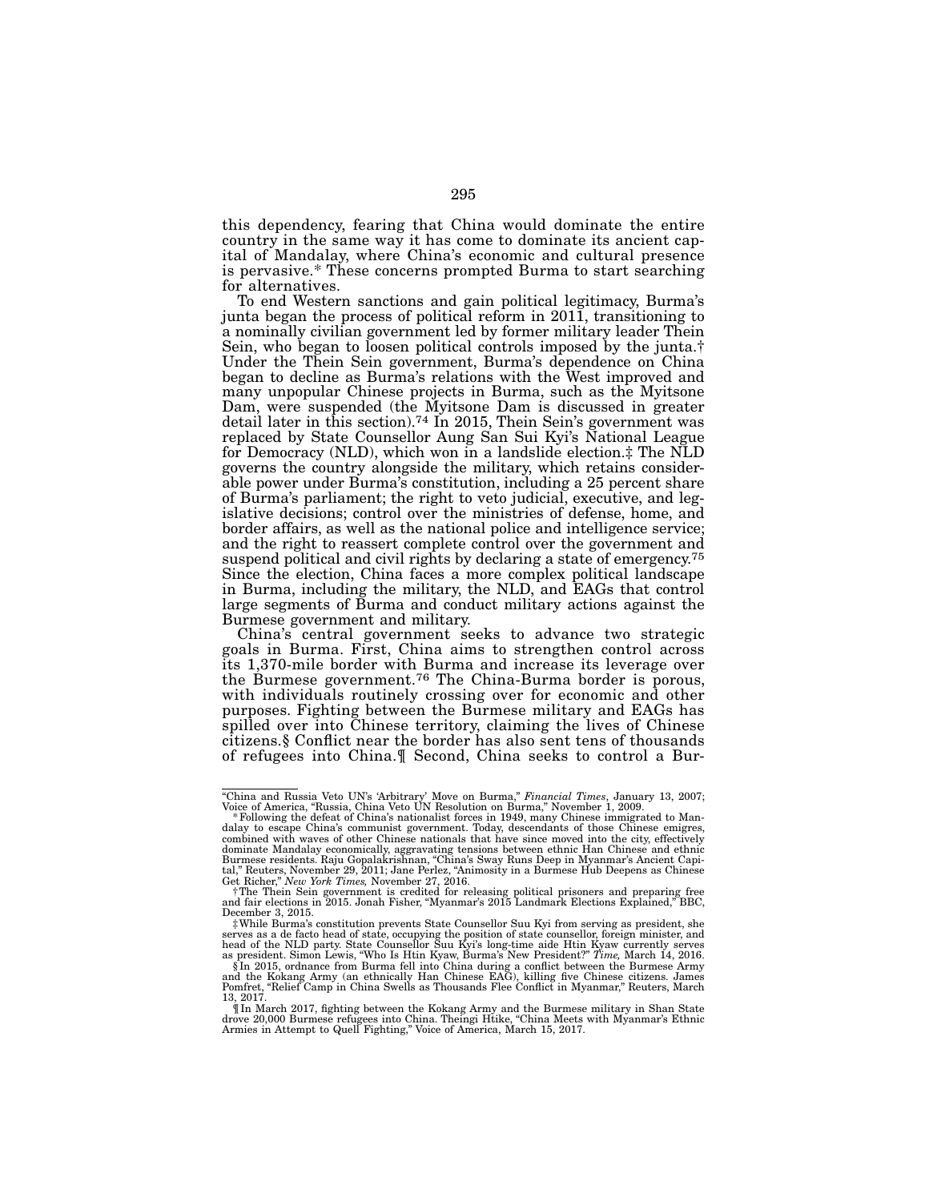this dependency, fearing that China would dominate the entire country in the same way it has come to dominate its ancient capital of Mandalay, where China's economic and cultural presence is pervasive.* These concerns prompted Burma to start searching for alternatives.

To end Western sanctions and gain political legitimacy, Burma's junta began the process of political reform in 2011, transitioning to a nominally civilian government led by former military leader Thein Sein, who began to loosen political controls imposed by the junta.† Under the Thein Sein government, Burma's dependence on China began to decline as Burma's relations with the West improved and many unpopular Chinese projects in Burma, such as the Myitsone Dam, were suspended (the Myitsone Dam is discussed in greater detail later in this section).[74] In 2015, Thein Sein's government was replaced by State Counsellor Aung San Sui Kyi's National League for Democracy (NLD), which won in a landslide election.‡ The NLD governs the country alongside the military, which retains considerable power under Burma's constitution, including a 25 percent share of Burma's parliament; the right to veto judicial, executive, and legislative decisions; control over the ministries of defense, home, and border affairs, as well as the national police and intelligence service; and the right to reassert complete control over the government and suspend political and civil rights by declaring a state of emergency.[75] Since the election, China faces a more complex political landscape in Burma, including the military, the NLD, and EAGs that control large segments of Burma and conduct military actions against the Burmese government and military.

China's central government seeks to advance two strategic goals in Burma. First, China aims to strengthen control across its 1,370-mile border with Burma and increase its leverage over the Burmese government.[76] The China-Burma border is porous, with individuals routinely crossing over for economic and other purposes. Fighting between the Burmese military and EAGs has spilled over into Chinese territory, claiming the lives of Chinese citizens.§ Conflict near the border has also sent tens of thousands of refugees into China.¶ Second, China seeks to control a Bur-

---

"China and Russia Veto UN's 'Arbitrary' Move on Burma," *Financial Times*, January 13, 2007; Voice of America, "Russia, China Veto UN Resolution on Burma," November 1, 2009.

\* Following the defeat of China's nationalist forces in 1949, many Chinese immigrated to Mandalay to escape China's communist government. Today, descendants of those Chinese emigres, combined with waves of other Chinese nationals that have since moved into the city, effectively dominate Mandalay economically, aggravating tensions between ethnic Han Chinese and ethnic Burmese residents. Raju Gopalakrishnan, "China's Sway Runs Deep in Myanmar's Ancient Capital," Reuters, November 29, 2011; Jane Perlez, "Animosity in a Burmese Hub Deepens as Chinese Get Richer," *New York Times,* November 27, 2016.

† The Thein Sein government is credited for releasing political prisoners and preparing free and fair elections in 2015. Jonah Fisher, "Myanmar's 2015 Landmark Elections Explained," BBC, December 3, 2015.

‡ While Burma's constitution prevents State Counsellor Suu Kyi from serving as president, she serves as a de facto head of state, occupying the position of state counsellor, foreign minister, and head of the NLD party. State Counsellor Suu Kyi's long-time aide Htin Kyaw currently serves as president. Simon Lewis, "Who Is Htin Kyaw, Burma's New President?" *Time,* March 14, 2016.

§ In 2015, ordnance from Burma fell into China during a conflict between the Burmese Army and the Kokang Army (an ethnically Han Chinese EAG), killing five Chinese citizens. James Pomfret, "Relief Camp in China Swells as Thousands Flee Conflict in Myanmar," Reuters, March 13, 2017.

¶ In March 2017, fighting between the Kokang Army and the Burmese military in Shan State drove 20,000 Burmese refugees into China. Theingi Htike, "China Meets with Myanmar's Ethnic Armies in Attempt to Quell Fighting," Voice of America, March 15, 2017.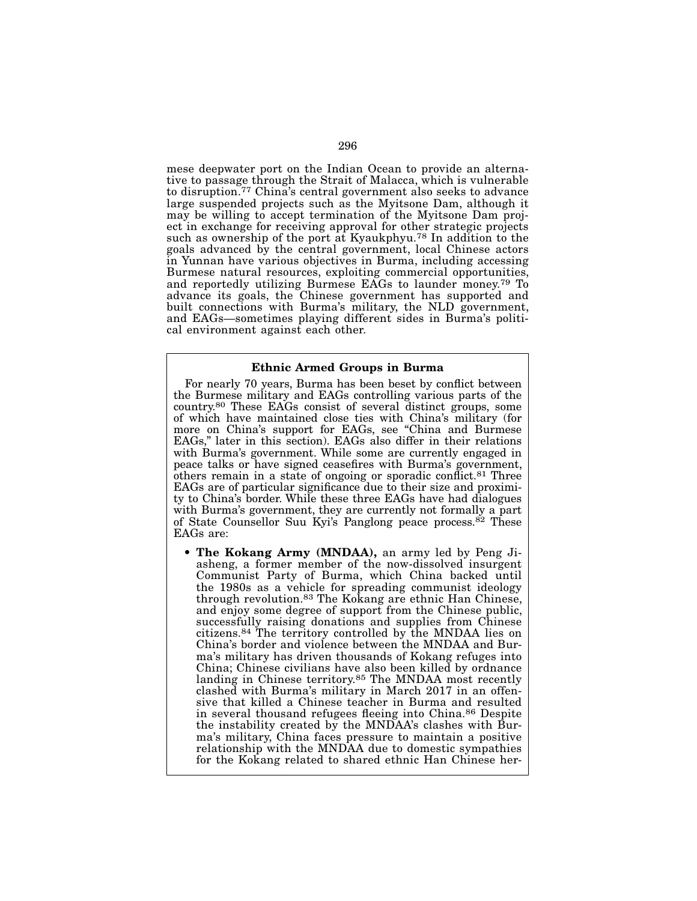mese deepwater port on the Indian Ocean to provide an alternative to passage through the Strait of Malacca, which is vulnerable to disruption.[77] China's central government also seeks to advance large suspended projects such as the Myitsone Dam, although it may be willing to accept termination of the Myitsone Dam project in exchange for receiving approval for other strategic projects such as ownership of the port at Kyaukphyu.[78] In addition to the goals advanced by the central government, local Chinese actors in Yunnan have various objectives in Burma, including accessing Burmese natural resources, exploiting commercial opportunities, and reportedly utilizing Burmese EAGs to launder money.[79] To advance its goals, the Chinese government has supported and built connections with Burma's military, the NLD government, and EAGs—sometimes playing different sides in Burma's political environment against each other.

**Ethnic Armed Groups in Burma**

For nearly 70 years, Burma has been beset by conflict between the Burmese military and EAGs controlling various parts of the country.[80] These EAGs consist of several distinct groups, some of which have maintained close ties with China's military (for more on China's support for EAGs, see "China and Burmese EAGs," later in this section). EAGs also differ in their relations with Burma's government. While some are currently engaged in peace talks or have signed ceasefires with Burma's government, others remain in a state of ongoing or sporadic conflict.[81] Three EAGs are of particular significance due to their size and proximity to China's border. While these three EAGs have had dialogues with Burma's government, they are currently not formally a part of State Counsellor Suu Kyi's Panglong peace process.[82] These EAGs are:

- **The Kokang Army (MNDAA),** an army led by Peng Jiasheng, a former member of the now-dissolved insurgent Communist Party of Burma, which China backed until the 1980s as a vehicle for spreading communist ideology through revolution.[83] The Kokang are ethnic Han Chinese, and enjoy some degree of support from the Chinese public, successfully raising donations and supplies from Chinese citizens.[84] The territory controlled by the MNDAA lies on China's border and violence between the MNDAA and Burma's military has driven thousands of Kokang refuges into China; Chinese civilians have also been killed by ordnance landing in Chinese territory.[85] The MNDAA most recently clashed with Burma's military in March 2017 in an offensive that killed a Chinese teacher in Burma and resulted in several thousand refugees fleeing into China.[86] Despite the instability created by the MNDAA's clashes with Burma's military, China faces pressure to maintain a positive relationship with the MNDAA due to domestic sympathies for the Kokang related to shared ethnic Han Chinese her-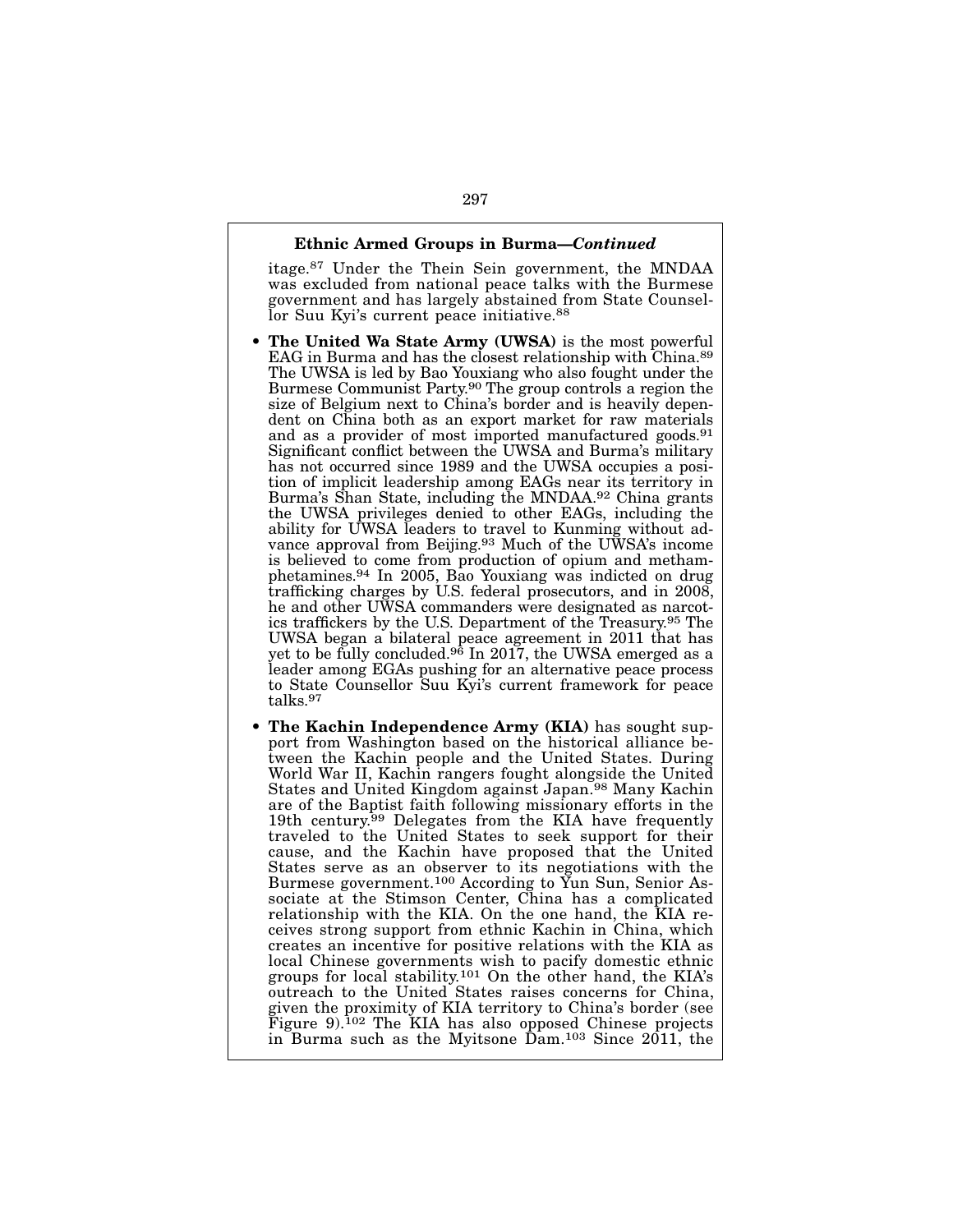**Ethnic Armed Groups in Burma—*Continued***

itage.[87] Under the Thein Sein government, the MNDAA was excluded from national peace talks with the Burmese government and has largely abstained from State Counsellor Suu Kyi's current peace initiative.[88]

- **The United Wa State Army (UWSA)** is the most powerful EAG in Burma and has the closest relationship with China.[89] The UWSA is led by Bao Youxiang who also fought under the Burmese Communist Party.[90] The group controls a region the size of Belgium next to China's border and is heavily dependent on China both as an export market for raw materials and as a provider of most imported manufactured goods.[91] Significant conflict between the UWSA and Burma's military has not occurred since 1989 and the UWSA occupies a position of implicit leadership among EAGs near its territory in Burma's Shan State, including the MNDAA.[92] China grants the UWSA privileges denied to other EAGs, including the ability for UWSA leaders to travel to Kunming without advance approval from Beijing.[93] Much of the UWSA's income is believed to come from production of opium and methamphetamines.[94] In 2005, Bao Youxiang was indicted on drug trafficking charges by U.S. federal prosecutors, and in 2008, he and other UWSA commanders were designated as narcotics traffickers by the U.S. Department of the Treasury.[95] The UWSA began a bilateral peace agreement in 2011 that has yet to be fully concluded.[96] In 2017, the UWSA emerged as a leader among EGAs pushing for an alternative peace process to State Counsellor Suu Kyi's current framework for peace talks.[97]

- **The Kachin Independence Army (KIA)** has sought support from Washington based on the historical alliance between the Kachin people and the United States. During World War II, Kachin rangers fought alongside the United States and United Kingdom against Japan.[98] Many Kachin are of the Baptist faith following missionary efforts in the 19th century.[99] Delegates from the KIA have frequently traveled to the United States to seek support for their cause, and the Kachin have proposed that the United States serve as an observer to its negotiations with the Burmese government.[100] According to Yun Sun, Senior Associate at the Stimson Center, China has a complicated relationship with the KIA. On the one hand, the KIA receives strong support from ethnic Kachin in China, which creates an incentive for positive relations with the KIA as local Chinese governments wish to pacify domestic ethnic groups for local stability.[101] On the other hand, the KIA's outreach to the United States raises concerns for China, given the proximity of KIA territory to China's border (see Figure 9).[102] The KIA has also opposed Chinese projects in Burma such as the Myitsone Dam.[103] Since 2011, the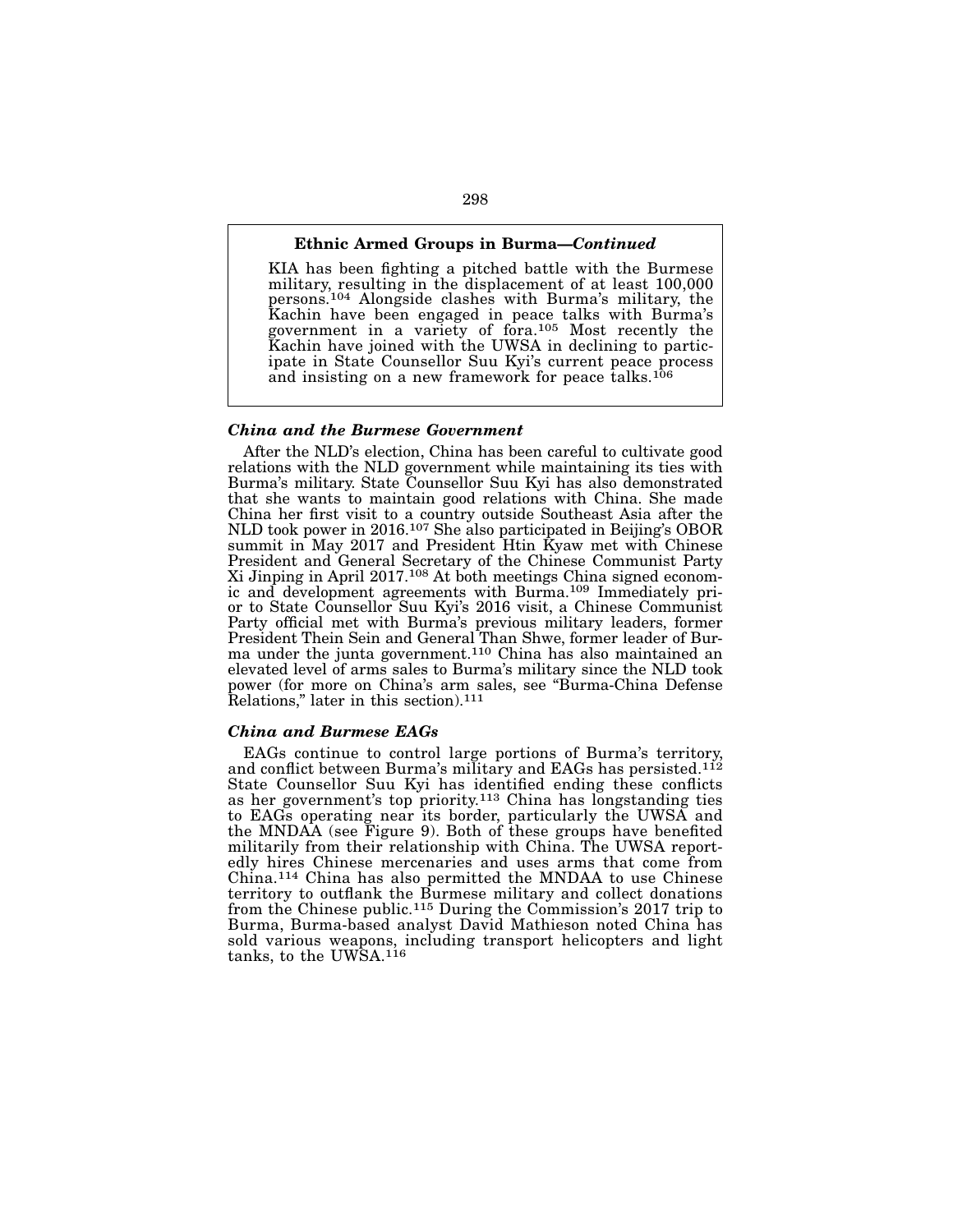**Ethnic Armed Groups in Burma—*Continued***

KIA has been fighting a pitched battle with the Burmese military, resulting in the displacement of at least 100,000 persons.[104] Alongside clashes with Burma's military, the Kachin have been engaged in peace talks with Burma's government in a variety of fora.[105] Most recently the Kachin have joined with the UWSA in declining to participate in State Counsellor Suu Kyi's current peace process and insisting on a new framework for peace talks.[106]

### *China and the Burmese Government*

After the NLD's election, China has been careful to cultivate good relations with the NLD government while maintaining its ties with Burma's military. State Counsellor Suu Kyi has also demonstrated that she wants to maintain good relations with China. She made China her first visit to a country outside Southeast Asia after the NLD took power in 2016.[107] She also participated in Beijing's OBOR summit in May 2017 and President Htin Kyaw met with Chinese President and General Secretary of the Chinese Communist Party Xi Jinping in April 2017.[108] At both meetings China signed economic and development agreements with Burma.[109] Immediately prior to State Counsellor Suu Kyi's 2016 visit, a Chinese Communist Party official met with Burma's previous military leaders, former President Thein Sein and General Than Shwe, former leader of Burma under the junta government.[110] China has also maintained an elevated level of arms sales to Burma's military since the NLD took power (for more on China's arm sales, see "Burma-China Defense Relations," later in this section).[111]

### *China and Burmese EAGs*

EAGs continue to control large portions of Burma's territory, and conflict between Burma's military and EAGs has persisted.[112] State Counsellor Suu Kyi has identified ending these conflicts as her government's top priority.[113] China has longstanding ties to EAGs operating near its border, particularly the UWSA and the MNDAA (see Figure 9). Both of these groups have benefited militarily from their relationship with China. The UWSA reportedly hires Chinese mercenaries and uses arms that come from China.[114] China has also permitted the MNDAA to use Chinese territory to outflank the Burmese military and collect donations from the Chinese public.[115] During the Commission's 2017 trip to Burma, Burma-based analyst David Mathieson noted China has sold various weapons, including transport helicopters and light tanks, to the UWSA.[116]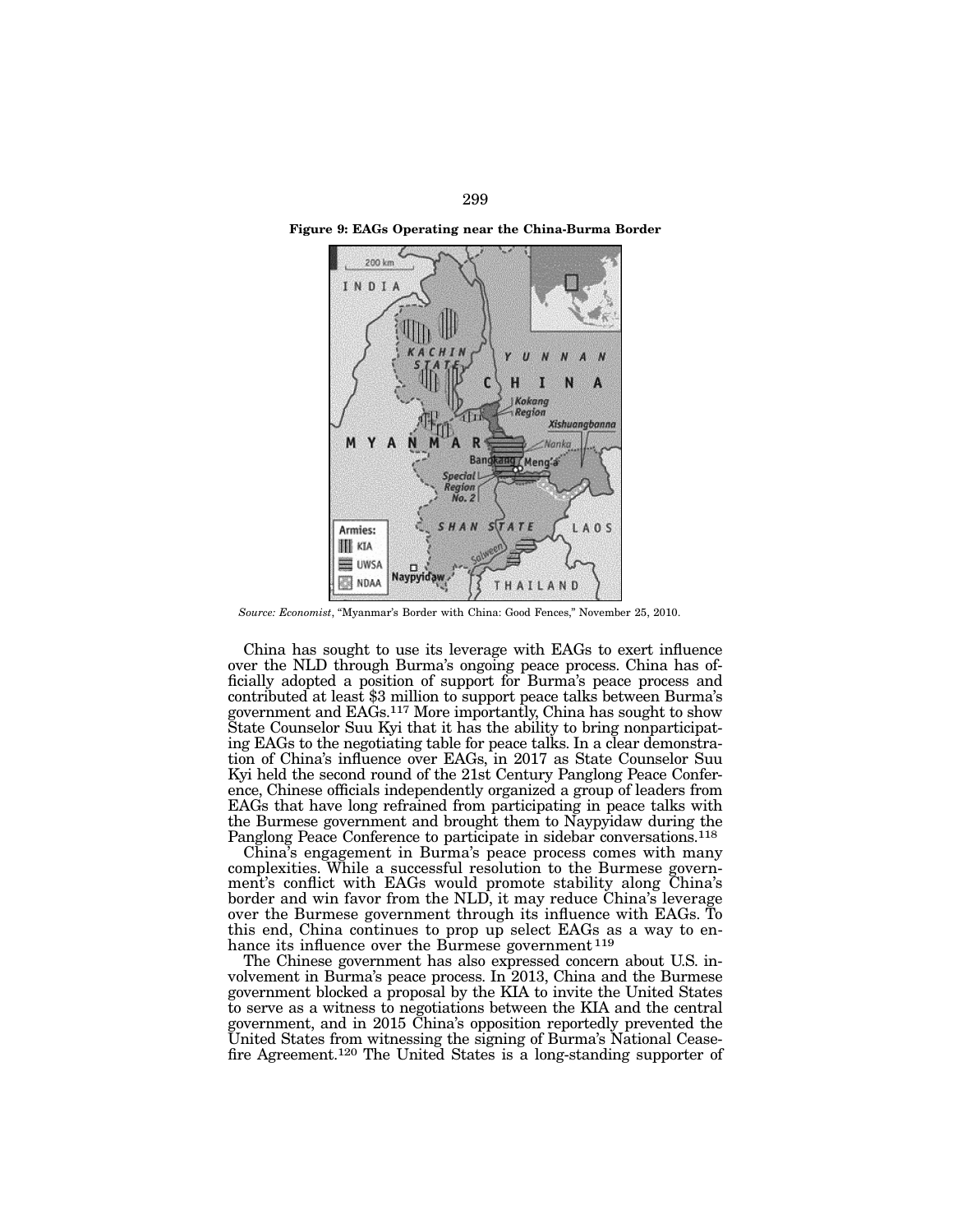**Figure 9: EAGs Operating near the China-Burma Border**

*Source: Economist*, "Myanmar's Border with China: Good Fences," November 25, 2010.

China has sought to use its leverage with EAGs to exert influence over the NLD through Burma's ongoing peace process. China has officially adopted a position of support for Burma's peace process and contributed at least $3 million to support peace talks between Burma's government and EAGs.[117] More importantly, China has sought to show State Counselor Suu Kyi that it has the ability to bring nonparticipating EAGs to the negotiating table for peace talks. In a clear demonstration of China's influence over EAGs, in 2017 as State Counselor Suu Kyi held the second round of the 21st Century Panglong Peace Conference, Chinese officials independently organized a group of leaders from EAGs that have long refrained from participating in peace talks with the Burmese government and brought them to Naypyidaw during the Panglong Peace Conference to participate in sidebar conversations.[118]

China's engagement in Burma's peace process comes with many complexities. While a successful resolution to the Burmese government's conflict with EAGs would promote stability along China's border and win favor from the NLD, it may reduce China's leverage over the Burmese government through its influence with EAGs. To this end, China continues to prop up select EAGs as a way to enhance its influence over the Burmese government[119]

The Chinese government has also expressed concern about U.S. involvement in Burma's peace process. In 2013, China and the Burmese government blocked a proposal by the KIA to invite the United States to serve as a witness to negotiations between the KIA and the central government, and in 2015 China's opposition reportedly prevented the United States from witnessing the signing of Burma's National Ceasefire Agreement.[120] The United States is a long-standing supporter of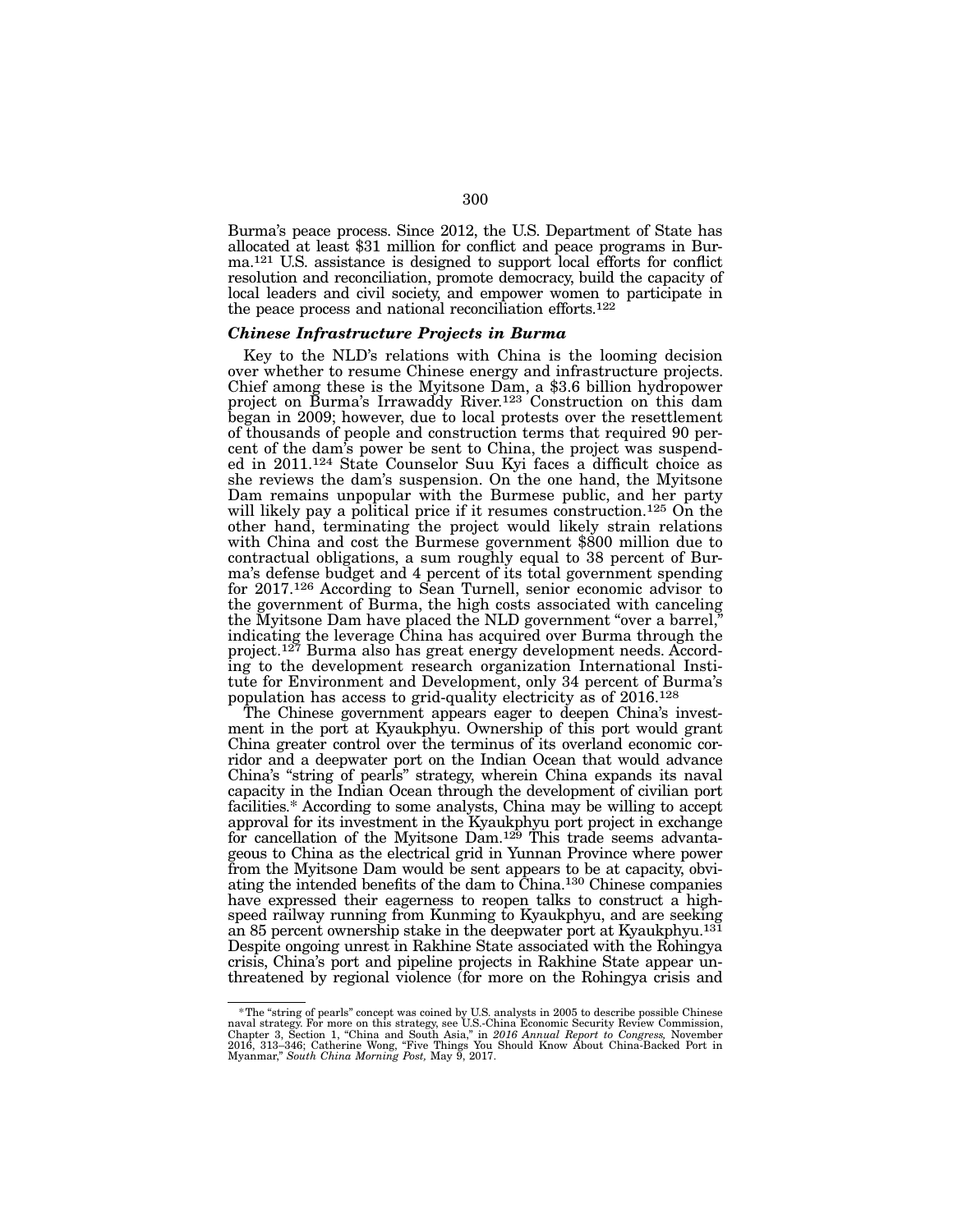Burma's peace process. Since 2012, the U.S. Department of State has allocated at least $31 million for conflict and peace programs in Burma.[121] U.S. assistance is designed to support local efforts for conflict resolution and reconciliation, promote democracy, build the capacity of local leaders and civil society, and empower women to participate in the peace process and national reconciliation efforts.[122]

### *Chinese Infrastructure Projects in Burma*

Key to the NLD's relations with China is the looming decision over whether to resume Chinese energy and infrastructure projects. Chief among these is the Myitsone Dam, a $3.6 billion hydropower project on Burma's Irrawaddy River.[123] Construction on this dam began in 2009; however, due to local protests over the resettlement of thousands of people and construction terms that required 90 percent of the dam's power be sent to China, the project was suspended in 2011.[124] State Counselor Suu Kyi faces a difficult choice as she reviews the dam's suspension. On the one hand, the Myitsone Dam remains unpopular with the Burmese public, and her party will likely pay a political price if it resumes construction.[125] On the other hand, terminating the project would likely strain relations with China and cost the Burmese government $800 million due to contractual obligations, a sum roughly equal to 38 percent of Burma's defense budget and 4 percent of its total government spending for 2017.[126] According to Sean Turnell, senior economic advisor to the government of Burma, the high costs associated with canceling the Myitsone Dam have placed the NLD government "over a barrel," indicating the leverage China has acquired over Burma through the project.[127] Burma also has great energy development needs. According to the development research organization International Institute for Environment and Development, only 34 percent of Burma's population has access to grid-quality electricity as of 2016.[128]

The Chinese government appears eager to deepen China's investment in the port at Kyaukphyu. Ownership of this port would grant China greater control over the terminus of its overland economic corridor and a deepwater port on the Indian Ocean that would advance China's "string of pearls" strategy, wherein China expands its naval capacity in the Indian Ocean through the development of civilian port facilities.* According to some analysts, China may be willing to accept approval for its investment in the Kyaukphyu port project in exchange for cancellation of the Myitsone Dam.[129] This trade seems advantageous to China as the electrical grid in Yunnan Province where power from the Myitsone Dam would be sent appears to be at capacity, obviating the intended benefits of the dam to China.[130] Chinese companies have expressed their eagerness to reopen talks to construct a high-speed railway running from Kunming to Kyaukphyu, and are seeking an 85 percent ownership stake in the deepwater port at Kyaukphyu.[131] Despite ongoing unrest in Rakhine State associated with the Rohingya crisis, China's port and pipeline projects in Rakhine State appear unthreatened by regional violence (for more on the Rohingya crisis and

---

*The "string of pearls" concept was coined by U.S. analysts in 2005 to describe possible Chinese naval strategy. For more on this strategy, see U.S.-China Economic Security Review Commission, Chapter 3, Section 1, "China and South Asia," in *2016 Annual Report to Congress,* November 2016, 313–346; Catherine Wong, "Five Things You Should Know About China-Backed Port in Myanmar," *South China Morning Post,* May 9, 2017.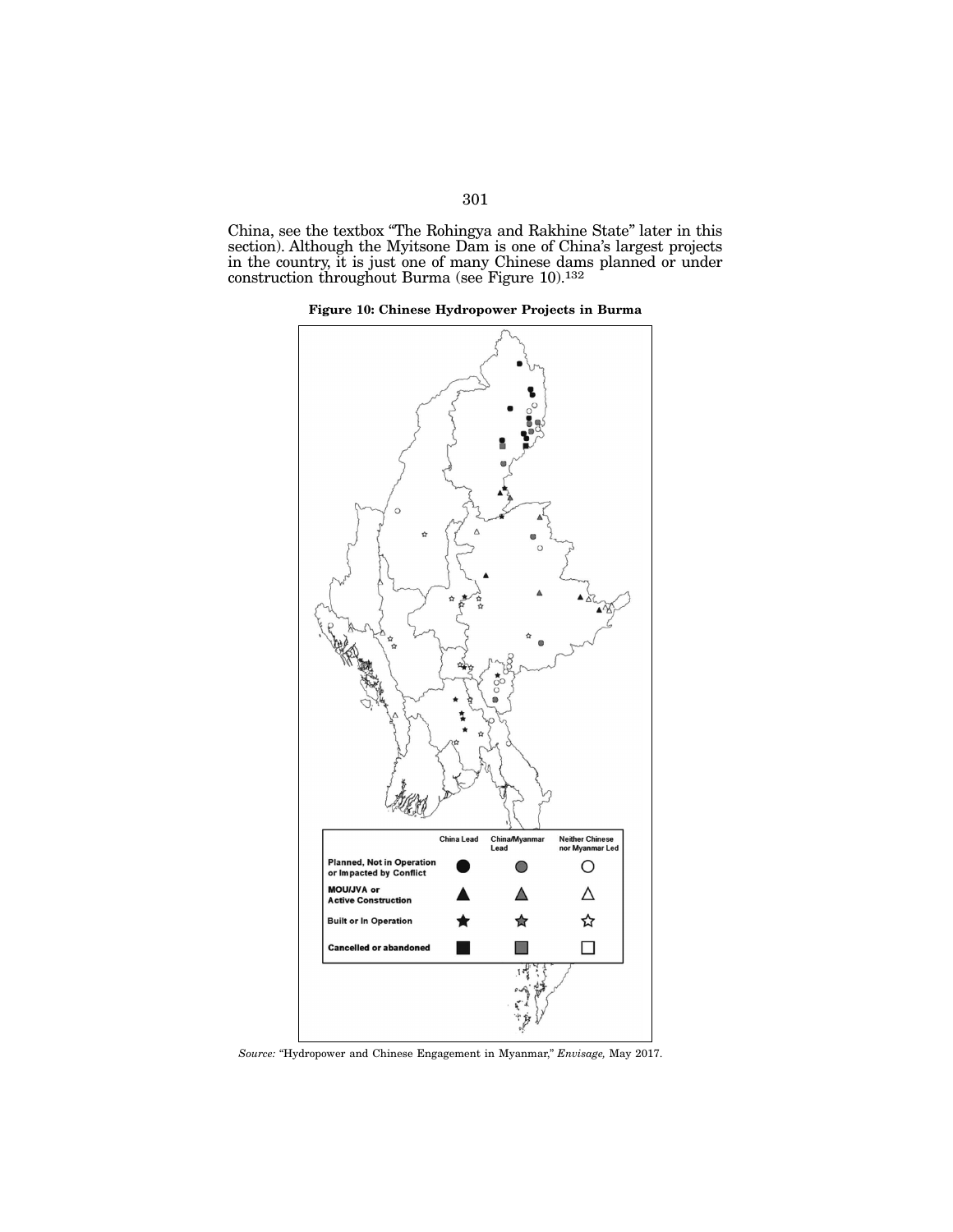China, see the textbox "The Rohingya and Rakhine State" later in this section). Although the Myitsone Dam is one of China's largest projects in the country, it is just one of many Chinese dams planned or under construction throughout Burma (see Figure 10).[132]

**Figure 10: Chinese Hydropower Projects in Burma**

| | China Lead | China/Myanmar Lead | Neither Chinese nor Myanmar Led |
|---|---|---|---|
| **Planned, Not in Operation or Impacted by Conflict** | ● | ● | ○ |
| **MOU/JVA or Active Construction** | ▲ | ▲ | △ |
| **Built or In Operation** | ★ | ★ | ☆ |
| **Cancelled or abandoned** | ■ | ■ | □ |

*Source:* "Hydropower and Chinese Engagement in Myanmar," *Envisage,* May 2017.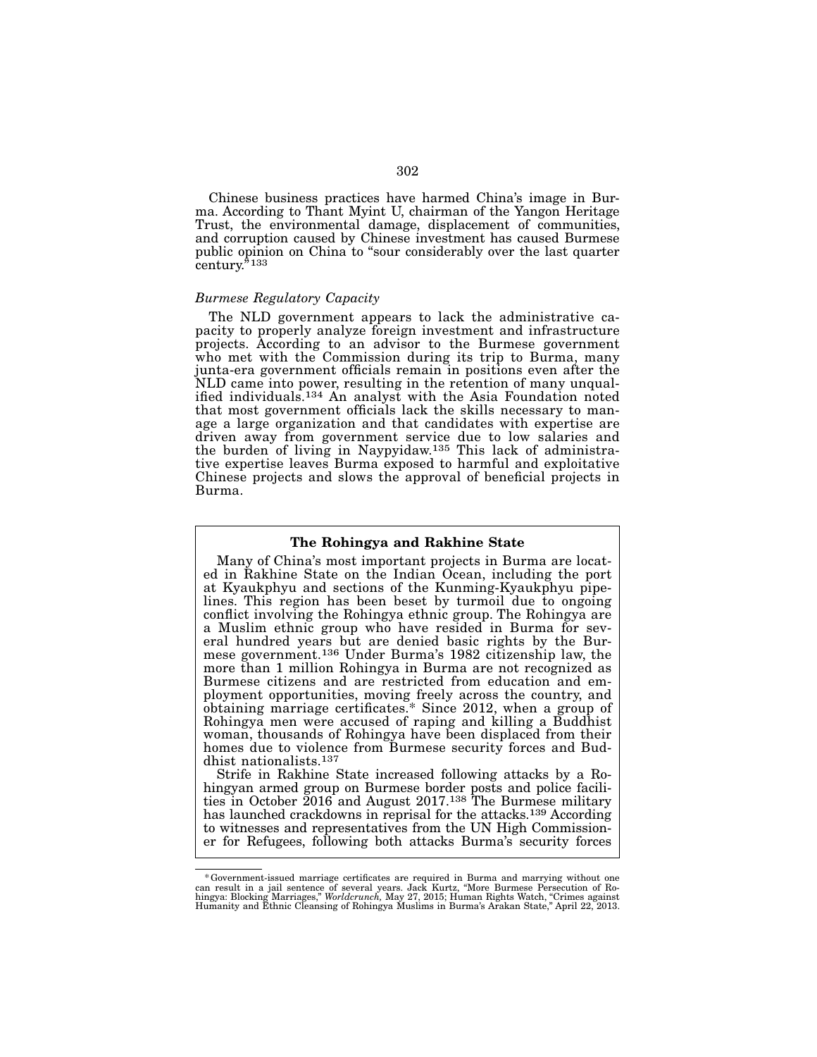Chinese business practices have harmed China's image in Burma. According to Thant Myint U, chairman of the Yangon Heritage Trust, the environmental damage, displacement of communities, and corruption caused by Chinese investment has caused Burmese public opinion on China to "sour considerably over the last quarter century."[133]

*Burmese Regulatory Capacity*

The NLD government appears to lack the administrative capacity to properly analyze foreign investment and infrastructure projects. According to an advisor to the Burmese government who met with the Commission during its trip to Burma, many junta-era government officials remain in positions even after the NLD came into power, resulting in the retention of many unqualified individuals.[134] An analyst with the Asia Foundation noted that most government officials lack the skills necessary to manage a large organization and that candidates with expertise are driven away from government service due to low salaries and the burden of living in Naypyidaw.[135] This lack of administrative expertise leaves Burma exposed to harmful and exploitative Chinese projects and slows the approval of beneficial projects in Burma.

**The Rohingya and Rakhine State**

Many of China's most important projects in Burma are located in Rakhine State on the Indian Ocean, including the port at Kyaukphyu and sections of the Kunming-Kyaukphyu pipelines. This region has been beset by turmoil due to ongoing conflict involving the Rohingya ethnic group. The Rohingya are a Muslim ethnic group who have resided in Burma for several hundred years but are denied basic rights by the Burmese government.[136] Under Burma's 1982 citizenship law, the more than 1 million Rohingya in Burma are not recognized as Burmese citizens and are restricted from education and employment opportunities, moving freely across the country, and obtaining marriage certificates.* Since 2012, when a group of Rohingya men were accused of raping and killing a Buddhist woman, thousands of Rohingya have been displaced from their homes due to violence from Burmese security forces and Buddhist nationalists.[137]

Strife in Rakhine State increased following attacks by a Rohingyan armed group on Burmese border posts and police facilities in October 2016 and August 2017.[138] The Burmese military has launched crackdowns in reprisal for the attacks.[139] According to witnesses and representatives from the UN High Commissioner for Refugees, following both attacks Burma's security forces

---

*Government-issued marriage certificates are required in Burma and marrying without one can result in a jail sentence of several years. Jack Kurtz, "More Burmese Persecution of Rohingya: Blocking Marriages," *Worldcrunch,* May 27, 2015; Human Rights Watch, "Crimes against Humanity and Ethnic Cleansing of Rohingya Muslims in Burma's Arakan State," April 22, 2013.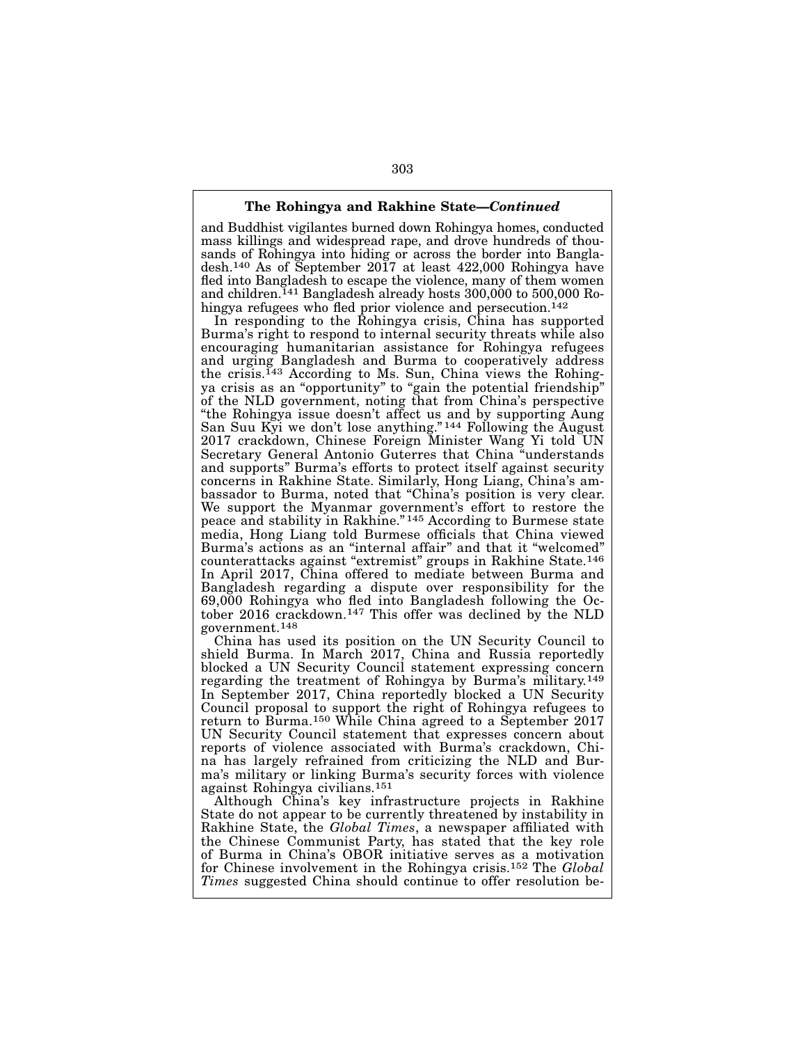**The Rohingya and Rakhine State—*Continued***

and Buddhist vigilantes burned down Rohingya homes, conducted mass killings and widespread rape, and drove hundreds of thousands of Rohingya into hiding or across the border into Bangladesh.[140] As of September 2017 at least 422,000 Rohingya have fled into Bangladesh to escape the violence, many of them women and children.[141] Bangladesh already hosts 300,000 to 500,000 Rohingya refugees who fled prior violence and persecution.[142]

In responding to the Rohingya crisis, China has supported Burma's right to respond to internal security threats while also encouraging humanitarian assistance for Rohingya refugees and urging Bangladesh and Burma to cooperatively address the crisis.[143] According to Ms. Sun, China views the Rohingya crisis as an "opportunity" to "gain the potential friendship" of the NLD government, noting that from China's perspective "the Rohingya issue doesn't affect us and by supporting Aung San Suu Kyi we don't lose anything."[144] Following the August 2017 crackdown, Chinese Foreign Minister Wang Yi told UN Secretary General Antonio Guterres that China "understands and supports" Burma's efforts to protect itself against security concerns in Rakhine State. Similarly, Hong Liang, China's ambassador to Burma, noted that "China's position is very clear. We support the Myanmar government's effort to restore the peace and stability in Rakhine."[145] According to Burmese state media, Hong Liang told Burmese officials that China viewed Burma's actions as an "internal affair" and that it "welcomed" counterattacks against "extremist" groups in Rakhine State.[146] In April 2017, China offered to mediate between Burma and Bangladesh regarding a dispute over responsibility for the 69,000 Rohingya who fled into Bangladesh following the October 2016 crackdown.[147] This offer was declined by the NLD government.[148]

China has used its position on the UN Security Council to shield Burma. In March 2017, China and Russia reportedly blocked a UN Security Council statement expressing concern regarding the treatment of Rohingya by Burma's military.[149] In September 2017, China reportedly blocked a UN Security Council proposal to support the right of Rohingya refugees to return to Burma.[150] While China agreed to a September 2017 UN Security Council statement that expresses concern about reports of violence associated with Burma's crackdown, China has largely refrained from criticizing the NLD and Burma's military or linking Burma's security forces with violence against Rohingya civilians.[151]

Although China's key infrastructure projects in Rakhine State do not appear to be currently threatened by instability in Rakhine State, the *Global Times*, a newspaper affiliated with the Chinese Communist Party, has stated that the key role of Burma in China's OBOR initiative serves as a motivation for Chinese involvement in the Rohingya crisis.[152] The *Global Times* suggested China should continue to offer resolution be-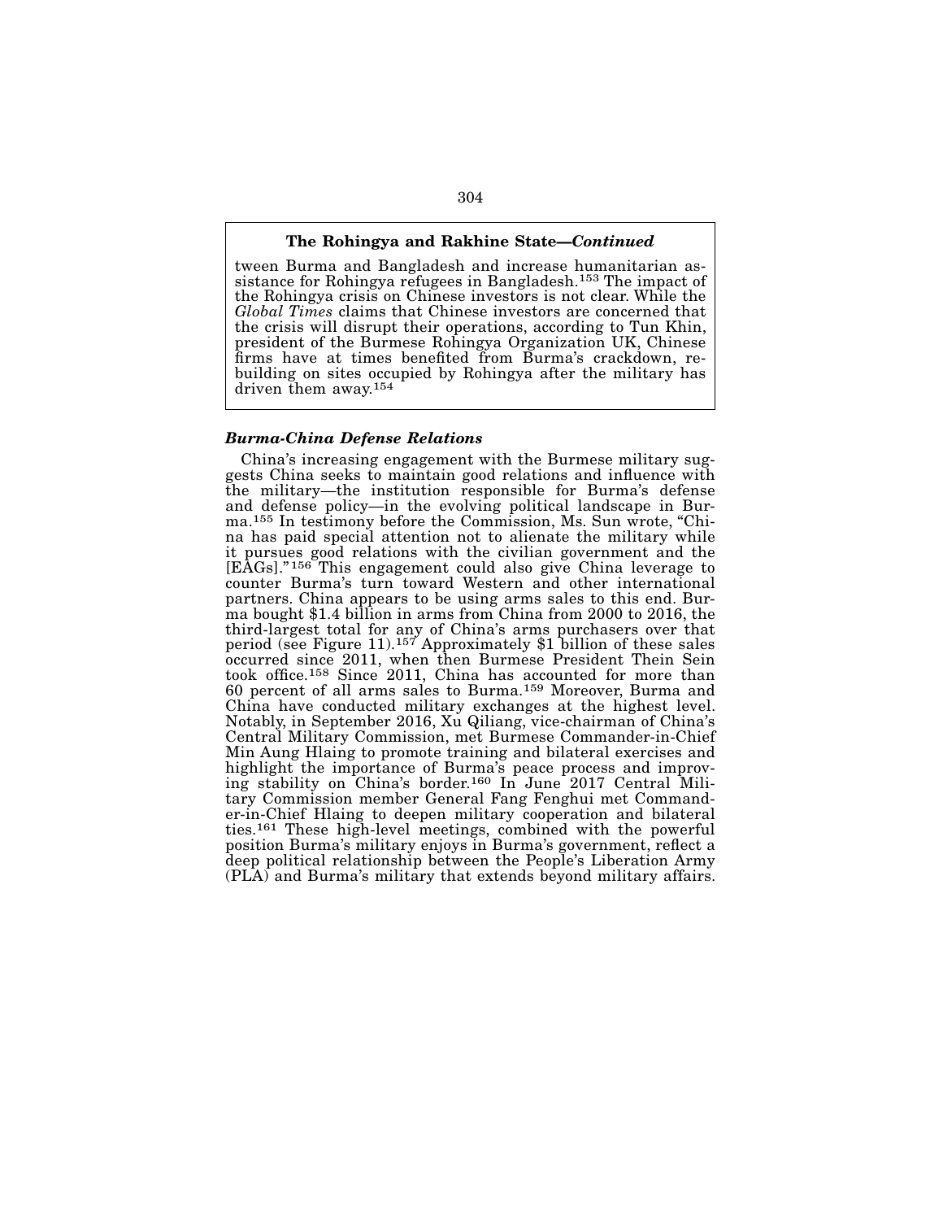**The Rohingya and Rakhine State—*Continued***

tween Burma and Bangladesh and increase humanitarian assistance for Rohingya refugees in Bangladesh.[153] The impact of the Rohingya crisis on Chinese investors is not clear. While the *Global Times* claims that Chinese investors are concerned that the crisis will disrupt their operations, according to Tun Khin, president of the Burmese Rohingya Organization UK, Chinese firms have at times benefited from Burma's crackdown, rebuilding on sites occupied by Rohingya after the military has driven them away.[154]

### *Burma-China Defense Relations*

China's increasing engagement with the Burmese military suggests China seeks to maintain good relations and influence with the military—the institution responsible for Burma's defense and defense policy—in the evolving political landscape in Burma.[155] In testimony before the Commission, Ms. Sun wrote, "China has paid special attention not to alienate the military while it pursues good relations with the civilian government and the [EAGs]."[156] This engagement could also give China leverage to counter Burma's turn toward Western and other international partners. China appears to be using arms sales to this end. Burma bought $1.4 billion in arms from China from 2000 to 2016, the third-largest total for any of China's arms purchasers over that period (see Figure 11).[157] Approximately $1 billion of these sales occurred since 2011, when then Burmese President Thein Sein took office.[158] Since 2011, China has accounted for more than 60 percent of all arms sales to Burma.[159] Moreover, Burma and China have conducted military exchanges at the highest level. Notably, in September 2016, Xu Qiliang, vice-chairman of China's Central Military Commission, met Burmese Commander-in-Chief Min Aung Hlaing to promote training and bilateral exercises and highlight the importance of Burma's peace process and improving stability on China's border.[160] In June 2017 Central Military Commission member General Fang Fenghui met Commander-in-Chief Hlaing to deepen military cooperation and bilateral ties.[161] These high-level meetings, combined with the powerful position Burma's military enjoys in Burma's government, reflect a deep political relationship between the People's Liberation Army (PLA) and Burma's military that extends beyond military affairs.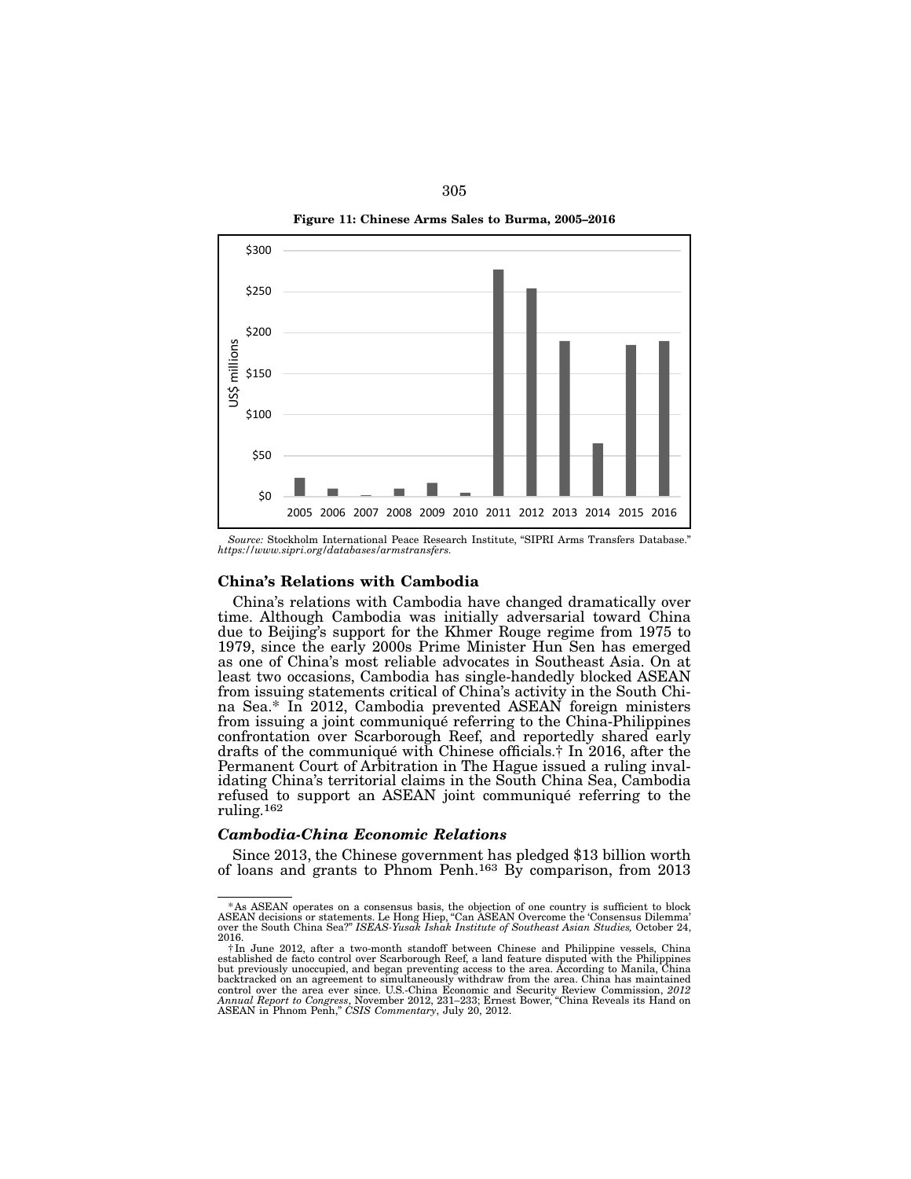**Figure 11: Chinese Arms Sales to Burma, 2005–2016**

*Source:* Stockholm International Peace Research Institute, "SIPRI Arms Transfers Database." *https://www.sipri.org/databases/armstransfers.*

### China's Relations with Cambodia

China's relations with Cambodia have changed dramatically over time. Although Cambodia was initially adversarial toward China due to Beijing's support for the Khmer Rouge regime from 1975 to 1979, since the early 2000s Prime Minister Hun Sen has emerged as one of China's most reliable advocates in Southeast Asia. On at least two occasions, Cambodia has single-handedly blocked ASEAN from issuing statements critical of China's activity in the South China Sea.* In 2012, Cambodia prevented ASEAN foreign ministers from issuing a joint communiqué referring to the China-Philippines confrontation over Scarborough Reef, and reportedly shared early drafts of the communiqué with Chinese officials.† In 2016, after the Permanent Court of Arbitration in The Hague issued a ruling invalidating China's territorial claims in the South China Sea, Cambodia refused to support an ASEAN joint communiqué referring to the ruling.[162]

#### *Cambodia-China Economic Relations*

Since 2013, the Chinese government has pledged $13 billion worth of loans and grants to Phnom Penh.[163] By comparison, from 2013

---

*As ASEAN operates on a consensus basis, the objection of one country is sufficient to block ASEAN decisions or statements. Le Hong Hiep, "Can ASEAN Overcome the 'Consensus Dilemma' over the South China Sea?" *ISEAS-Yusak Ishak Institute of Southeast Asian Studies,* October 24, 2016.

†In June 2012, after a two-month standoff between Chinese and Philippine vessels, China established de facto control over Scarborough Reef, a land feature disputed with the Philippines but previously unoccupied, and began preventing access to the area. According to Manila, China backtracked on an agreement to simultaneously withdraw from the area. China has maintained control over the area ever since. U.S.-China Economic and Security Review Commission, *2012 Annual Report to Congress*, November 2012, 231–233; Ernest Bower, "China Reveals its Hand on ASEAN in Phnom Penh," *CSIS Commentary*, July 20, 2012.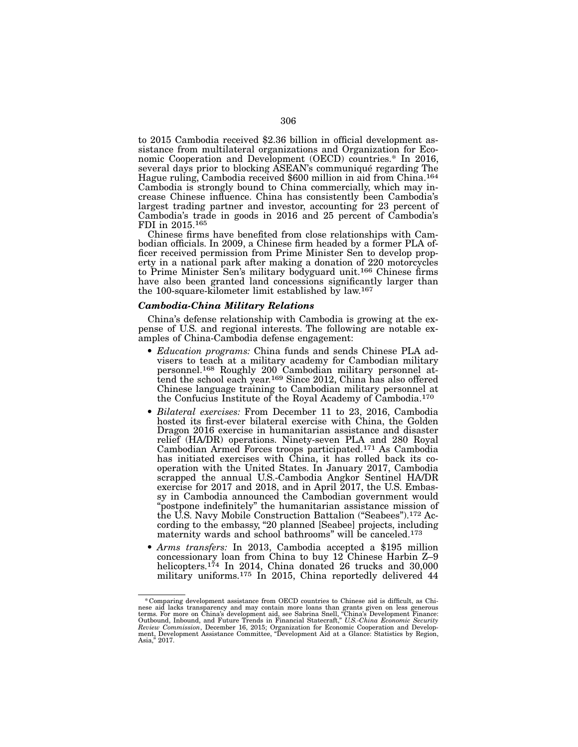to 2015 Cambodia received $2.36 billion in official development assistance from multilateral organizations and Organization for Economic Cooperation and Development (OECD) countries.* In 2016, several days prior to blocking ASEAN's communiqué regarding The Hague ruling, Cambodia received $600 million in aid from China.[164] Cambodia is strongly bound to China commercially, which may increase Chinese influence. China has consistently been Cambodia's largest trading partner and investor, accounting for 23 percent of Cambodia's trade in goods in 2016 and 25 percent of Cambodia's FDI in 2015.[165]

Chinese firms have benefited from close relationships with Cambodian officials. In 2009, a Chinese firm headed by a former PLA officer received permission from Prime Minister Sen to develop property in a national park after making a donation of 220 motorcycles to Prime Minister Sen's military bodyguard unit.[166] Chinese firms have also been granted land concessions significantly larger than the 100-square-kilometer limit established by law.[167]

### *Cambodia-China Military Relations*

China's defense relationship with Cambodia is growing at the expense of U.S. and regional interests. The following are notable examples of China-Cambodia defense engagement:

- *Education programs:* China funds and sends Chinese PLA advisers to teach at a military academy for Cambodian military personnel.[168] Roughly 200 Cambodian military personnel attend the school each year.[169] Since 2012, China has also offered Chinese language training to Cambodian military personnel at the Confucius Institute of the Royal Academy of Cambodia.[170]
- *Bilateral exercises:* From December 11 to 23, 2016, Cambodia hosted its first-ever bilateral exercise with China, the Golden Dragon 2016 exercise in humanitarian assistance and disaster relief (HA/DR) operations. Ninety-seven PLA and 280 Royal Cambodian Armed Forces troops participated.[171] As Cambodia has initiated exercises with China, it has rolled back its cooperation with the United States. In January 2017, Cambodia scrapped the annual U.S.-Cambodia Angkor Sentinel HA/DR exercise for 2017 and 2018, and in April 2017, the U.S. Embassy in Cambodia announced the Cambodian government would "postpone indefinitely" the humanitarian assistance mission of the U.S. Navy Mobile Construction Battalion ("Seabees").[172] According to the embassy, "20 planned [Seabee] projects, including maternity wards and school bathrooms" will be canceled.[173]
- *Arms transfers:* In 2013, Cambodia accepted a $195 million concessionary loan from China to buy 12 Chinese Harbin Z–9 helicopters.[174] In 2014, China donated 26 trucks and 30,000 military uniforms.[175] In 2015, China reportedly delivered 44

---

\* Comparing development assistance from OECD countries to Chinese aid is difficult, as Chinese aid lacks transparency and may contain more loans than grants given on less generous terms. For more on China's development aid, see Sabrina Snell, "China's Development Finance: Outbound, Inbound, and Future Trends in Financial Statecraft," *U.S.-China Economic Security Review Commission*, December 16, 2015; Organization for Economic Cooperation and Development, Development Assistance Committee, "Development Aid at a Glance: Statistics by Region, Asia," 2017.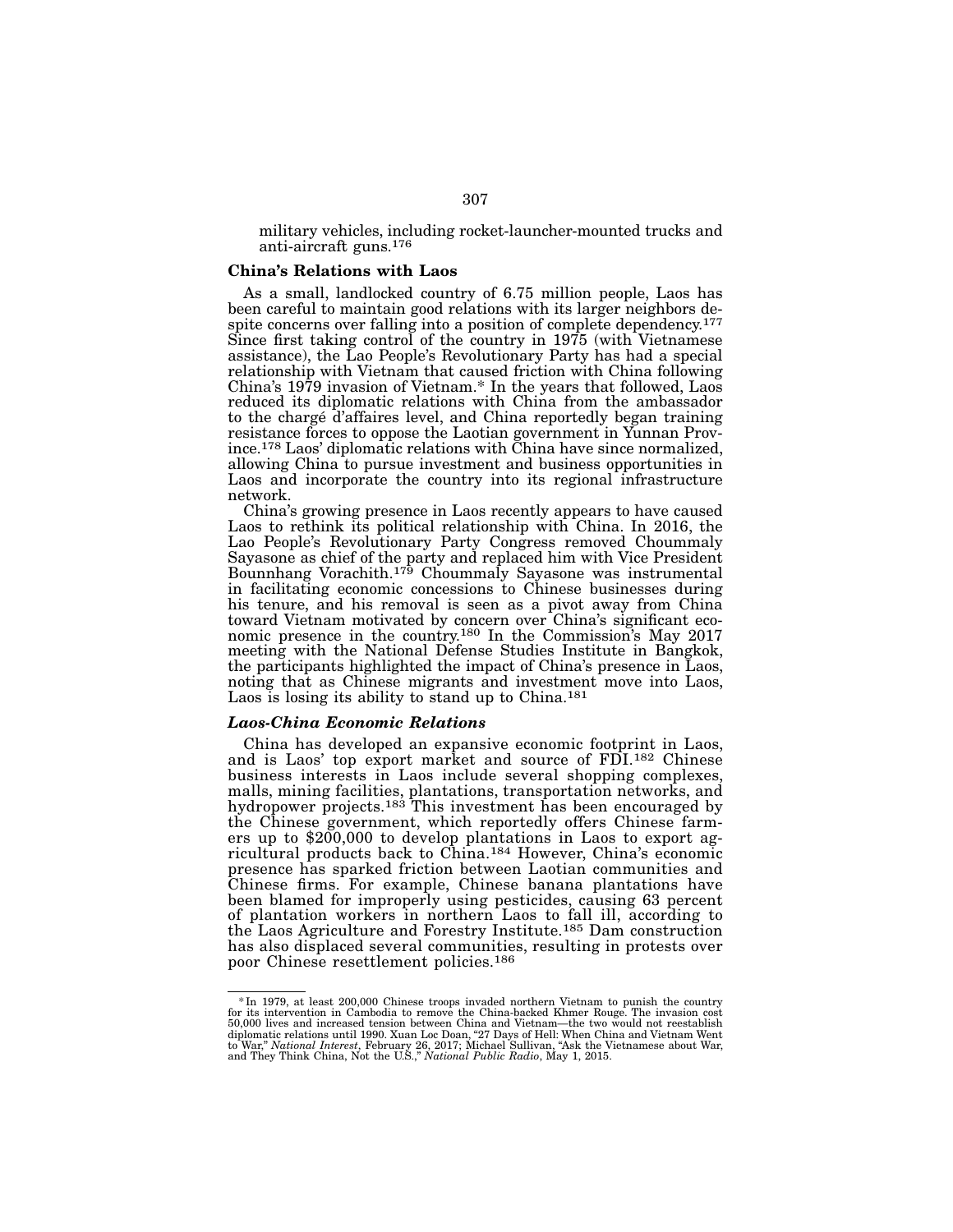military vehicles, including rocket-launcher-mounted trucks and anti-aircraft guns.[176]

**China's Relations with Laos**

As a small, landlocked country of 6.75 million people, Laos has been careful to maintain good relations with its larger neighbors despite concerns over falling into a position of complete dependency.[177] Since first taking control of the country in 1975 (with Vietnamese assistance), the Lao People's Revolutionary Party has had a special relationship with Vietnam that caused friction with China following China's 1979 invasion of Vietnam.* In the years that followed, Laos reduced its diplomatic relations with China from the ambassador to the chargé d'affaires level, and China reportedly began training resistance forces to oppose the Laotian government in Yunnan Province.[178] Laos' diplomatic relations with China have since normalized, allowing China to pursue investment and business opportunities in Laos and incorporate the country into its regional infrastructure network.

China's growing presence in Laos recently appears to have caused Laos to rethink its political relationship with China. In 2016, the Lao People's Revolutionary Party Congress removed Choummaly Sayasone as chief of the party and replaced him with Vice President Bounnhang Vorachith.[179] Choummaly Sayasone was instrumental in facilitating economic concessions to Chinese businesses during his tenure, and his removal is seen as a pivot away from China toward Vietnam motivated by concern over China's significant economic presence in the country.[180] In the Commission's May 2017 meeting with the National Defense Studies Institute in Bangkok, the participants highlighted the impact of China's presence in Laos, noting that as Chinese migrants and investment move into Laos, Laos is losing its ability to stand up to China.[181]

***Laos-China Economic Relations***

China has developed an expansive economic footprint in Laos, and is Laos' top export market and source of FDI.[182] Chinese business interests in Laos include several shopping complexes, malls, mining facilities, plantations, transportation networks, and hydropower projects.[183] This investment has been encouraged by the Chinese government, which reportedly offers Chinese farmers up to $200,000 to develop plantations in Laos to export agricultural products back to China.[184] However, China's economic presence has sparked friction between Laotian communities and Chinese firms. For example, Chinese banana plantations have been blamed for improperly using pesticides, causing 63 percent of plantation workers in northern Laos to fall ill, according to the Laos Agriculture and Forestry Institute.[185] Dam construction has also displaced several communities, resulting in protests over poor Chinese resettlement policies.[186]

---

*In 1979, at least 200,000 Chinese troops invaded northern Vietnam to punish the country for its intervention in Cambodia to remove the China-backed Khmer Rouge. The invasion cost 50,000 lives and increased tension between China and Vietnam—the two would not reestablish diplomatic relations until 1990. Xuan Loc Doan, "27 Days of Hell: When China and Vietnam Went to War," *National Interest*, February 26, 2017; Michael Sullivan, "Ask the Vietnamese about War, and They Think China, Not the U.S.," *National Public Radio*, May 1, 2015.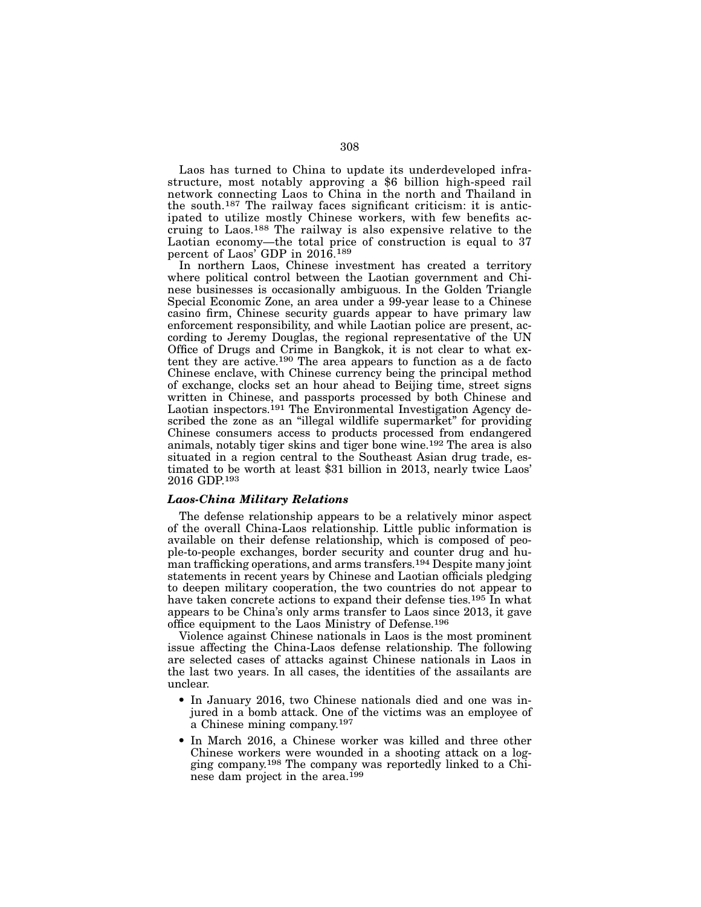Laos has turned to China to update its underdeveloped infrastructure, most notably approving a $6 billion high-speed rail network connecting Laos to China in the north and Thailand in the south.[187] The railway faces significant criticism: it is anticipated to utilize mostly Chinese workers, with few benefits accruing to Laos.[188] The railway is also expensive relative to the Laotian economy—the total price of construction is equal to 37 percent of Laos' GDP in 2016.[189]

In northern Laos, Chinese investment has created a territory where political control between the Laotian government and Chinese businesses is occasionally ambiguous. In the Golden Triangle Special Economic Zone, an area under a 99-year lease to a Chinese casino firm, Chinese security guards appear to have primary law enforcement responsibility, and while Laotian police are present, according to Jeremy Douglas, the regional representative of the UN Office of Drugs and Crime in Bangkok, it is not clear to what extent they are active.[190] The area appears to function as a de facto Chinese enclave, with Chinese currency being the principal method of exchange, clocks set an hour ahead to Beijing time, street signs written in Chinese, and passports processed by both Chinese and Laotian inspectors.[191] The Environmental Investigation Agency described the zone as an "illegal wildlife supermarket" for providing Chinese consumers access to products processed from endangered animals, notably tiger skins and tiger bone wine.[192] The area is also situated in a region central to the Southeast Asian drug trade, estimated to be worth at least $31 billion in 2013, nearly twice Laos' 2016 GDP.[193]

### *Laos-China Military Relations*

The defense relationship appears to be a relatively minor aspect of the overall China-Laos relationship. Little public information is available on their defense relationship, which is composed of people-to-people exchanges, border security and counter drug and human trafficking operations, and arms transfers.[194] Despite many joint statements in recent years by Chinese and Laotian officials pledging to deepen military cooperation, the two countries do not appear to have taken concrete actions to expand their defense ties.[195] In what appears to be China's only arms transfer to Laos since 2013, it gave office equipment to the Laos Ministry of Defense.[196]

Violence against Chinese nationals in Laos is the most prominent issue affecting the China-Laos defense relationship. The following are selected cases of attacks against Chinese nationals in Laos in the last two years. In all cases, the identities of the assailants are unclear.

- In January 2016, two Chinese nationals died and one was injured in a bomb attack. One of the victims was an employee of a Chinese mining company.[197]
- In March 2016, a Chinese worker was killed and three other Chinese workers were wounded in a shooting attack on a logging company.[198] The company was reportedly linked to a Chinese dam project in the area.[199]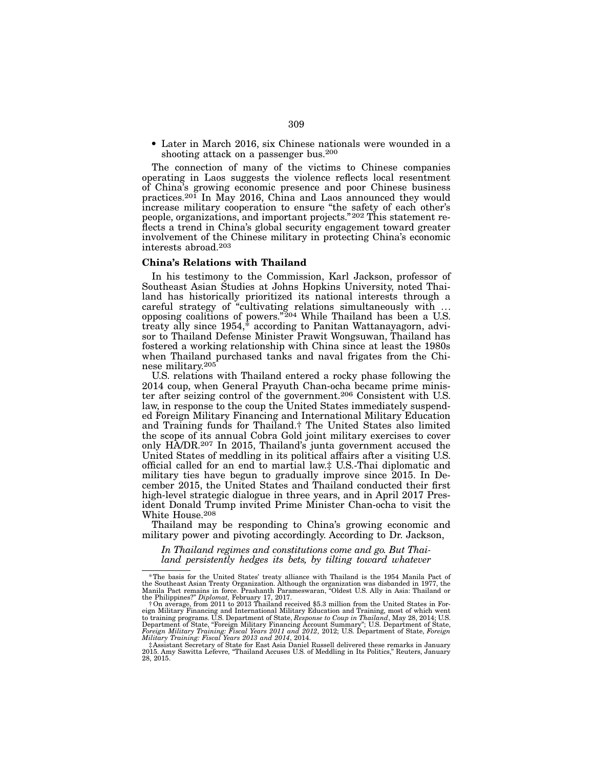- Later in March 2016, six Chinese nationals were wounded in a shooting attack on a passenger bus.[200]

The connection of many of the victims to Chinese companies operating in Laos suggests the violence reflects local resentment of China's growing economic presence and poor Chinese business practices.[201] In May 2016, China and Laos announced they would increase military cooperation to ensure "the safety of each other's people, organizations, and important projects."[202] This statement reflects a trend in China's global security engagement toward greater involvement of the Chinese military in protecting China's economic interests abroad.[203]

### China's Relations with Thailand

In his testimony to the Commission, Karl Jackson, professor of Southeast Asian Studies at Johns Hopkins University, noted Thailand has historically prioritized its national interests through a careful strategy of "cultivating relations simultaneously with … opposing coalitions of powers."[204] While Thailand has been a U.S. treaty ally since 1954,* according to Panitan Wattanayagorn, advisor to Thailand Defense Minister Prawit Wongsuwan, Thailand has fostered a working relationship with China since at least the 1980s when Thailand purchased tanks and naval frigates from the Chinese military.[205]

U.S. relations with Thailand entered a rocky phase following the 2014 coup, when General Prayuth Chan-ocha became prime minister after seizing control of the government.[206] Consistent with U.S. law, in response to the coup the United States immediately suspended Foreign Military Financing and International Military Education and Training funds for Thailand.† The United States also limited the scope of its annual Cobra Gold joint military exercises to cover only HA/DR.[207] In 2015, Thailand's junta government accused the United States of meddling in its political affairs after a visiting U.S. official called for an end to martial law.‡ U.S.-Thai diplomatic and military ties have begun to gradually improve since 2015. In December 2015, the United States and Thailand conducted their first high-level strategic dialogue in three years, and in April 2017 President Donald Trump invited Prime Minister Chan-ocha to visit the White House.[208]

Thailand may be responding to China's growing economic and military power and pivoting accordingly. According to Dr. Jackson,

> *In Thailand regimes and constitutions come and go. But Thailand persistently hedges its bets, by tilting toward whatever*

---

*The basis for the United States' treaty alliance with Thailand is the 1954 Manila Pact of the Southeast Asian Treaty Organization. Although the organization was disbanded in 1977, the Manila Pact remains in force. Prashanth Parameswaran, "Oldest U.S. Ally in Asia: Thailand or the Philippines?" *Diplomat,* February 17, 2017.

†On average, from 2011 to 2013 Thailand received $5.3 million from the United States in Foreign Military Financing and International Military Education and Training, most of which went to training programs. U.S. Department of State, *Response to Coup in Thailand*, May 28, 2014; U.S. Department of State, "Foreign Military Financing Account Summary"; U.S. Department of State, *Foreign Military Training: Fiscal Years 2011 and 2012*, 2012; U.S. Department of State, *Foreign Military Training: Fiscal Years 2013 and 2014*, 2014.

‡Assistant Secretary of State for East Asia Daniel Russell delivered these remarks in January 2015. Amy Sawitta Lefevre, "Thailand Accuses U.S. of Meddling in Its Politics," Reuters, January 28, 2015.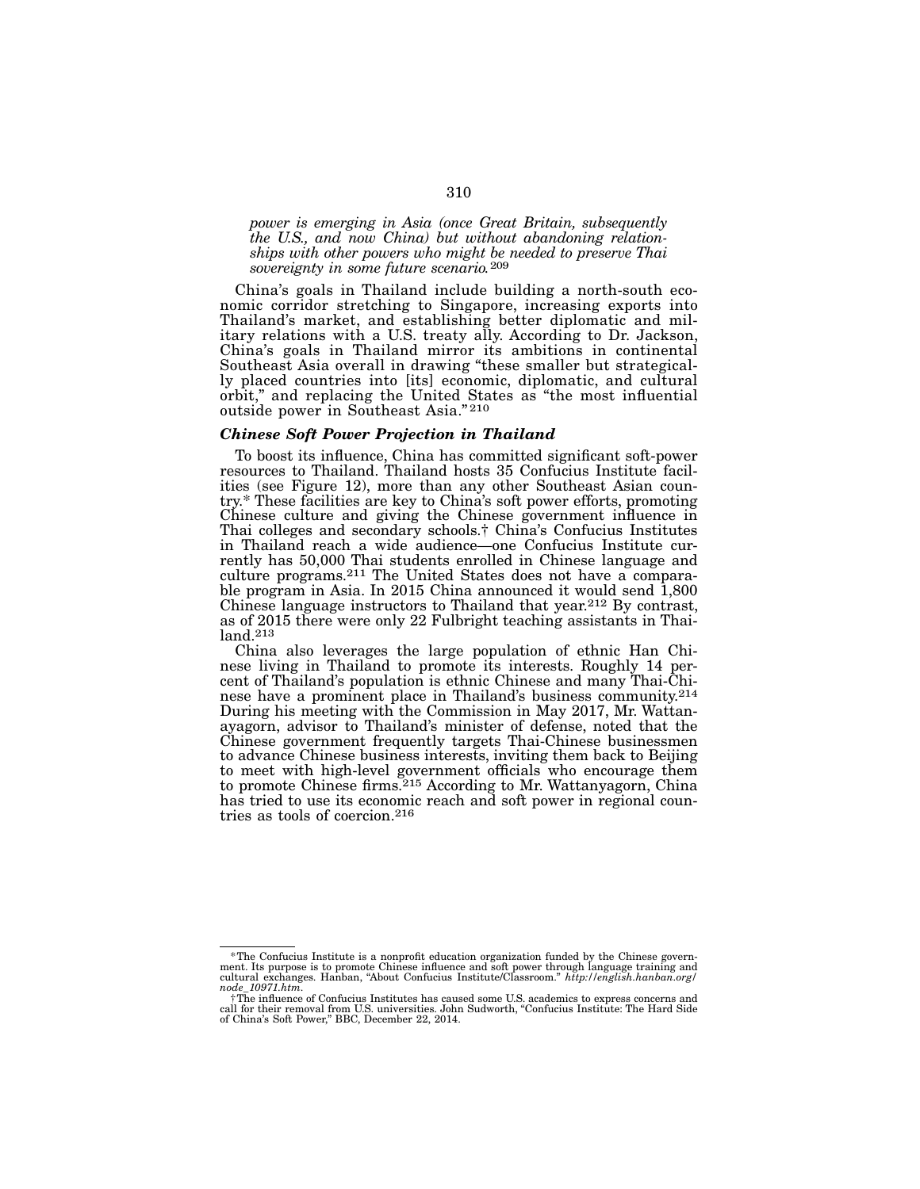*power is emerging in Asia (once Great Britain, subsequently the U.S., and now China) but without abandoning relationships with other powers who might be needed to preserve Thai sovereignty in some future scenario.*[209]

China's goals in Thailand include building a north-south economic corridor stretching to Singapore, increasing exports into Thailand's market, and establishing better diplomatic and military relations with a U.S. treaty ally. According to Dr. Jackson, China's goals in Thailand mirror its ambitions in continental Southeast Asia overall in drawing "these smaller but strategically placed countries into [its] economic, diplomatic, and cultural orbit," and replacing the United States as "the most influential outside power in Southeast Asia."[210]

### *Chinese Soft Power Projection in Thailand*

To boost its influence, China has committed significant soft-power resources to Thailand. Thailand hosts 35 Confucius Institute facilities (see Figure 12), more than any other Southeast Asian country.* These facilities are key to China's soft power efforts, promoting Chinese culture and giving the Chinese government influence in Thai colleges and secondary schools.† China's Confucius Institutes in Thailand reach a wide audience—one Confucius Institute currently has 50,000 Thai students enrolled in Chinese language and culture programs.[211] The United States does not have a comparable program in Asia. In 2015 China announced it would send 1,800 Chinese language instructors to Thailand that year.[212] By contrast, as of 2015 there were only 22 Fulbright teaching assistants in Thailand.[213]

China also leverages the large population of ethnic Han Chinese living in Thailand to promote its interests. Roughly 14 percent of Thailand's population is ethnic Chinese and many Thai-Chinese have a prominent place in Thailand's business community.[214] During his meeting with the Commission in May 2017, Mr. Wattanayagorn, advisor to Thailand's minister of defense, noted that the Chinese government frequently targets Thai-Chinese businessmen to advance Chinese business interests, inviting them back to Beijing to meet with high-level government officials who encourage them to promote Chinese firms.[215] According to Mr. Wattanyagorn, China has tried to use its economic reach and soft power in regional countries as tools of coercion.[216]

---

* The Confucius Institute is a nonprofit education organization funded by the Chinese government. Its purpose is to promote Chinese influence and soft power through language training and cultural exchanges. Hanban, "About Confucius Institute/Classroom." *http://english.hanban.org/node_10971.htm*.

† The influence of Confucius Institutes has caused some U.S. academics to express concerns and call for their removal from U.S. universities. John Sudworth, "Confucius Institute: The Hard Side of China's Soft Power," BBC, December 22, 2014.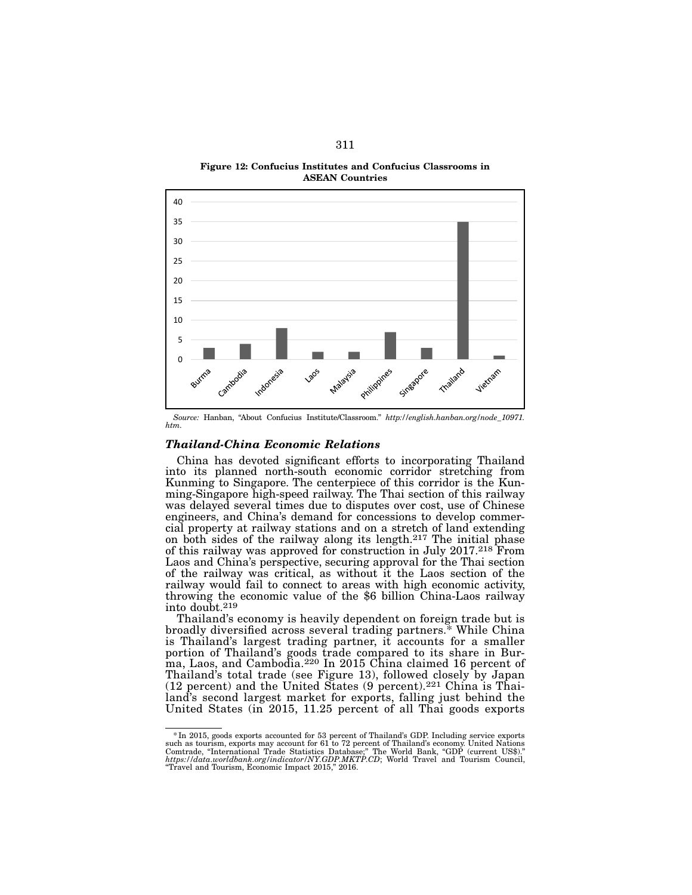**Figure 12: Confucius Institutes and Confucius Classrooms in ASEAN Countries**

| Country | Number |
|---|---|
| Burma | 3 |
| Cambodia | 4 |
| Indonesia | 8 |
| Laos | 2 |
| Malaysia | 2 |
| Philippines | 7 |
| Singapore | 3 |
| Thailand | 35 |
| Vietnam | 1 |

*Source:* Hanban, "About Confucius Institute/Classroom." *http://english.hanban.org/node_10971.htm.*

### *Thailand-China Economic Relations*

China has devoted significant efforts to incorporating Thailand into its planned north-south economic corridor stretching from Kunming to Singapore. The centerpiece of this corridor is the Kunming-Singapore high-speed railway. The Thai section of this railway was delayed several times due to disputes over cost, use of Chinese engineers, and China's demand for concessions to develop commercial property at railway stations and on a stretch of land extending on both sides of the railway along its length.[217] The initial phase of this railway was approved for construction in July 2017.[218] From Laos and China's perspective, securing approval for the Thai section of the railway was critical, as without it the Laos section of the railway would fail to connect to areas with high economic activity, throwing the economic value of the $6 billion China-Laos railway into doubt.[219]

Thailand's economy is heavily dependent on foreign trade but is broadly diversified across several trading partners.* While China is Thailand's largest trading partner, it accounts for a smaller portion of Thailand's goods trade compared to its share in Burma, Laos, and Cambodia.[220] In 2015 China claimed 16 percent of Thailand's total trade (see Figure 13), followed closely by Japan (12 percent) and the United States (9 percent).[221] China is Thailand's second largest market for exports, falling just behind the United States (in 2015, 11.25 percent of all Thai goods exports

---

\* In 2015, goods exports accounted for 53 percent of Thailand's GDP. Including service exports such as tourism, exports may account for 61 to 72 percent of Thailand's economy. United Nations Comtrade, "International Trade Statistics Database;" The World Bank, "GDP (current US$)." *https://data.worldbank.org/indicator/NY.GDP.MKTP.CD*; World Travel and Tourism Council, "Travel and Tourism, Economic Impact 2015," 2016.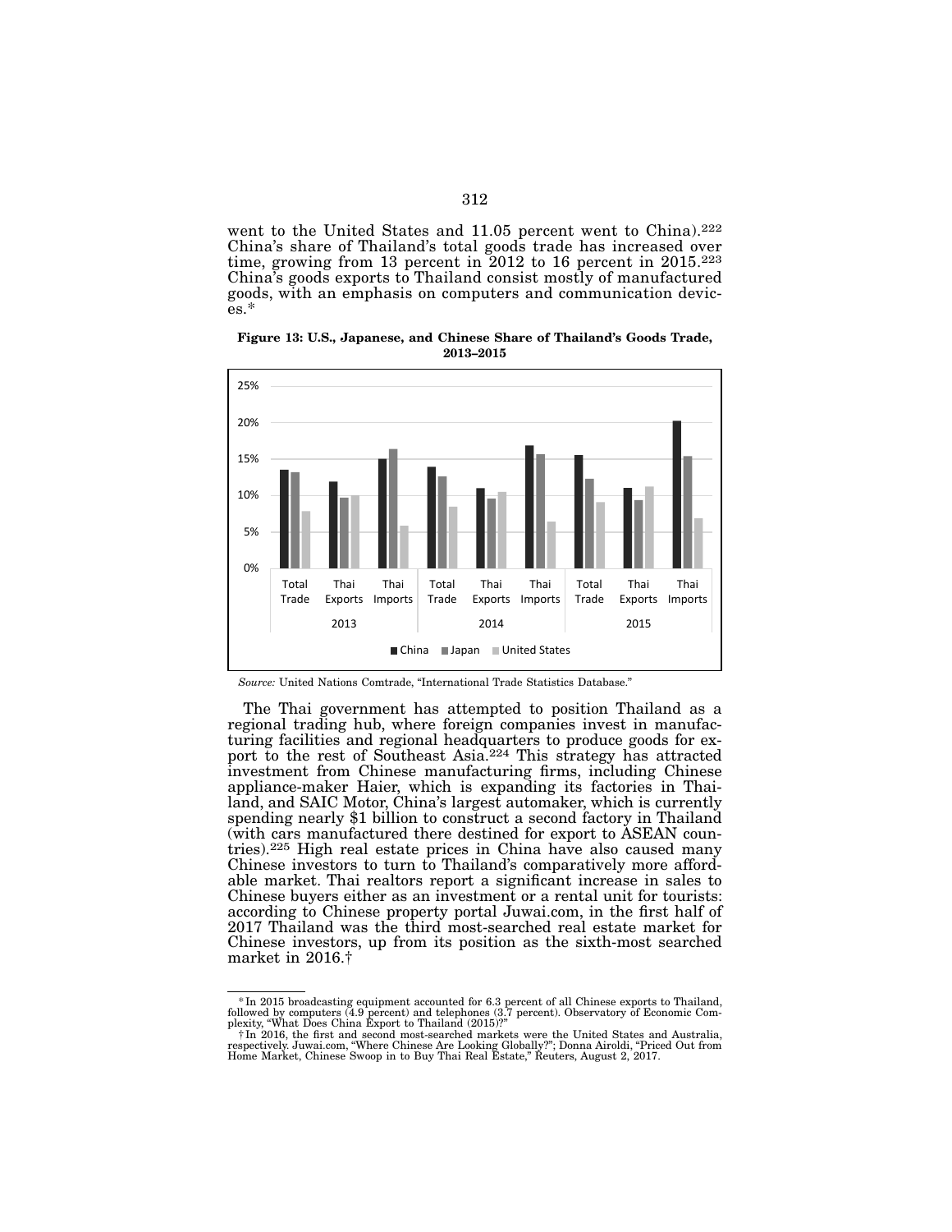went to the United States and 11.05 percent went to China).[222] China's share of Thailand's total goods trade has increased over time, growing from 13 percent in 2012 to 16 percent in 2015.[223] China's goods exports to Thailand consist mostly of manufactured goods, with an emphasis on computers and communication devices.*

**Figure 13: U.S., Japanese, and Chinese Share of Thailand's Goods Trade, 2013–2015**

*Source:* United Nations Comtrade, "International Trade Statistics Database."

The Thai government has attempted to position Thailand as a regional trading hub, where foreign companies invest in manufacturing facilities and regional headquarters to produce goods for export to the rest of Southeast Asia.[224] This strategy has attracted investment from Chinese manufacturing firms, including Chinese appliance-maker Haier, which is expanding its factories in Thailand, and SAIC Motor, China's largest automaker, which is currently spending nearly $1 billion to construct a second factory in Thailand (with cars manufactured there destined for export to ASEAN countries).[225] High real estate prices in China have also caused many Chinese investors to turn to Thailand's comparatively more affordable market. Thai realtors report a significant increase in sales to Chinese buyers either as an investment or a rental unit for tourists: according to Chinese property portal Juwai.com, in the first half of 2017 Thailand was the third most-searched real estate market for Chinese investors, up from its position as the sixth-most searched market in 2016.†

---

\* In 2015 broadcasting equipment accounted for 6.3 percent of all Chinese exports to Thailand, followed by computers (4.9 percent) and telephones (3.7 percent). Observatory of Economic Complexity, "What Does China Export to Thailand (2015)?"

† In 2016, the first and second most-searched markets were the United States and Australia, respectively. Juwai.com, "Where Chinese Are Looking Globally?"; Donna Airoldi, "Priced Out from Home Market, Chinese Swoop in to Buy Thai Real Estate," Reuters, August 2, 2017.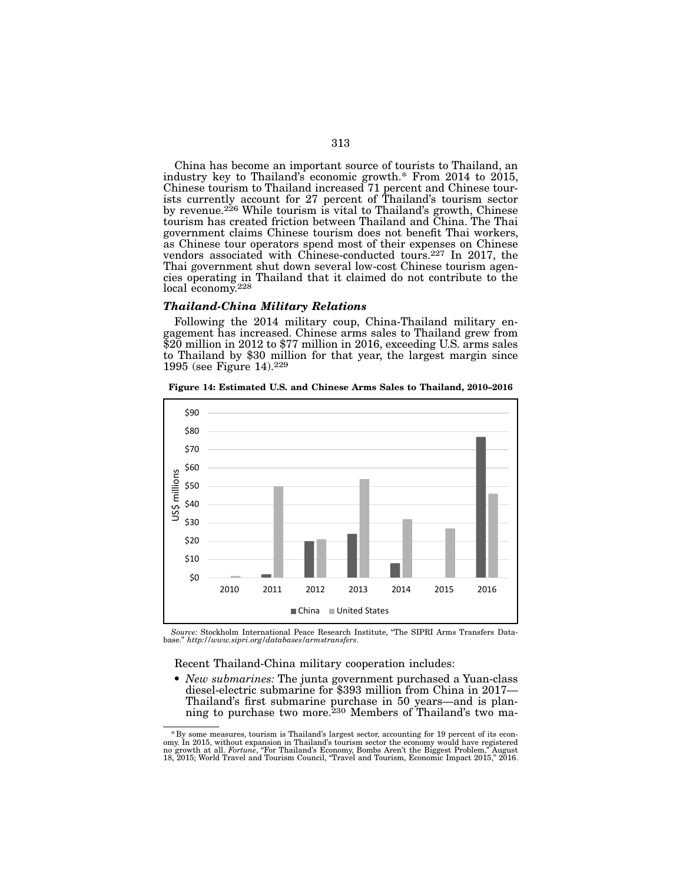China has become an important source of tourists to Thailand, an industry key to Thailand's economic growth.* From 2014 to 2015, Chinese tourism to Thailand increased 71 percent and Chinese tourists currently account for 27 percent of Thailand's tourism sector by revenue.[226] While tourism is vital to Thailand's growth, Chinese tourism has created friction between Thailand and China. The Thai government claims Chinese tourism does not benefit Thai workers, as Chinese tour operators spend most of their expenses on Chinese vendors associated with Chinese-conducted tours.[227] In 2017, the Thai government shut down several low-cost Chinese tourism agencies operating in Thailand that it claimed do not contribute to the local economy.[228]

### *Thailand-China Military Relations*

Following the 2014 military coup, China-Thailand military engagement has increased. Chinese arms sales to Thailand grew from $20 million in 2012 to $77 million in 2016, exceeding U.S. arms sales to Thailand by $30 million for that year, the largest margin since 1995 (see Figure 14).[229]

**Figure 14: Estimated U.S. and Chinese Arms Sales to Thailand, 2010–2016**

*Source:* Stockholm International Peace Research Institute, "The SIPRI Arms Transfers Database." *http://www.sipri.org/databases/armstransfers*.

Recent Thailand-China military cooperation includes:

- *New submarines:* The junta government purchased a Yuan-class diesel-electric submarine for $393 million from China in 2017—Thailand's first submarine purchase in 50 years—and is planning to purchase two more.[230] Members of Thailand's two ma-

---

\* By some measures, tourism is Thailand's largest sector, accounting for 19 percent of its economy. In 2015, without expansion in Thailand's tourism sector the economy would have registered no growth at all. *Fortune*, "For Thailand's Economy, Bombs Aren't the Biggest Problem," August 18, 2015; World Travel and Tourism Council, "Travel and Tourism, Economic Impact 2015," 2016.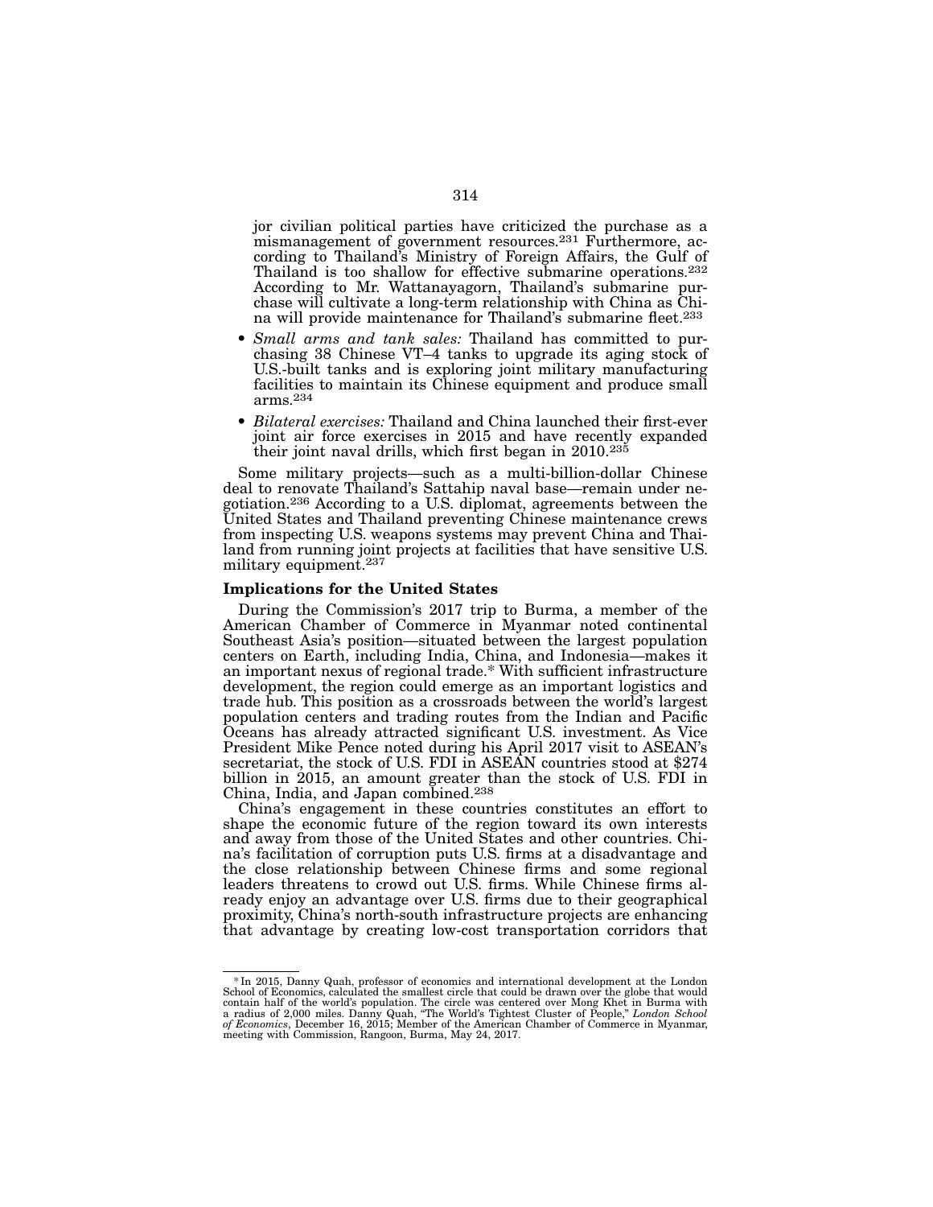jor civilian political parties have criticized the purchase as a mismanagement of government resources.[231] Furthermore, according to Thailand's Ministry of Foreign Affairs, the Gulf of Thailand is too shallow for effective submarine operations.[232] According to Mr. Wattanayagorn, Thailand's submarine purchase will cultivate a long-term relationship with China as China will provide maintenance for Thailand's submarine fleet.[233]

- *Small arms and tank sales:* Thailand has committed to purchasing 38 Chinese VT–4 tanks to upgrade its aging stock of U.S.-built tanks and is exploring joint military manufacturing facilities to maintain its Chinese equipment and produce small arms.[234]
- *Bilateral exercises:* Thailand and China launched their first-ever joint air force exercises in 2015 and have recently expanded their joint naval drills, which first began in 2010.[235]

Some military projects—such as a multi-billion-dollar Chinese deal to renovate Thailand's Sattahip naval base—remain under negotiation.[236] According to a U.S. diplomat, agreements between the United States and Thailand preventing Chinese maintenance crews from inspecting U.S. weapons systems may prevent China and Thailand from running joint projects at facilities that have sensitive U.S. military equipment.[237]

### Implications for the United States

During the Commission's 2017 trip to Burma, a member of the American Chamber of Commerce in Myanmar noted continental Southeast Asia's position—situated between the largest population centers on Earth, including India, China, and Indonesia—makes it an important nexus of regional trade.* With sufficient infrastructure development, the region could emerge as an important logistics and trade hub. This position as a crossroads between the world's largest population centers and trading routes from the Indian and Pacific Oceans has already attracted significant U.S. investment. As Vice President Mike Pence noted during his April 2017 visit to ASEAN's secretariat, the stock of U.S. FDI in ASEAN countries stood at $274 billion in 2015, an amount greater than the stock of U.S. FDI in China, India, and Japan combined.[238]

China's engagement in these countries constitutes an effort to shape the economic future of the region toward its own interests and away from those of the United States and other countries. China's facilitation of corruption puts U.S. firms at a disadvantage and the close relationship between Chinese firms and some regional leaders threatens to crowd out U.S. firms. While Chinese firms already enjoy an advantage over U.S. firms due to their geographical proximity, China's north-south infrastructure projects are enhancing that advantage by creating low-cost transportation corridors that

---

* In 2015, Danny Quah, professor of economics and international development at the London School of Economics, calculated the smallest circle that could be drawn over the globe that would contain half of the world's population. The circle was centered over Mong Khet in Burma with a radius of 2,000 miles. Danny Quah, "The World's Tightest Cluster of People," *London School of Economics*, December 16, 2015; Member of the American Chamber of Commerce in Myanmar, meeting with Commission, Rangoon, Burma, May 24, 2017.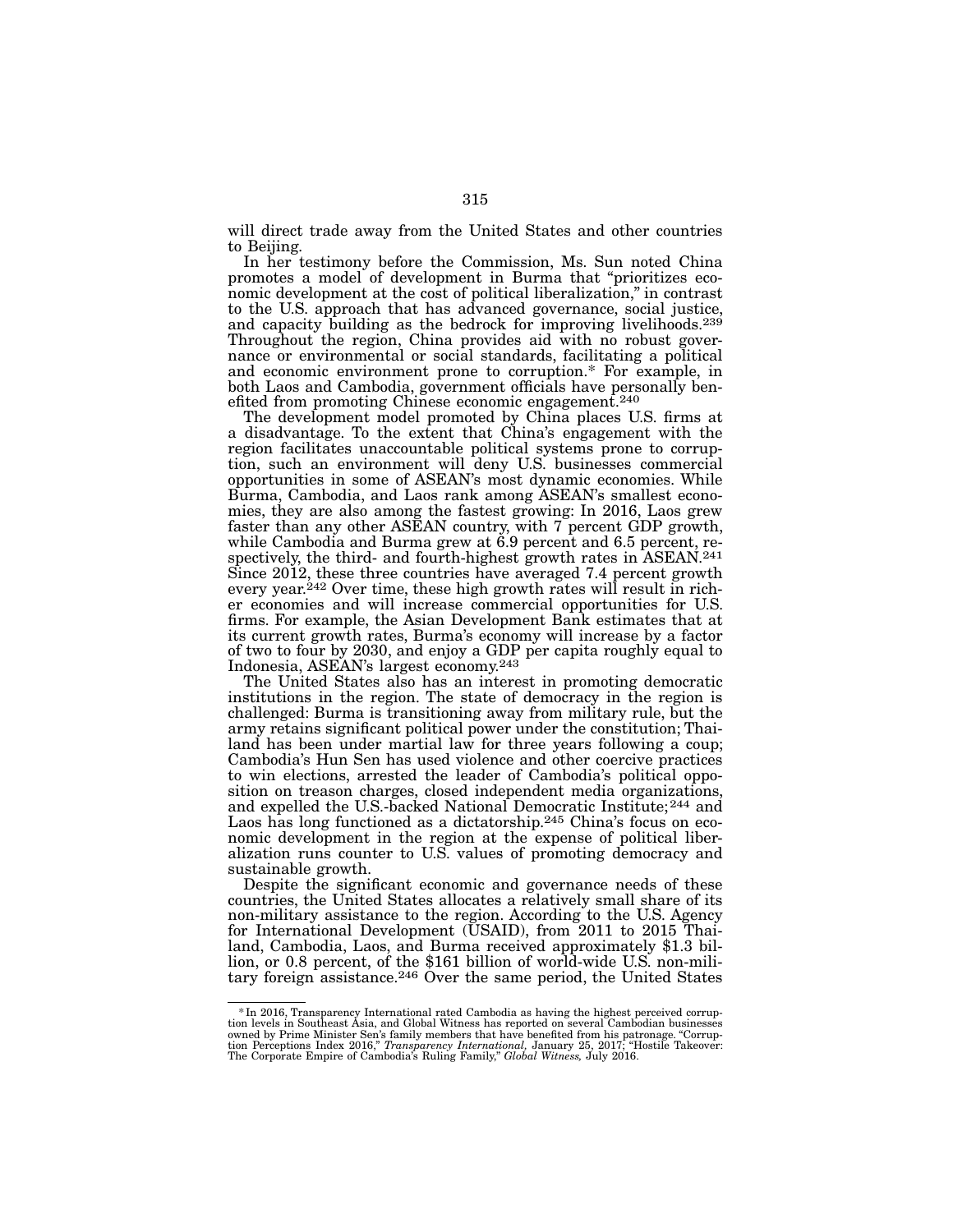will direct trade away from the United States and other countries to Beijing.

In her testimony before the Commission, Ms. Sun noted China promotes a model of development in Burma that "prioritizes economic development at the cost of political liberalization," in contrast to the U.S. approach that has advanced governance, social justice, and capacity building as the bedrock for improving livelihoods.[239] Throughout the region, China provides aid with no robust governance or environmental or social standards, facilitating a political and economic environment prone to corruption.* For example, in both Laos and Cambodia, government officials have personally benefited from promoting Chinese economic engagement.[240]

The development model promoted by China places U.S. firms at a disadvantage. To the extent that China's engagement with the region facilitates unaccountable political systems prone to corruption, such an environment will deny U.S. businesses commercial opportunities in some of ASEAN's most dynamic economies. While Burma, Cambodia, and Laos rank among ASEAN's smallest economies, they are also among the fastest growing: In 2016, Laos grew faster than any other ASEAN country, with 7 percent GDP growth, while Cambodia and Burma grew at 6.9 percent and 6.5 percent, respectively, the third- and fourth-highest growth rates in ASEAN.[241] Since 2012, these three countries have averaged 7.4 percent growth every year.[242] Over time, these high growth rates will result in richer economies and will increase commercial opportunities for U.S. firms. For example, the Asian Development Bank estimates that at its current growth rates, Burma's economy will increase by a factor of two to four by 2030, and enjoy a GDP per capita roughly equal to Indonesia, ASEAN's largest economy.[243]

The United States also has an interest in promoting democratic institutions in the region. The state of democracy in the region is challenged: Burma is transitioning away from military rule, but the army retains significant political power under the constitution; Thailand has been under martial law for three years following a coup; Cambodia's Hun Sen has used violence and other coercive practices to win elections, arrested the leader of Cambodia's political opposition on treason charges, closed independent media organizations, and expelled the U.S.-backed National Democratic Institute;[244] and Laos has long functioned as a dictatorship.[245] China's focus on economic development in the region at the expense of political liberalization runs counter to U.S. values of promoting democracy and sustainable growth.

Despite the significant economic and governance needs of these countries, the United States allocates a relatively small share of its non-military assistance to the region. According to the U.S. Agency for International Development (USAID), from 2011 to 2015 Thailand, Cambodia, Laos, and Burma received approximately $1.3 billion, or 0.8 percent, of the $161 billion of world-wide U.S. non-military foreign assistance.[246] Over the same period, the United States

---

*In 2016, Transparency International rated Cambodia as having the highest perceived corruption levels in Southeast Asia, and Global Witness has reported on several Cambodian businesses owned by Prime Minister Sen's family members that have benefited from his patronage. "Corruption Perceptions Index 2016," *Transparency International,* January 25, 2017; "Hostile Takeover: The Corporate Empire of Cambodia's Ruling Family," *Global Witness,* July 2016.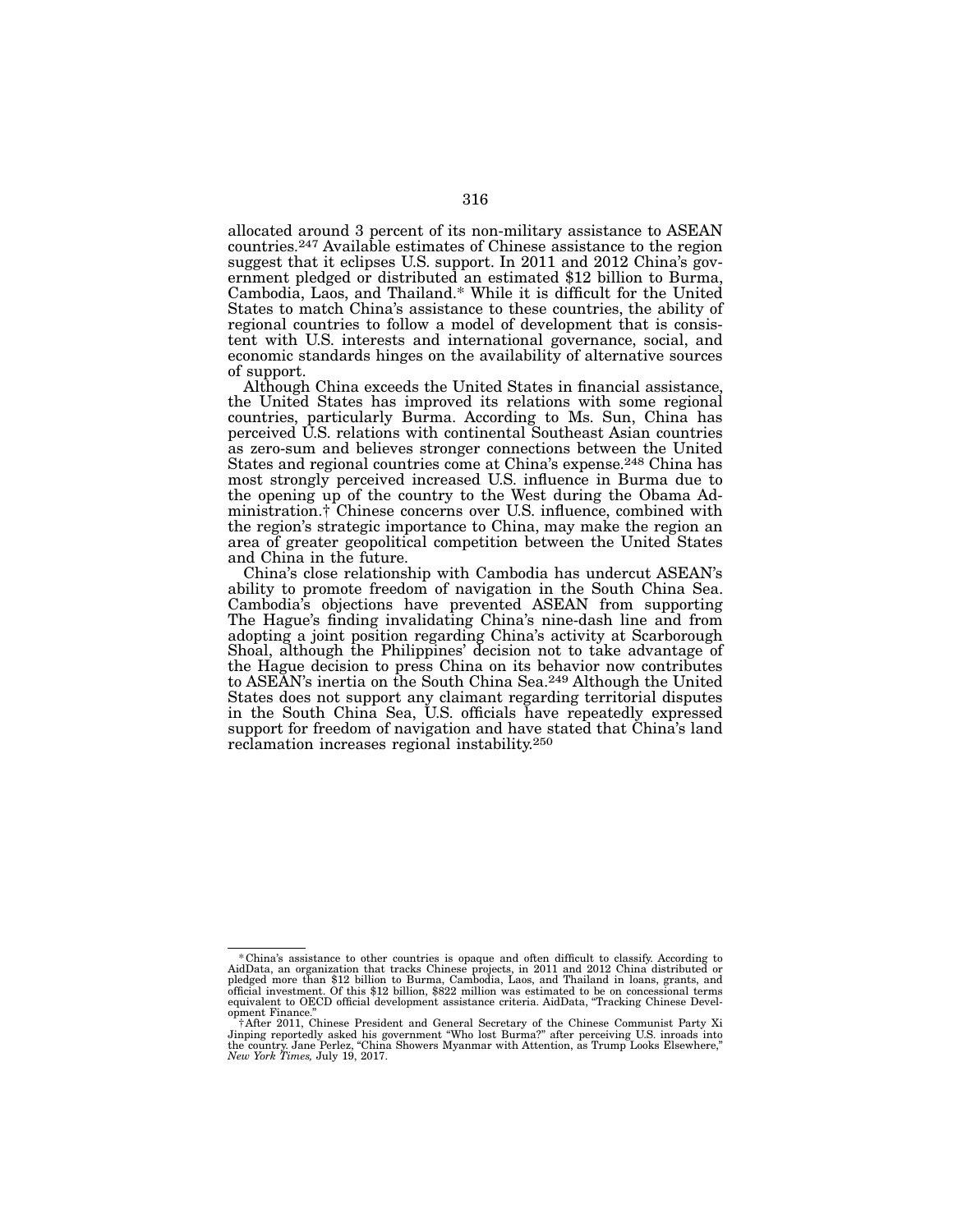allocated around 3 percent of its non-military assistance to ASEAN countries.[247] Available estimates of Chinese assistance to the region suggest that it eclipses U.S. support. In 2011 and 2012 China's government pledged or distributed an estimated $12 billion to Burma, Cambodia, Laos, and Thailand.* While it is difficult for the United States to match China's assistance to these countries, the ability of regional countries to follow a model of development that is consistent with U.S. interests and international governance, social, and economic standards hinges on the availability of alternative sources of support.

Although China exceeds the United States in financial assistance, the United States has improved its relations with some regional countries, particularly Burma. According to Ms. Sun, China has perceived U.S. relations with continental Southeast Asian countries as zero-sum and believes stronger connections between the United States and regional countries come at China's expense.[248] China has most strongly perceived increased U.S. influence in Burma due to the opening up of the country to the West during the Obama Administration.† Chinese concerns over U.S. influence, combined with the region's strategic importance to China, may make the region an area of greater geopolitical competition between the United States and China in the future.

China's close relationship with Cambodia has undercut ASEAN's ability to promote freedom of navigation in the South China Sea. Cambodia's objections have prevented ASEAN from supporting The Hague's finding invalidating China's nine-dash line and from adopting a joint position regarding China's activity at Scarborough Shoal, although the Philippines' decision not to take advantage of the Hague decision to press China on its behavior now contributes to ASEAN's inertia on the South China Sea.[249] Although the United States does not support any claimant regarding territorial disputes in the South China Sea, U.S. officials have repeatedly expressed support for freedom of navigation and have stated that China's land reclamation increases regional instability.[250]

---

*China's assistance to other countries is opaque and often difficult to classify. According to AidData, an organization that tracks Chinese projects, in 2011 and 2012 China distributed or pledged more than $12 billion to Burma, Cambodia, Laos, and Thailand in loans, grants, and official investment. Of this $12 billion, $822 million was estimated to be on concessional terms equivalent to OECD official development assistance criteria. AidData, "Tracking Chinese Development Finance."

†After 2011, Chinese President and General Secretary of the Chinese Communist Party Xi Jinping reportedly asked his government "Who lost Burma?" after perceiving U.S. inroads into the country. Jane Perlez, "China Showers Myanmar with Attention, as Trump Looks Elsewhere," *New York Times,* July 19, 2017.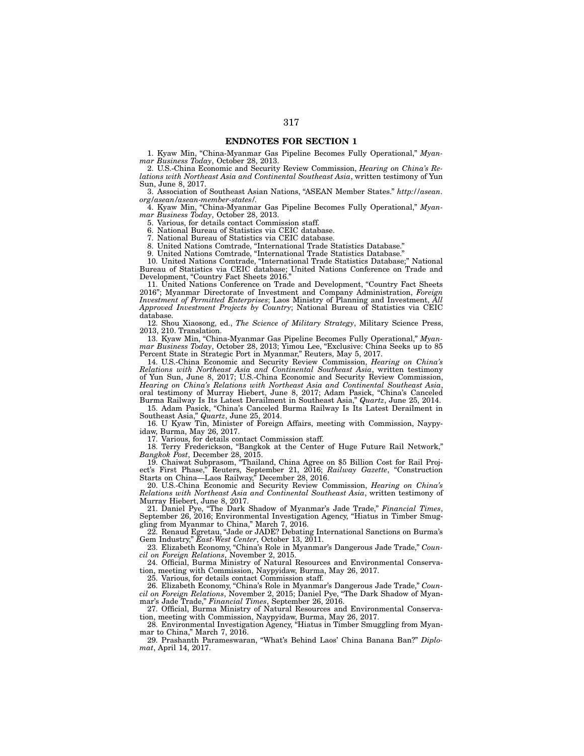## ENDNOTES FOR SECTION 1

1. Kyaw Min, "China-Myanmar Gas Pipeline Becomes Fully Operational," *Myanmar Business Today*, October 28, 2013.
2. U.S.-China Economic and Security Review Commission, *Hearing on China's Relations with Northeast Asia and Continental Southeast Asia*, written testimony of Yun Sun, June 8, 2017.
3. Association of Southeast Asian Nations, "ASEAN Member States." *http://asean.org/asean/asean-member-states/*.
4. Kyaw Min, "China-Myanmar Gas Pipeline Becomes Fully Operational," *Myanmar Business Today*, October 28, 2013.
5. Various, for details contact Commission staff.
6. National Bureau of Statistics via CEIC database.
7. National Bureau of Statistics via CEIC database.
8. United Nations Comtrade, "International Trade Statistics Database."
9. United Nations Comtrade, "International Trade Statistics Database."
10. United Nations Comtrade, "International Trade Statistics Database;" National Bureau of Statistics via CEIC database; United Nations Conference on Trade and Development, "Country Fact Sheets 2016."
11. United Nations Conference on Trade and Development, "Country Fact Sheets 2016"; Myanmar Directorate of Investment and Company Administration, *Foreign Investment of Permitted Enterprises*; Laos Ministry of Planning and Investment, *All Approved Investment Projects by Country*; National Bureau of Statistics via CEIC database.
12. Shou Xiaosong, ed., *The Science of Military Strategy*, Military Science Press, 2013, 210. Translation.
13. Kyaw Min, "China-Myanmar Gas Pipeline Becomes Fully Operational," *Myanmar Business Today*, October 28, 2013; Yimou Lee, "Exclusive: China Seeks up to 85 Percent State in Strategic Port in Myanmar," Reuters, May 5, 2017.
14. U.S.-China Economic and Security Review Commission, *Hearing on China's Relations with Northeast Asia and Continental Southeast Asia*, written testimony of Yun Sun, June 8, 2017; U.S.-China Economic and Security Review Commission, *Hearing on China's Relations with Northeast Asia and Continental Southeast Asia*, oral testimony of Murray Hiebert, June 8, 2017; Adam Pasick, "China's Canceled Burma Railway Is Its Latest Derailment in Southeast Asia," *Quartz*, June 25, 2014.
15. Adam Pasick, "China's Canceled Burma Railway Is Its Latest Derailment in Southeast Asia," *Quartz*, June 25, 2014.
16. U Kyaw Tin, Minister of Foreign Affairs, meeting with Commission, Naypyidaw, Burma, May 26, 2017.
17. Various, for details contact Commission staff.
18. Terry Frederickson, "Bangkok at the Center of Huge Future Rail Network," *Bangkok Post*, December 28, 2015.
19. Chaiwat Subprasom, "Thailand, China Agree on $5 Billion Cost for Rail Project's First Phase," Reuters, September 21, 2016; *Railway Gazette*, "Construction Starts on China—Laos Railway," December 28, 2016.
20. U.S.-China Economic and Security Review Commission, *Hearing on China's Relations with Northeast Asia and Continental Southeast Asia*, written testimony of Murray Hiebert, June 8, 2017.
21. Daniel Pye, "The Dark Shadow of Myanmar's Jade Trade," *Financial Times*, September 26, 2016; Environmental Investigation Agency, "Hiatus in Timber Smuggling from Myanmar to China," March 7, 2016.
22. Renaud Egretau, "Jade or JADE? Debating International Sanctions on Burma's Gem Industry," *East-West Center*, October 13, 2011.
23. Elizabeth Economy, "China's Role in Myanmar's Dangerous Jade Trade," *Council on Foreign Relations*, November 2, 2015.
24. Official, Burma Ministry of Natural Resources and Environmental Conservation, meeting with Commission, Naypyidaw, Burma, May 26, 2017.
25. Various, for details contact Commission staff.
26. Elizabeth Economy, "China's Role in Myanmar's Dangerous Jade Trade," *Council on Foreign Relations*, November 2, 2015; Daniel Pye, "The Dark Shadow of Myanmar's Jade Trade," *Financial Times*, September 26, 2016.
27. Official, Burma Ministry of Natural Resources and Environmental Conservation, meeting with Commission, Naypyidaw, Burma, May 26, 2017.
28. Environmental Investigation Agency, "Hiatus in Timber Smuggling from Myanmar to China," March 7, 2016.
29. Prashanth Parameswaran, "What's Behind Laos' China Banana Ban?" *Diplomat*, April 14, 2017.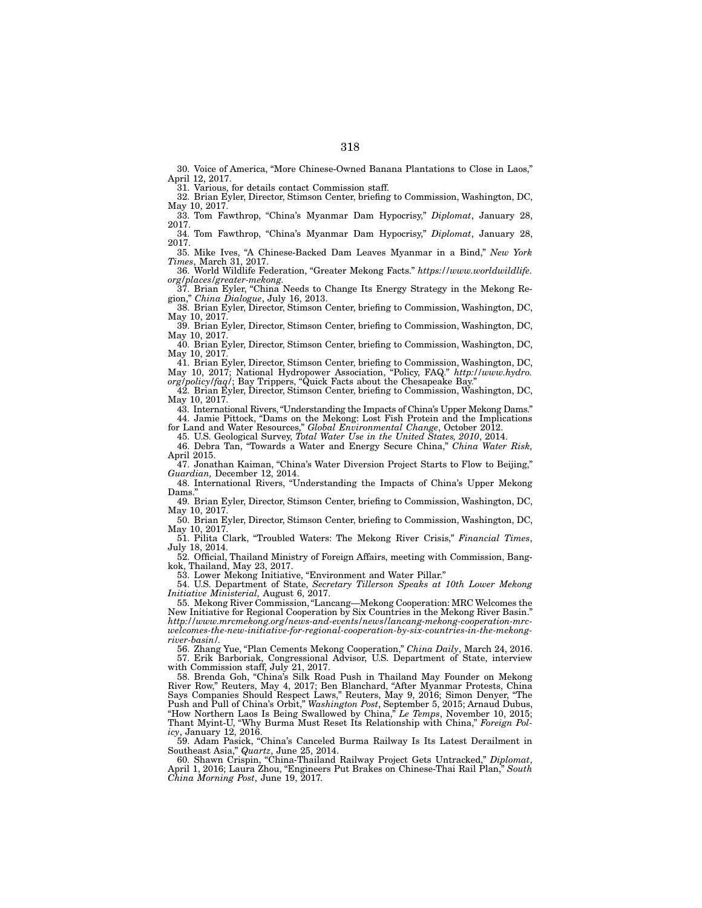30. Voice of America, "More Chinese-Owned Banana Plantations to Close in Laos," April 12, 2017.

31. Various, for details contact Commission staff.

32. Brian Eyler, Director, Stimson Center, briefing to Commission, Washington, DC, May 10, 2017.

33. Tom Fawthrop, "China's Myanmar Dam Hypocrisy," *Diplomat*, January 28, 2017.

34. Tom Fawthrop, "China's Myanmar Dam Hypocrisy," *Diplomat*, January 28, 2017.

35. Mike Ives, "A Chinese-Backed Dam Leaves Myanmar in a Bind," *New York Times*, March 31, 2017.

36. World Wildlife Federation, "Greater Mekong Facts." *https://www.worldwildlife.org/places/greater-mekong.*

37. Brian Eyler, "China Needs to Change Its Energy Strategy in the Mekong Region," *China Dialogue*, July 16, 2013.

38. Brian Eyler, Director, Stimson Center, briefing to Commission, Washington, DC, May 10, 2017.

39. Brian Eyler, Director, Stimson Center, briefing to Commission, Washington, DC, May 10, 2017.

40. Brian Eyler, Director, Stimson Center, briefing to Commission, Washington, DC, May 10, 2017.

41. Brian Eyler, Director, Stimson Center, briefing to Commission, Washington, DC, May 10, 2017; National Hydropower Association, "Policy, FAQ." *http://www.hydro.org/policy/faq/*; Bay Trippers, "Quick Facts about the Chesapeake Bay."

42. Brian Eyler, Director, Stimson Center, briefing to Commission, Washington, DC, May 10, 2017.

43. International Rivers, "Understanding the Impacts of China's Upper Mekong Dams."

44. Jamie Pittock, "Dams on the Mekong: Lost Fish Protein and the Implications for Land and Water Resources," *Global Environmental Change*, October 2012.

45. U.S. Geological Survey, *Total Water Use in the United States, 2010*, 2014.

46. Debra Tan, "Towards a Water and Energy Secure China," *China Water Risk,* April 2015.

47. Jonathan Kaiman, "China's Water Diversion Project Starts to Flow to Beijing," *Guardian,* December 12, 2014.

48. International Rivers, "Understanding the Impacts of China's Upper Mekong Dams."

49. Brian Eyler, Director, Stimson Center, briefing to Commission, Washington, DC, May 10, 2017.

50. Brian Eyler, Director, Stimson Center, briefing to Commission, Washington, DC, May 10, 2017.

51. Pilita Clark, "Troubled Waters: The Mekong River Crisis," *Financial Times*, July 18, 2014.

52. Official, Thailand Ministry of Foreign Affairs, meeting with Commission, Bangkok, Thailand, May 23, 2017.

53. Lower Mekong Initiative, "Environment and Water Pillar."

54. U.S. Department of State, *Secretary Tillerson Speaks at 10th Lower Mekong Initiative Ministerial,* August 6, 2017.

55. Mekong River Commission, "Lancang—Mekong Cooperation: MRC Welcomes the New Initiative for Regional Cooperation by Six Countries in the Mekong River Basin." *http://www.mrcmekong.org/news-and-events/news/lancang-mekong-cooperation-mrc-welcomes-the-new-initiative-for-regional-cooperation-by-six-countries-in-the-mekong-river-basin/.*

56. Zhang Yue, "Plan Cements Mekong Cooperation," *China Daily*, March 24, 2016.

57. Erik Barboriak, Congressional Advisor, U.S. Department of State, interview with Commission staff, July 21, 2017.

58. Brenda Goh, "China's Silk Road Push in Thailand May Founder on Mekong River Row," Reuters, May 4, 2017; Ben Blanchard, "After Myanmar Protests, China Says Companies Should Respect Laws," Reuters, May 9, 2016; Simon Denyer, "The Push and Pull of China's Orbit," *Washington Post*, September 5, 2015; Arnaud Dubus, "How Northern Laos Is Being Swallowed by China," *Le Temps*, November 10, 2015; Thant Myint-U, "Why Burma Must Reset Its Relationship with China," *Foreign Policy*, January 12, 2016.

59. Adam Pasick, "China's Canceled Burma Railway Is Its Latest Derailment in Southeast Asia," *Quartz*, June 25, 2014.

60. Shawn Crispin, "China-Thailand Railway Project Gets Untracked," *Diplomat*, April 1, 2016; Laura Zhou, "Engineers Put Brakes on Chinese-Thai Rail Plan," *South China Morning Post*, June 19, 2017.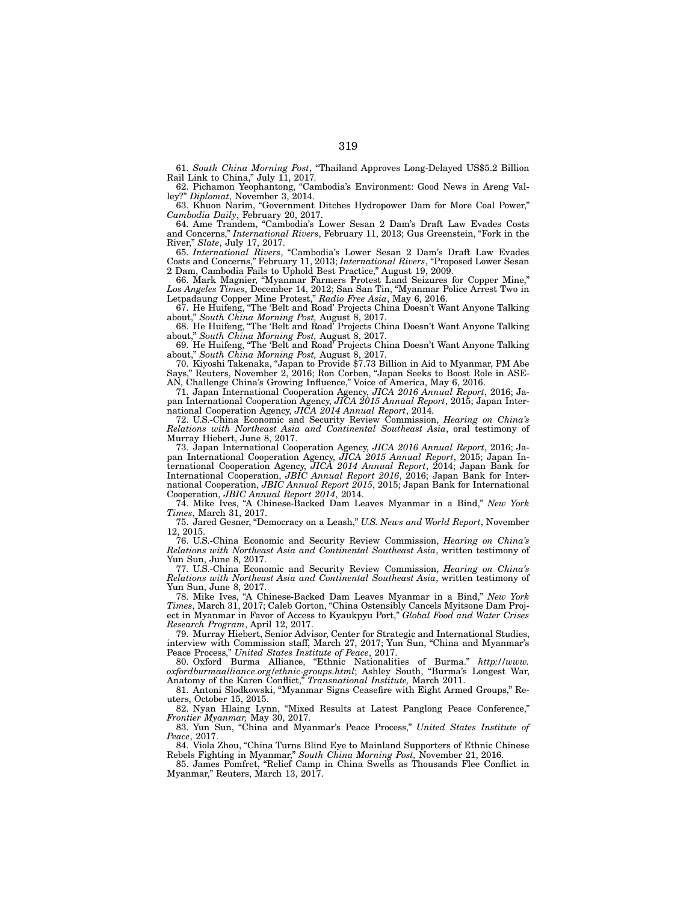61. *South China Morning Post*, "Thailand Approves Long-Delayed US$5.2 Billion Rail Link to China," July 11, 2017.

62. Pichamon Yeophantong, "Cambodia's Environment: Good News in Areng Valley?" *Diplomat*, November 3, 2014.

63. Khuon Narim, "Government Ditches Hydropower Dam for More Coal Power," *Cambodia Daily*, February 20, 2017.

64. Ame Trandem, "Cambodia's Lower Sesan 2 Dam's Draft Law Evades Costs and Concerns," *International Rivers*, February 11, 2013; Gus Greenstein, "Fork in the River," *Slate*, July 17, 2017.

65. *International Rivers*, "Cambodia's Lower Sesan 2 Dam's Draft Law Evades Costs and Concerns," February 11, 2013; *International Rivers*, "Proposed Lower Sesan 2 Dam, Cambodia Fails to Uphold Best Practice," August 19, 2009.

66. Mark Magnier, "Myanmar Farmers Protest Land Seizures for Copper Mine," *Los Angeles Times*, December 14, 2012; San San Tin, "Myanmar Police Arrest Two in Letpadaung Copper Mine Protest," *Radio Free Asia*, May 6, 2016.

67. He Huifeng, "The 'Belt and Road' Projects China Doesn't Want Anyone Talking about," *South China Morning Post,* August 8, 2017.

68. He Huifeng, "The 'Belt and Road' Projects China Doesn't Want Anyone Talking about," *South China Morning Post,* August 8, 2017.

69. He Huifeng, "The 'Belt and Road' Projects China Doesn't Want Anyone Talking about," *South China Morning Post,* August 8, 2017.

70. Kiyoshi Takenaka, "Japan to Provide $7.73 Billion in Aid to Myanmar, PM Abe Says," Reuters, November 2, 2016; Ron Corben, "Japan Seeks to Boost Role in ASEAN, Challenge China's Growing Influence," Voice of America, May 6, 2016.

71. Japan International Cooperation Agency, *JICA 2016 Annual Report*, 2016; Japan International Cooperation Agency, *JICA 2015 Annual Report*, 2015; Japan International Cooperation Agency, *JICA 2014 Annual Report*, 2014.

72. U.S.-China Economic and Security Review Commission, *Hearing on China's Relations with Northeast Asia and Continental Southeast Asia*, oral testimony of Murray Hiebert, June 8, 2017.

73. Japan International Cooperation Agency, *JICA 2016 Annual Report*, 2016; Japan International Cooperation Agency, *JICA 2015 Annual Report*, 2015; Japan International Cooperation Agency, *JICA 2014 Annual Report*, 2014; Japan Bank for International Cooperation, *JBIC Annual Report 2016*, 2016; Japan Bank for International Cooperation, *JBIC Annual Report 2015*, 2015; Japan Bank for International Cooperation, *JBIC Annual Report 2014*, 2014.

74. Mike Ives, "A Chinese-Backed Dam Leaves Myanmar in a Bind," *New York Times*, March 31, 2017.

75. Jared Gesner, "Democracy on a Leash," *U.S. News and World Report*, November 12, 2015.

76. U.S.-China Economic and Security Review Commission, *Hearing on China's Relations with Northeast Asia and Continental Southeast Asia*, written testimony of Yun Sun, June 8, 2017.

77. U.S.-China Economic and Security Review Commission, *Hearing on China's Relations with Northeast Asia and Continental Southeast Asia*, written testimony of Yun Sun, June 8, 2017.

78. Mike Ives, "A Chinese-Backed Dam Leaves Myanmar in a Bind," *New York Times*, March 31, 2017; Caleb Gorton, "China Ostensibly Cancels Myitsone Dam Project in Myanmar in Favor of Access to Kyaukpyu Port," *Global Food and Water Crises Research Program*, April 12, 2017.

79. Murray Hiebert, Senior Advisor, Center for Strategic and International Studies, interview with Commission staff, March 27, 2017; Yun Sun, "China and Myanmar's Peace Process," *United States Institute of Peace*, 2017.

80. Oxford Burma Alliance, "Ethnic Nationalities of Burma." *http://www.oxfordburmaalliance.org/ethnic-groups.html*; Ashley South, "Burma's Longest War, Anatomy of the Karen Conflict," *Transnational Institute,* March 2011.

81. Antoni Slodkowski, "Myanmar Signs Ceasefire with Eight Armed Groups," Reuters, October 15, 2015.

82. Nyan Hlaing Lynn, "Mixed Results at Latest Panglong Peace Conference," *Frontier Myanmar,* May 30, 2017.

83. Yun Sun, "China and Myanmar's Peace Process," *United States Institute of Peace*, 2017.

84. Viola Zhou, "China Turns Blind Eye to Mainland Supporters of Ethnic Chinese Rebels Fighting in Myanmar," *South China Morning Post,* November 21, 2016.

85. James Pomfret, "Relief Camp in China Swells as Thousands Flee Conflict in Myanmar," Reuters, March 13, 2017.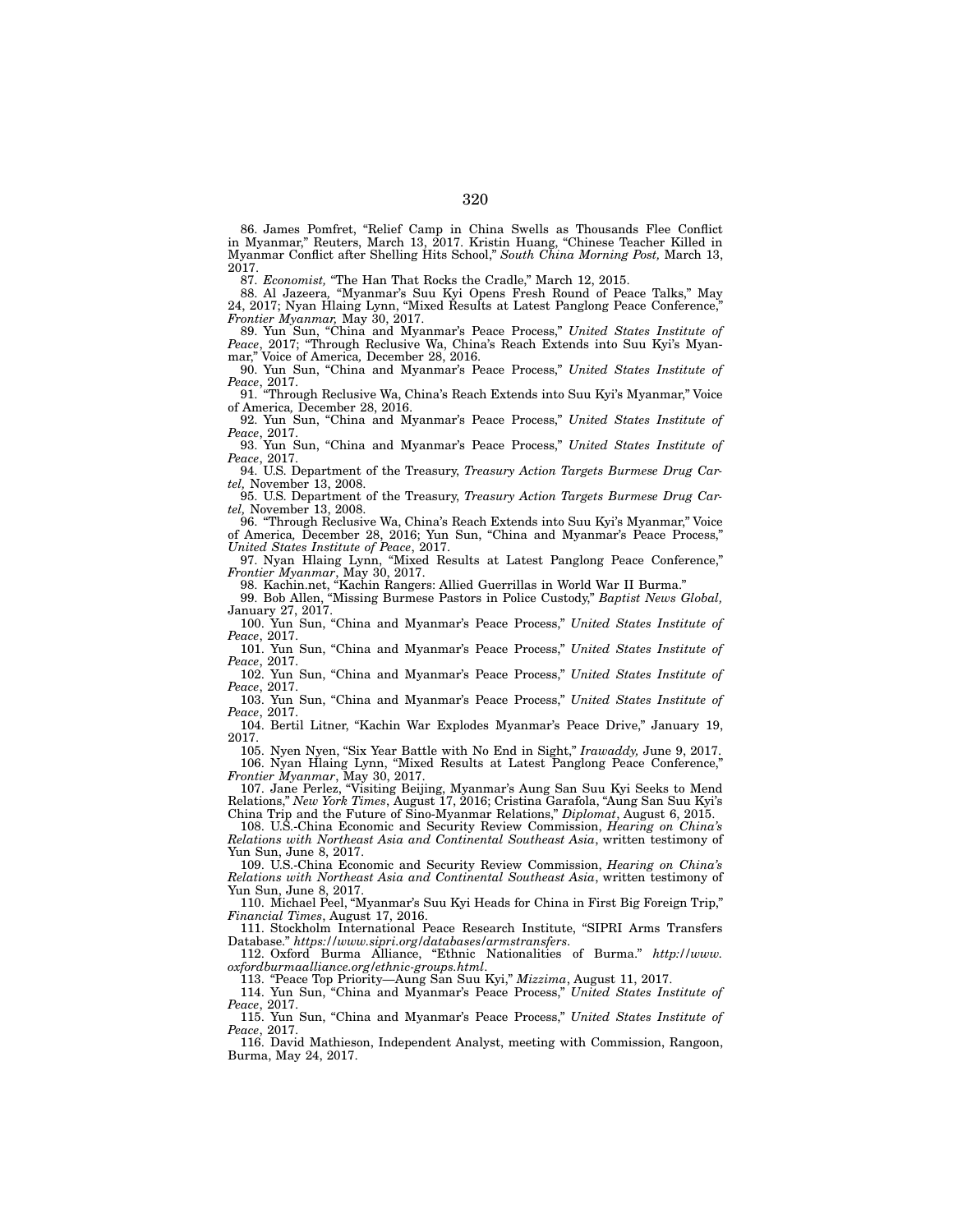86. James Pomfret, "Relief Camp in China Swells as Thousands Flee Conflict in Myanmar," Reuters, March 13, 2017. Kristin Huang, "Chinese Teacher Killed in Myanmar Conflict after Shelling Hits School," *South China Morning Post,* March 13, 2017.

87. *Economist,* "The Han That Rocks the Cradle," March 12, 2015.

88. Al Jazeera, "Myanmar's Suu Kyi Opens Fresh Round of Peace Talks," May 24, 2017; Nyan Hlaing Lynn, "Mixed Results at Latest Panglong Peace Conference," *Frontier Myanmar,* May 30, 2017.

89. Yun Sun, "China and Myanmar's Peace Process," *United States Institute of Peace*, 2017; "Through Reclusive Wa, China's Reach Extends into Suu Kyi's Myanmar," Voice of America*,* December 28, 2016.

90. Yun Sun, "China and Myanmar's Peace Process," *United States Institute of Peace*, 2017.

91. "Through Reclusive Wa, China's Reach Extends into Suu Kyi's Myanmar," Voice of America*,* December 28, 2016.

92. Yun Sun, "China and Myanmar's Peace Process," *United States Institute of Peace*, 2017.

93. Yun Sun, "China and Myanmar's Peace Process," *United States Institute of Peace*, 2017.

94. U.S. Department of the Treasury, *Treasury Action Targets Burmese Drug Cartel,* November 13, 2008.

95. U.S. Department of the Treasury, *Treasury Action Targets Burmese Drug Cartel,* November 13, 2008.

96. "Through Reclusive Wa, China's Reach Extends into Suu Kyi's Myanmar," Voice of America*,* December 28, 2016; Yun Sun, "China and Myanmar's Peace Process," *United States Institute of Peace*, 2017.

97. Nyan Hlaing Lynn, "Mixed Results at Latest Panglong Peace Conference," *Frontier Myanmar*, May 30, 2017.

98. Kachin.net, "Kachin Rangers: Allied Guerrillas in World War II Burma."

99. Bob Allen, "Missing Burmese Pastors in Police Custody," *Baptist News Global,* January 27, 2017.

100. Yun Sun, "China and Myanmar's Peace Process," *United States Institute of Peace*, 2017.

101. Yun Sun, "China and Myanmar's Peace Process," *United States Institute of Peace*, 2017.

102. Yun Sun, "China and Myanmar's Peace Process," *United States Institute of Peace*, 2017.

103. Yun Sun, "China and Myanmar's Peace Process," *United States Institute of Peace*, 2017.

104. Bertil Litner, "Kachin War Explodes Myanmar's Peace Drive," January 19, 2017.

105. Nyen Nyen, "Six Year Battle with No End in Sight," *Irawaddy,* June 9, 2017.

106. Nyan Hlaing Lynn, "Mixed Results at Latest Panglong Peace Conference," *Frontier Myanmar*, May 30, 2017.

107. Jane Perlez, "Visiting Beijing, Myanmar's Aung San Suu Kyi Seeks to Mend Relations," *New York Times*, August 17, 2016; Cristina Garafola, "Aung San Suu Kyi's China Trip and the Future of Sino-Myanmar Relations," *Diplomat*, August 6, 2015.

108. U.S.-China Economic and Security Review Commission, *Hearing on China's Relations with Northeast Asia and Continental Southeast Asia*, written testimony of Yun Sun, June 8, 2017.

109. U.S.-China Economic and Security Review Commission, *Hearing on China's Relations with Northeast Asia and Continental Southeast Asia*, written testimony of Yun Sun, June 8, 2017.

110. Michael Peel, "Myanmar's Suu Kyi Heads for China in First Big Foreign Trip," *Financial Times*, August 17, 2016.

111. Stockholm International Peace Research Institute, "SIPRI Arms Transfers Database." *https://www.sipri.org/databases/armstransfers.*

112. Oxford Burma Alliance, "Ethnic Nationalities of Burma." *http://www.oxfordburmaalliance.org/ethnic-groups.html.*

113. "Peace Top Priority—Aung San Suu Kyi," *Mizzima*, August 11, 2017.

114. Yun Sun, "China and Myanmar's Peace Process," *United States Institute of Peace*, 2017.

115. Yun Sun, "China and Myanmar's Peace Process," *United States Institute of Peace*, 2017.

116. David Mathieson, Independent Analyst, meeting with Commission, Rangoon, Burma, May 24, 2017.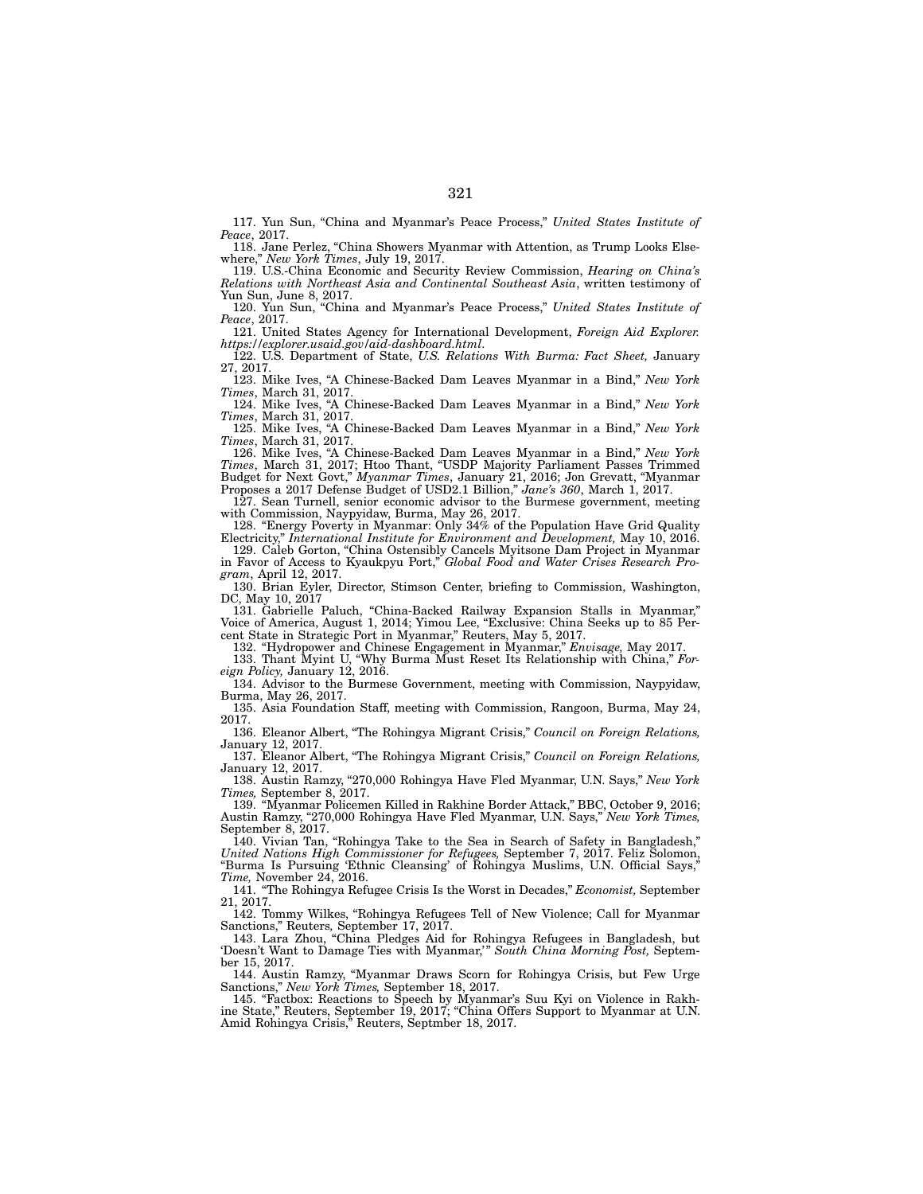117. Yun Sun, "China and Myanmar's Peace Process," *United States Institute of Peace*, 2017.

118. Jane Perlez, "China Showers Myanmar with Attention, as Trump Looks Elsewhere," *New York Times*, July 19, 2017.

119. U.S.-China Economic and Security Review Commission, *Hearing on China's Relations with Northeast Asia and Continental Southeast Asia*, written testimony of Yun Sun, June 8, 2017.

120. Yun Sun, "China and Myanmar's Peace Process," *United States Institute of Peace*, 2017.

121. United States Agency for International Development, *Foreign Aid Explorer. https://explorer.usaid.gov/aid-dashboard.html.*

122. U.S. Department of State, *U.S. Relations With Burma: Fact Sheet,* January 27, 2017.

123. Mike Ives, "A Chinese-Backed Dam Leaves Myanmar in a Bind," *New York Times*, March 31, 2017.

124. Mike Ives, "A Chinese-Backed Dam Leaves Myanmar in a Bind," *New York Times*, March 31, 2017.

125. Mike Ives, "A Chinese-Backed Dam Leaves Myanmar in a Bind," *New York Times*, March 31, 2017.

126. Mike Ives, "A Chinese-Backed Dam Leaves Myanmar in a Bind," *New York Times*, March 31, 2017; Htoo Thant, "USDP Majority Parliament Passes Trimmed Budget for Next Govt," *Myanmar Times*, January 21, 2016; Jon Grevatt, "Myanmar Proposes a 2017 Defense Budget of USD2.1 Billion," *Jane's 360*, March 1, 2017.

127. Sean Turnell, senior economic advisor to the Burmese government, meeting with Commission, Naypyidaw, Burma, May 26, 2017.

128. "Energy Poverty in Myanmar: Only 34% of the Population Have Grid Quality Electricity," *International Institute for Environment and Development,* May 10, 2016.

129. Caleb Gorton, "China Ostensibly Cancels Myitsone Dam Project in Myanmar in Favor of Access to Kyaukpyu Port," *Global Food and Water Crises Research Program*, April 12, 2017.

130. Brian Eyler, Director, Stimson Center, briefing to Commission, Washington, DC, May 10, 2017

131. Gabrielle Paluch, "China-Backed Railway Expansion Stalls in Myanmar," Voice of America, August 1, 2014; Yimou Lee, "Exclusive: China Seeks up to 85 Percent State in Strategic Port in Myanmar," Reuters, May 5, 2017.

132. "Hydropower and Chinese Engagement in Myanmar," *Envisage,* May 2017.

133. Thant Myint U, "Why Burma Must Reset Its Relationship with China," *Foreign Policy,* January 12, 2016.

134. Advisor to the Burmese Government, meeting with Commission, Naypyidaw, Burma, May 26, 2017.

135. Asia Foundation Staff, meeting with Commission, Rangoon, Burma, May 24, 2017.

136. Eleanor Albert, "The Rohingya Migrant Crisis," *Council on Foreign Relations,* January 12, 2017.

137. Eleanor Albert, "The Rohingya Migrant Crisis," *Council on Foreign Relations,* January 12, 2017.

138. Austin Ramzy, "270,000 Rohingya Have Fled Myanmar, U.N. Says," *New York Times,* September 8, 2017.

139. "Myanmar Policemen Killed in Rakhine Border Attack," BBC, October 9, 2016; Austin Ramzy, "270,000 Rohingya Have Fled Myanmar, U.N. Says," *New York Times,* September 8, 2017.

140. Vivian Tan, "Rohingya Take to the Sea in Search of Safety in Bangladesh," *United Nations High Commissioner for Refugees,* September 7, 2017. Feliz Solomon, "Burma Is Pursuing 'Ethnic Cleansing' of Rohingya Muslims, U.N. Official Says," *Time,* November 24, 2016.

141. "The Rohingya Refugee Crisis Is the Worst in Decades," *Economist,* September 21, 2017.

142. Tommy Wilkes, "Rohingya Refugees Tell of New Violence; Call for Myanmar Sanctions," Reuters*,* September 17, 2017.

143. Lara Zhou, "China Pledges Aid for Rohingya Refugees in Bangladesh, but 'Doesn't Want to Damage Ties with Myanmar,'" *South China Morning Post,* September 15, 2017.

144. Austin Ramzy, "Myanmar Draws Scorn for Rohingya Crisis, but Few Urge Sanctions," *New York Times,* September 18, 2017.

145. "Factbox: Reactions to Speech by Myanmar's Suu Kyi on Violence in Rakhine State," Reuters, September 19, 2017; "China Offers Support to Myanmar at U.N. Amid Rohingya Crisis," Reuters, Septmber 18, 2017.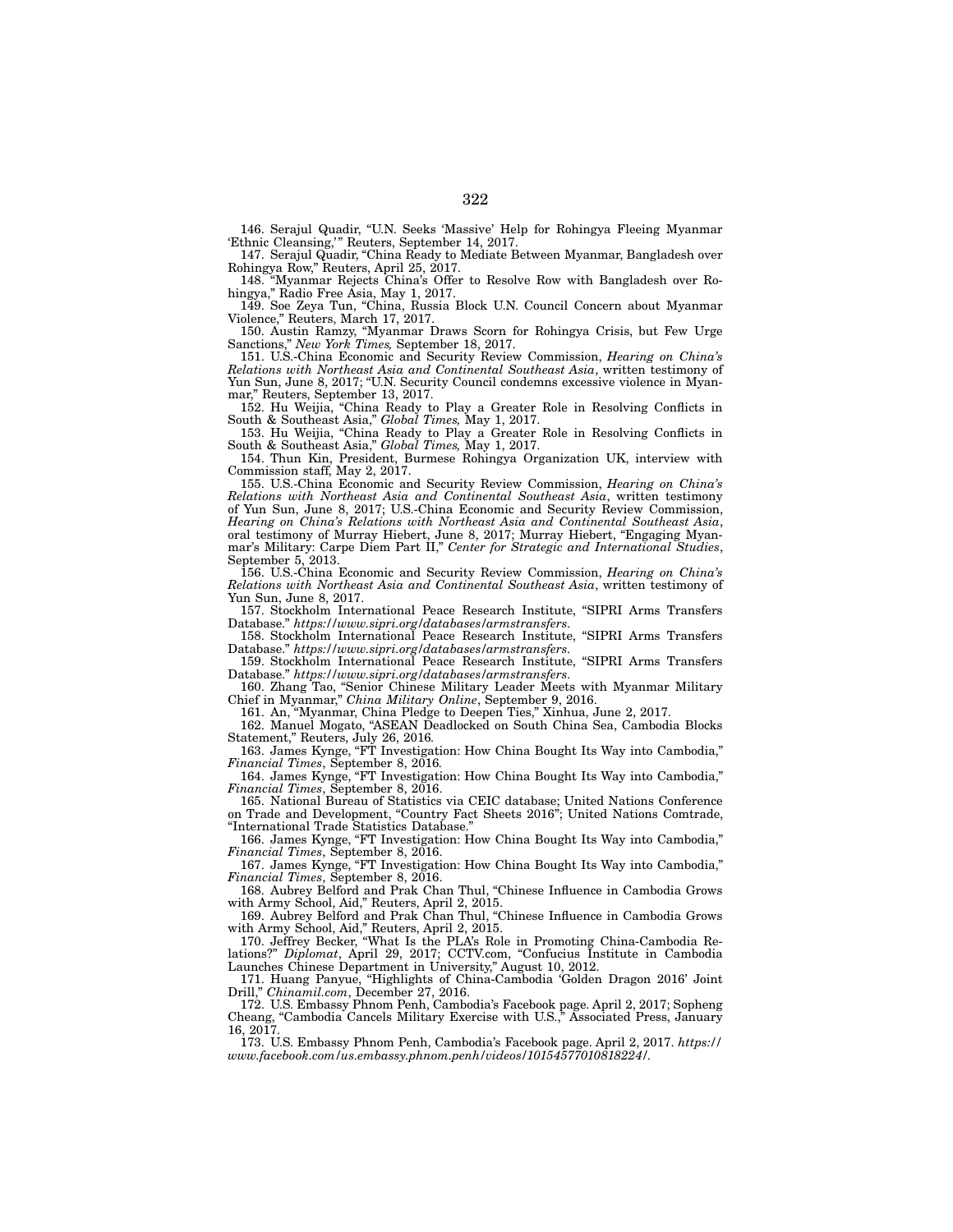146. Serajul Quadir, "U.N. Seeks 'Massive' Help for Rohingya Fleeing Myanmar 'Ethnic Cleansing,'" Reuters, September 14, 2017.

147. Serajul Quadir, "China Ready to Mediate Between Myanmar, Bangladesh over Rohingya Row," Reuters, April 25, 2017.

148. "Myanmar Rejects China's Offer to Resolve Row with Bangladesh over Rohingya," Radio Free Asia, May 1, 2017.

149. Soe Zeya Tun, "China, Russia Block U.N. Council Concern about Myanmar Violence," Reuters, March 17, 2017.

150. Austin Ramzy, "Myanmar Draws Scorn for Rohingya Crisis, but Few Urge Sanctions," *New York Times,* September 18, 2017.

151. U.S.-China Economic and Security Review Commission, *Hearing on China's Relations with Northeast Asia and Continental Southeast Asia*, written testimony of Yun Sun, June 8, 2017; "U.N. Security Council condemns excessive violence in Myanmar," Reuters, September 13, 2017.

152. Hu Weijia, "China Ready to Play a Greater Role in Resolving Conflicts in South & Southeast Asia," *Global Times,* May 1, 2017.

153. Hu Weijia, "China Ready to Play a Greater Role in Resolving Conflicts in South & Southeast Asia," *Global Times,* May 1, 2017.

154. Thun Kin, President, Burmese Rohingya Organization UK, interview with Commission staff, May 2, 2017.

155. U.S.-China Economic and Security Review Commission, *Hearing on China's Relations with Northeast Asia and Continental Southeast Asia*, written testimony of Yun Sun, June 8, 2017; U.S.-China Economic and Security Review Commission, *Hearing on China's Relations with Northeast Asia and Continental Southeast Asia*, oral testimony of Murray Hiebert, June 8, 2017; Murray Hiebert, "Engaging Myanmar's Military: Carpe Diem Part II," *Center for Strategic and International Studies*, September 5, 2013.

156. U.S.-China Economic and Security Review Commission, *Hearing on China's Relations with Northeast Asia and Continental Southeast Asia*, written testimony of Yun Sun, June 8, 2017.

157. Stockholm International Peace Research Institute, "SIPRI Arms Transfers Database." *https://www.sipri.org/databases/armstransfers.*

158. Stockholm International Peace Research Institute, "SIPRI Arms Transfers Database." *https://www.sipri.org/databases/armstransfers.*

159. Stockholm International Peace Research Institute, "SIPRI Arms Transfers Database." *https://www.sipri.org/databases/armstransfers.*

160. Zhang Tao, "Senior Chinese Military Leader Meets with Myanmar Military Chief in Myanmar," *China Military Online*, September 9, 2016.

161. An, "Myanmar, China Pledge to Deepen Ties," Xinhua, June 2, 2017.

162. Manuel Mogato, "ASEAN Deadlocked on South China Sea, Cambodia Blocks Statement," Reuters, July 26, 2016.

163. James Kynge, "FT Investigation: How China Bought Its Way into Cambodia," *Financial Times*, September 8, 2016.

164. James Kynge, "FT Investigation: How China Bought Its Way into Cambodia," *Financial Times*, September 8, 2016.

165. National Bureau of Statistics via CEIC database; United Nations Conference on Trade and Development, "Country Fact Sheets 2016"; United Nations Comtrade, "International Trade Statistics Database."

166. James Kynge, "FT Investigation: How China Bought Its Way into Cambodia," *Financial Times*, September 8, 2016.

167. James Kynge, "FT Investigation: How China Bought Its Way into Cambodia," *Financial Times*, September 8, 2016.

168. Aubrey Belford and Prak Chan Thul, "Chinese Influence in Cambodia Grows with Army School, Aid," Reuters, April 2, 2015.

169. Aubrey Belford and Prak Chan Thul, "Chinese Influence in Cambodia Grows with Army School, Aid," Reuters, April 2, 2015.

170. Jeffrey Becker, "What Is the PLA's Role in Promoting China-Cambodia Relations?" *Diplomat*, April 29, 2017; CCTV.com, "Confucius Institute in Cambodia Launches Chinese Department in University," August 10, 2012.

171. Huang Panyue, "Highlights of China-Cambodia 'Golden Dragon 2016' Joint Drill," *Chinamil.com*, December 27, 2016.

172. U.S. Embassy Phnom Penh, Cambodia's Facebook page. April 2, 2017; Sopheng Cheang, "Cambodia Cancels Military Exercise with U.S.," Associated Press, January 16, 2017.

173. U.S. Embassy Phnom Penh, Cambodia's Facebook page. April 2, 2017. *https://www.facebook.com/us.embassy.phnom.penh/videos/10154577010818224/.*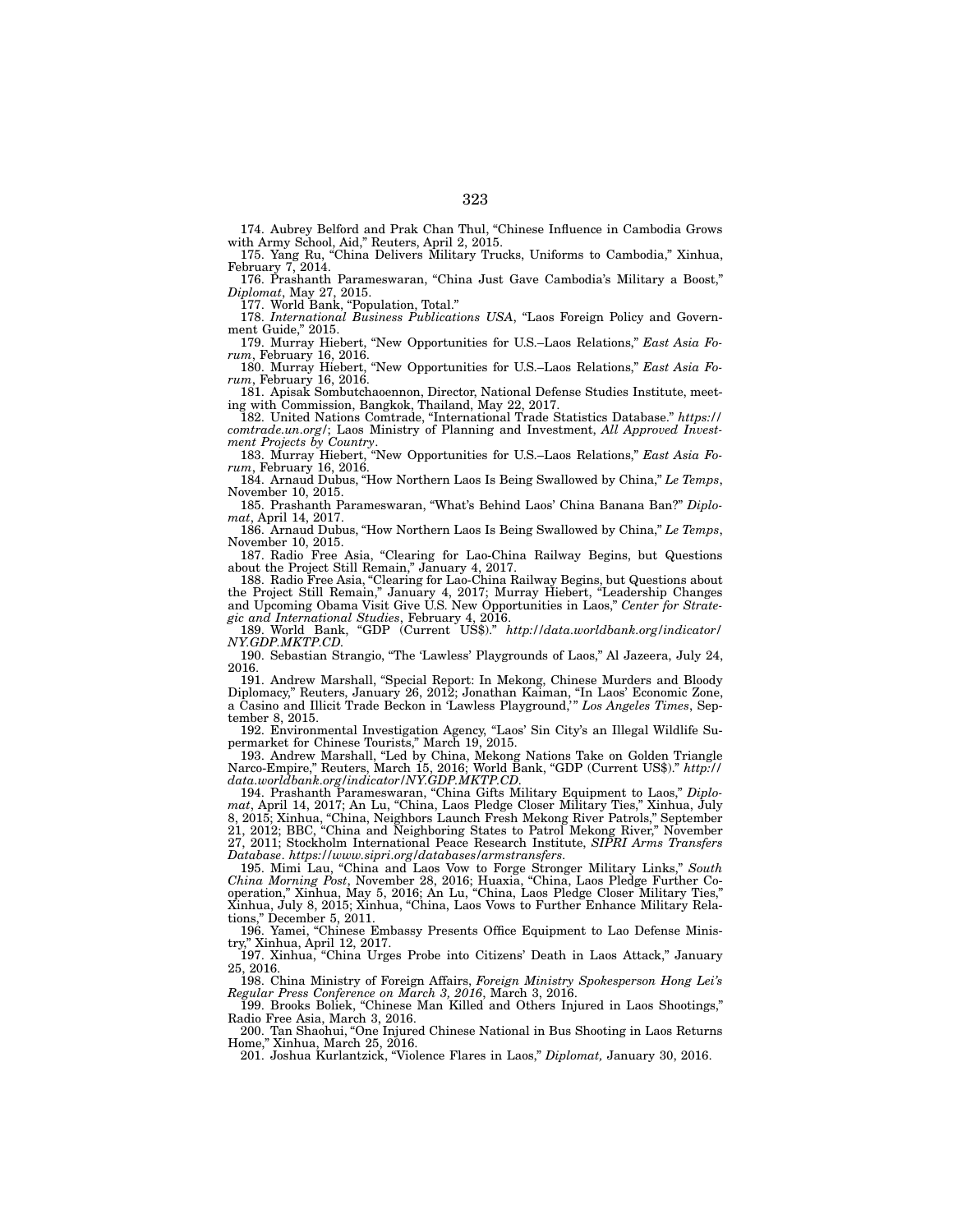174. Aubrey Belford and Prak Chan Thul, “Chinese Influence in Cambodia Grows with Army School, Aid,” Reuters, April 2, 2015.

175. Yang Ru, “China Delivers Military Trucks, Uniforms to Cambodia,” Xinhua, February 7, 2014.

176. Prashanth Parameswaran, “China Just Gave Cambodia’s Military a Boost,” *Diplomat*, May 27, 2015.

177. World Bank, “Population, Total.”

178. *International Business Publications USA*, “Laos Foreign Policy and Government Guide,” 2015.

179. Murray Hiebert, “New Opportunities for U.S.–Laos Relations,” *East Asia Forum*, February 16, 2016.

180. Murray Hiebert, “New Opportunities for U.S.–Laos Relations,” *East Asia Forum*, February 16, 2016.

181. Apisak Sombutchaoennon, Director, National Defense Studies Institute, meeting with Commission, Bangkok, Thailand, May 22, 2017.

182. United Nations Comtrade, “International Trade Statistics Database.” *https://comtrade.un.org/*; Laos Ministry of Planning and Investment, *All Approved Investment Projects by Country*.

183. Murray Hiebert, “New Opportunities for U.S.–Laos Relations,” *East Asia Forum*, February 16, 2016.

184. Arnaud Dubus, “How Northern Laos Is Being Swallowed by China,” *Le Temps*, November 10, 2015.

185. Prashanth Parameswaran, “What’s Behind Laos’ China Banana Ban?” *Diplomat*, April 14, 2017.

186. Arnaud Dubus, “How Northern Laos Is Being Swallowed by China,” *Le Temps*, November 10, 2015.

187. Radio Free Asia, “Clearing for Lao-China Railway Begins, but Questions about the Project Still Remain,” January 4, 2017.

188. Radio Free Asia, “Clearing for Lao-China Railway Begins, but Questions about the Project Still Remain,” January 4, 2017; Murray Hiebert, “Leadership Changes and Upcoming Obama Visit Give U.S. New Opportunities in Laos,” *Center for Strategic and International Studies*, February 4, 2016.

189. World Bank, “GDP (Current US$).” *http://data.worldbank.org/indicator/NY.GDP.MKTP.CD.*

190. Sebastian Strangio, “The ‘Lawless’ Playgrounds of Laos,” Al Jazeera, July 24, 2016.

191. Andrew Marshall, “Special Report: In Mekong, Chinese Murders and Bloody Diplomacy,” Reuters, January 26, 2012; Jonathan Kaiman, “In Laos’ Economic Zone, a Casino and Illicit Trade Beckon in ‘Lawless Playground,’” *Los Angeles Times*, September 8, 2015.

192. Environmental Investigation Agency, “Laos’ Sin City’s an Illegal Wildlife Supermarket for Chinese Tourists,” March 19, 2015.

193. Andrew Marshall, “Led by China, Mekong Nations Take on Golden Triangle Narco-Empire,” Reuters, March 15, 2016; World Bank, “GDP (Current US$).” *http://data.worldbank.org/indicator/NY.GDP.MKTP.CD.*

194. Prashanth Parameswaran, “China Gifts Military Equipment to Laos,” *Diplomat*, April 14, 2017; An Lu, “China, Laos Pledge Closer Military Ties,” Xinhua, July 8, 2015; Xinhua, “China, Neighbors Launch Fresh Mekong River Patrols,” September 21, 2012; BBC, “China and Neighboring States to Patrol Mekong River,” November 27, 2011; Stockholm International Peace Research Institute, *SIPRI Arms Transfers Database*. *https://www.sipri.org/databases/armstransfers.*

195. Mimi Lau, “China and Laos Vow to Forge Stronger Military Links,” *South China Morning Post*, November 28, 2016; Huaxia, “China, Laos Pledge Further Cooperation,” Xinhua, May 5, 2016; An Lu, “China, Laos Pledge Closer Military Ties,” Xinhua, July 8, 2015; Xinhua, “China, Laos Vows to Further Enhance Military Relations,” December 5, 2011.

196. Yamei, “Chinese Embassy Presents Office Equipment to Lao Defense Ministry,” Xinhua, April 12, 2017.

197. Xinhua, “China Urges Probe into Citizens’ Death in Laos Attack,” January 25, 2016.

198. China Ministry of Foreign Affairs, *Foreign Ministry Spokesperson Hong Lei’s Regular Press Conference on March 3, 2016*, March 3, 2016.

199. Brooks Boliek, “Chinese Man Killed and Others Injured in Laos Shootings,” Radio Free Asia, March 3, 2016.

200. Tan Shaohui, “One Injured Chinese National in Bus Shooting in Laos Returns Home,” Xinhua, March 25, 2016.

201. Joshua Kurlantzick, “Violence Flares in Laos,” *Diplomat,* January 30, 2016.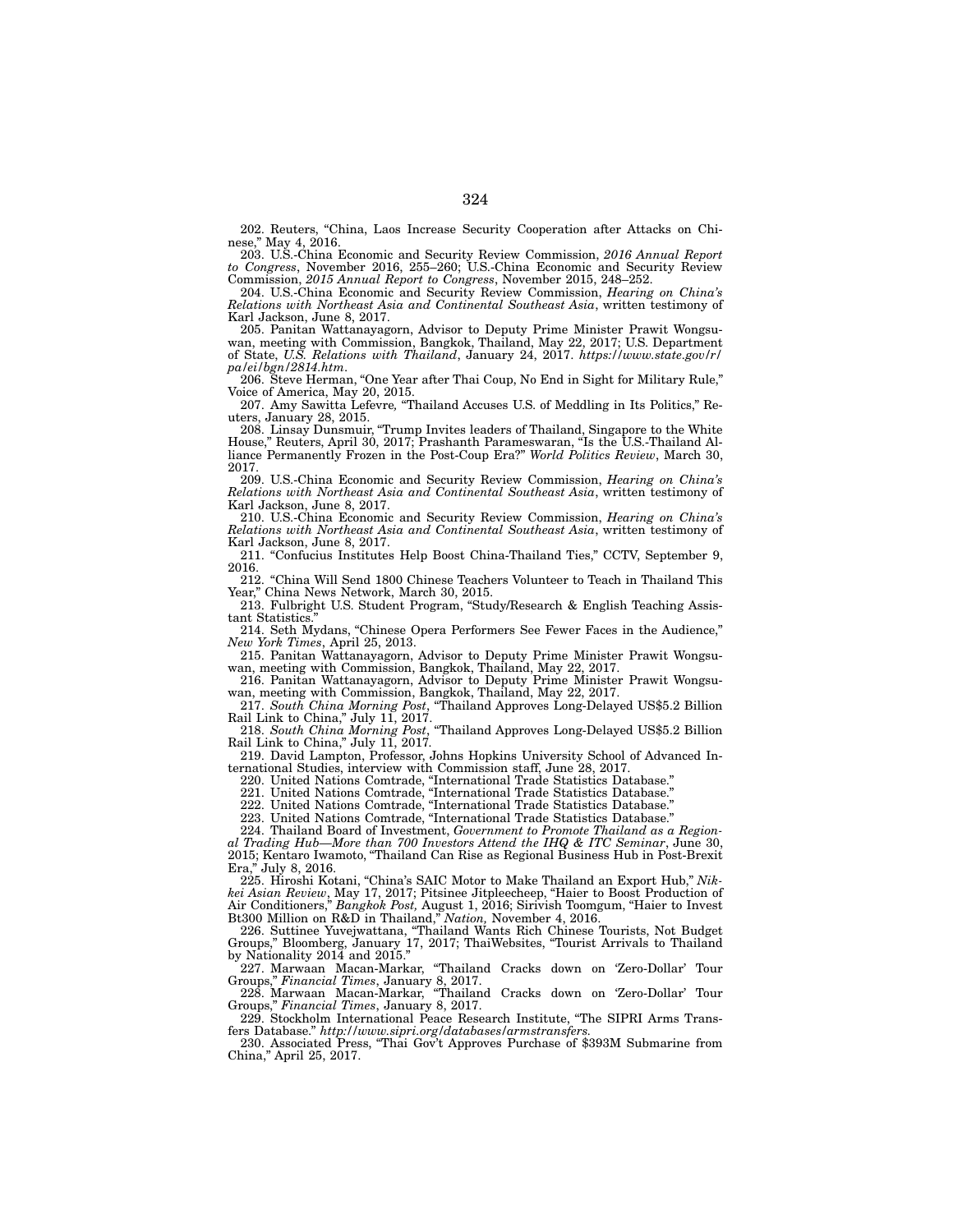202. Reuters, "China, Laos Increase Security Cooperation after Attacks on Chinese," May 4, 2016.

203. U.S.-China Economic and Security Review Commission, *2016 Annual Report to Congress*, November 2016, 255–260; U.S.-China Economic and Security Review Commission, *2015 Annual Report to Congress*, November 2015, 248–252.

204. U.S.-China Economic and Security Review Commission, *Hearing on China's Relations with Northeast Asia and Continental Southeast Asia*, written testimony of Karl Jackson, June 8, 2017.

205. Panitan Wattanayagorn, Advisor to Deputy Prime Minister Prawit Wongsuwan, meeting with Commission, Bangkok, Thailand, May 22, 2017; U.S. Department of State, *U.S. Relations with Thailand*, January 24, 2017. *https://www.state.gov/r/pa/ei/bgn/2814.htm*.

206. Steve Herman, "One Year after Thai Coup, No End in Sight for Military Rule," Voice of America, May 20, 2015.

207. Amy Sawitta Lefevre, "Thailand Accuses U.S. of Meddling in Its Politics," Reuters, January 28, 2015.

208. Linsay Dunsmuir, "Trump Invites leaders of Thailand, Singapore to the White House," Reuters, April 30, 2017; Prashanth Parameswaran, "Is the U.S.-Thailand Alliance Permanently Frozen in the Post-Coup Era?" *World Politics Review*, March 30, 2017.

209. U.S.-China Economic and Security Review Commission, *Hearing on China's Relations with Northeast Asia and Continental Southeast Asia*, written testimony of Karl Jackson, June 8, 2017.

210. U.S.-China Economic and Security Review Commission, *Hearing on China's Relations with Northeast Asia and Continental Southeast Asia*, written testimony of Karl Jackson, June 8, 2017.

211. "Confucius Institutes Help Boost China-Thailand Ties," CCTV, September 9, 2016.

212. "China Will Send 1800 Chinese Teachers Volunteer to Teach in Thailand This Year," China News Network, March 30, 2015.

213. Fulbright U.S. Student Program, "Study/Research & English Teaching Assistant Statistics."

214. Seth Mydans, "Chinese Opera Performers See Fewer Faces in the Audience," *New York Times*, April 25, 2013.

215. Panitan Wattanayagorn, Advisor to Deputy Prime Minister Prawit Wongsuwan, meeting with Commission, Bangkok, Thailand, May 22, 2017.

216. Panitan Wattanayagorn, Advisor to Deputy Prime Minister Prawit Wongsuwan, meeting with Commission, Bangkok, Thailand, May 22, 2017.

217. *South China Morning Post*, "Thailand Approves Long-Delayed US$5.2 Billion Rail Link to China," July 11, 2017.

218. *South China Morning Post*, "Thailand Approves Long-Delayed US$5.2 Billion Rail Link to China," July 11, 2017.

219. David Lampton, Professor, Johns Hopkins University School of Advanced International Studies, interview with Commission staff, June 28, 2017.

220. United Nations Comtrade, "International Trade Statistics Database."

221. United Nations Comtrade, "International Trade Statistics Database."

222. United Nations Comtrade, "International Trade Statistics Database."

223. United Nations Comtrade, "International Trade Statistics Database."

224. Thailand Board of Investment, *Government to Promote Thailand as a Regional Trading Hub—More than 700 Investors Attend the IHQ & ITC Seminar*, June 30, 2015; Kentaro Iwamoto, "Thailand Can Rise as Regional Business Hub in Post-Brexit Era," July 8, 2016.

225. Hiroshi Kotani, "China's SAIC Motor to Make Thailand an Export Hub," *Nikkei Asian Review*, May 17, 2017; Pitsinee Jitpleecheep, "Haier to Boost Production of Air Conditioners," *Bangkok Post,* August 1, 2016; Sirivish Toomgum, "Haier to Invest Bt300 Million on R&D in Thailand," *Nation,* November 4, 2016.

226. Suttinee Yuvejwattana, "Thailand Wants Rich Chinese Tourists, Not Budget Groups," Bloomberg, January 17, 2017; ThaiWebsites, "Tourist Arrivals to Thailand by Nationality 2014 and 2015."

227. Marwaan Macan-Markar, "Thailand Cracks down on 'Zero-Dollar' Tour Groups," *Financial Times*, January 8, 2017.

228. Marwaan Macan-Markar, "Thailand Cracks down on 'Zero-Dollar' Tour Groups," *Financial Times*, January 8, 2017.

229. Stockholm International Peace Research Institute, "The SIPRI Arms Transfers Database." *http://www.sipri.org/databases/armstransfers.*

230. Associated Press, "Thai Gov't Approves Purchase of $393M Submarine from China," April 25, 2017.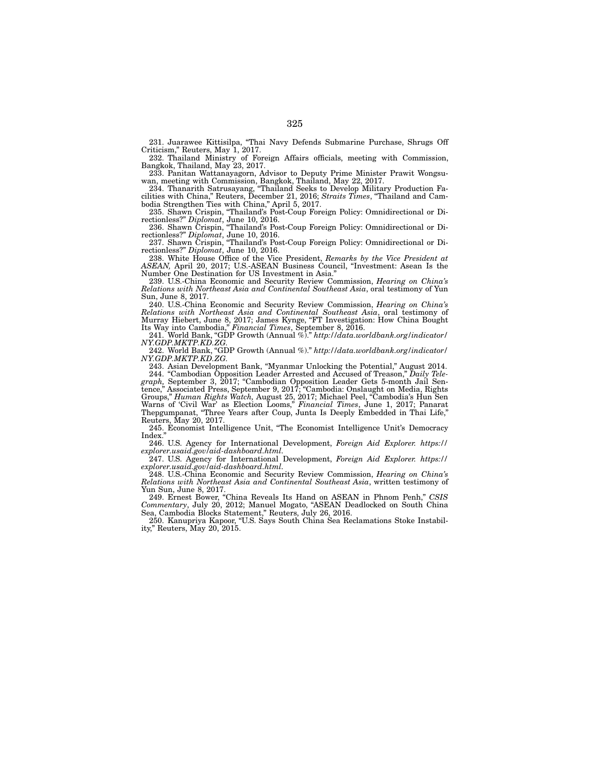231. Juarawee Kittisilpa, "Thai Navy Defends Submarine Purchase, Shrugs Off Criticism," Reuters, May 1, 2017.

232. Thailand Ministry of Foreign Affairs officials, meeting with Commission, Bangkok, Thailand, May 23, 2017.

233. Panitan Wattanayagorn, Advisor to Deputy Prime Minister Prawit Wongsuwan, meeting with Commission, Bangkok, Thailand, May 22, 2017.

234. Thanarith Satrusayang, "Thailand Seeks to Develop Military Production Facilities with China," Reuters, December 21, 2016; *Straits Times*, "Thailand and Cambodia Strengthen Ties with China," April 5, 2017.

235. Shawn Crispin, "Thailand's Post-Coup Foreign Policy: Omnidirectional or Directionless?" *Diplomat*, June 10, 2016.

236. Shawn Crispin, "Thailand's Post-Coup Foreign Policy: Omnidirectional or Directionless?" *Diplomat*, June 10, 2016.

237. Shawn Crispin, "Thailand's Post-Coup Foreign Policy: Omnidirectional or Directionless?" *Diplomat*, June 10, 2016.

238. White House Office of the Vice President, *Remarks by the Vice President at ASEAN,* April 20, 2017; U.S.-ASEAN Business Council, "Investment: Asean Is the Number One Destination for US Investment in Asia."

239. U.S.-China Economic and Security Review Commission, *Hearing on China's Relations with Northeast Asia and Continental Southeast Asia*, oral testimony of Yun Sun, June 8, 2017.

240. U.S.-China Economic and Security Review Commission, *Hearing on China's Relations with Northeast Asia and Continental Southeast Asia*, oral testimony of Murray Hiebert, June 8, 2017; James Kynge, "FT Investigation: How China Bought Its Way into Cambodia," *Financial Times*, September 8, 2016.

241. World Bank, "GDP Growth (Annual %)." *http://data.worldbank.org/indicator/NY.GDP.MKTP.KD.ZG.*

242. World Bank, "GDP Growth (Annual %)." *http://data.worldbank.org/indicator/NY.GDP.MKTP.KD.ZG.*

243. Asian Development Bank, "Myanmar Unlocking the Potential," August 2014.

244. "Cambodian Opposition Leader Arrested and Accused of Treason," *Daily Telegraph,* September 3, 2017; "Cambodian Opposition Leader Gets 5-month Jail Sentence," Associated Press, September 9, 2017; "Cambodia: Onslaught on Media, Rights Groups," *Human Rights Watch,* August 25, 2017; Michael Peel, "Cambodia's Hun Sen Warns of 'Civil War' as Election Looms," *Financial Times*, June 1, 2017; Panarat Thepgumpanat, "Three Years after Coup, Junta Is Deeply Embedded in Thai Life," Reuters, May 20, 2017.

245. Economist Intelligence Unit, "The Economist Intelligence Unit's Democracy Index."

246. U.S. Agency for International Development, *Foreign Aid Explorer. https://explorer.usaid.gov/aid-dashboard.html.*

247. U.S. Agency for International Development, *Foreign Aid Explorer. https://explorer.usaid.gov/aid-dashboard.html.*

248. U.S.-China Economic and Security Review Commission, *Hearing on China's Relations with Northeast Asia and Continental Southeast Asia*, written testimony of Yun Sun, June 8, 2017.

249. Ernest Bower, "China Reveals Its Hand on ASEAN in Phnom Penh," *CSIS Commentary*, July 20, 2012; Manuel Mogato, "ASEAN Deadlocked on South China Sea, Cambodia Blocks Statement," Reuters, July 26, 2016.

250. Kanupriya Kapoor, "U.S. Says South China Sea Reclamations Stoke Instability," Reuters, May 20, 2015.